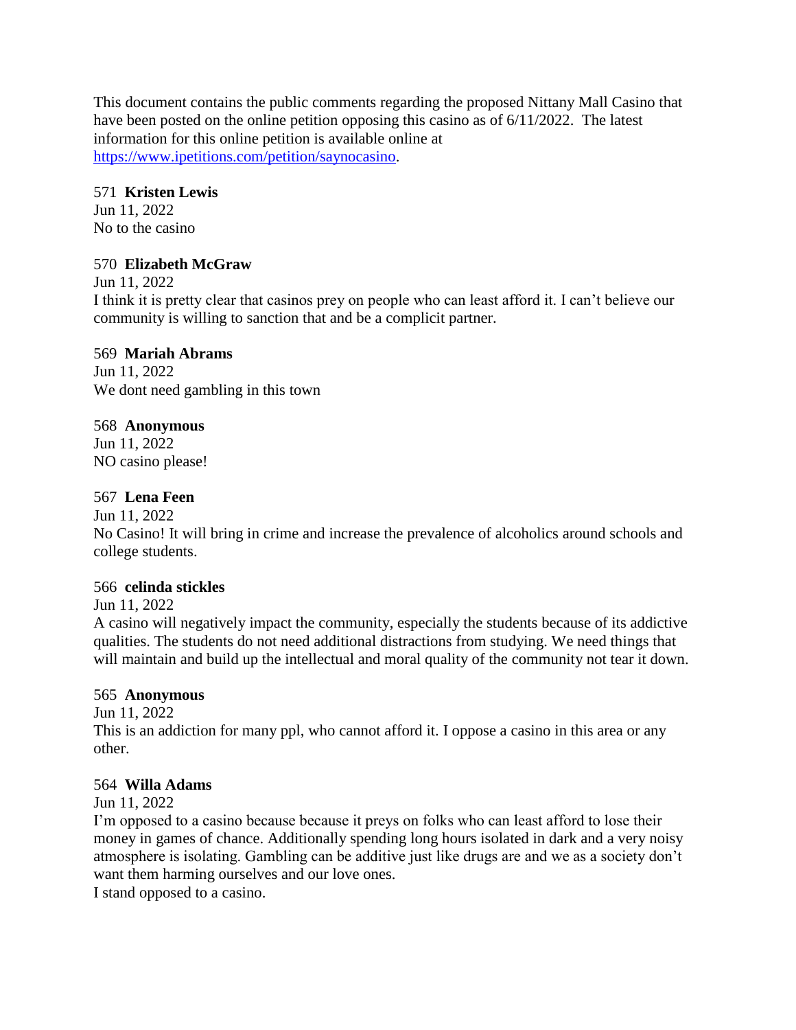This document contains the public comments regarding the proposed Nittany Mall Casino that have been posted on the online petition opposing this casino as of 6/11/2022. The latest information for this online petition is available online at https://www.ipetitions.com/petition/saynocasino.

571 **Kristen Lewis**
Jun 11, 2022
No to the casino

570 **Elizabeth McGraw**
Jun 11, 2022
I think it is pretty clear that casinos prey on people who can least afford it. I can't believe our community is willing to sanction that and be a complicit partner.

569 **Mariah Abrams**
Jun 11, 2022
We dont need gambling in this town

568 **Anonymous**
Jun 11, 2022
NO casino please!

567 **Lena Feen**
Jun 11, 2022
No Casino! It will bring in crime and increase the prevalence of alcoholics around schools and college students.

566 **celinda stickles**
Jun 11, 2022
A casino will negatively impact the community, especially the students because of its addictive qualities. The students do not need additional distractions from studying. We need things that will maintain and build up the intellectual and moral quality of the community not tear it down.

565 **Anonymous**
Jun 11, 2022
This is an addiction for many ppl, who cannot afford it. I oppose a casino in this area or any other.

564 **Willa Adams**
Jun 11, 2022
I'm opposed to a casino because because it preys on folks who can least afford to lose their money in games of chance. Additionally spending long hours isolated in dark and a very noisy atmosphere is isolating. Gambling can be additive just like drugs are and we as a society don't want them harming ourselves and our love ones.
I stand opposed to a casino.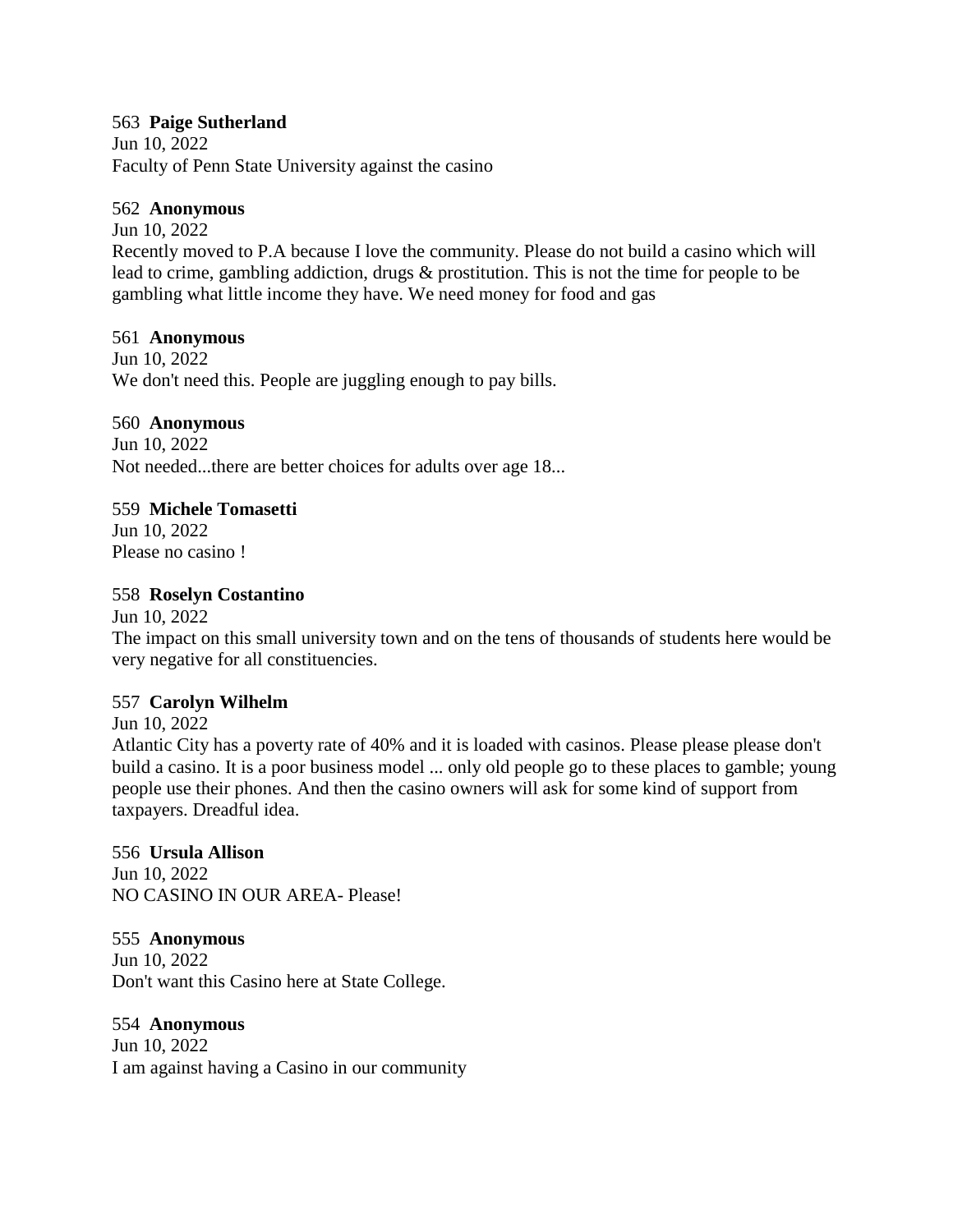563 **Paige Sutherland**
Jun 10, 2022
Faculty of Penn State University against the casino

562 **Anonymous**
Jun 10, 2022
Recently moved to P.A because I love the community. Please do not build a casino which will lead to crime, gambling addiction, drugs & prostitution. This is not the time for people to be gambling what little income they have. We need money for food and gas

561 **Anonymous**
Jun 10, 2022
We don't need this. People are juggling enough to pay bills.

560 **Anonymous**
Jun 10, 2022
Not needed...there are better choices for adults over age 18...

559 **Michele Tomasetti**
Jun 10, 2022
Please no casino !

558 **Roselyn Costantino**
Jun 10, 2022
The impact on this small university town and on the tens of thousands of students here would be very negative for all constituencies.

557 **Carolyn Wilhelm**
Jun 10, 2022
Atlantic City has a poverty rate of 40% and it is loaded with casinos. Please please please don't build a casino. It is a poor business model ... only old people go to these places to gamble; young people use their phones. And then the casino owners will ask for some kind of support from taxpayers. Dreadful idea.

556 **Ursula Allison**
Jun 10, 2022
NO CASINO IN OUR AREA- Please!

555 **Anonymous**
Jun 10, 2022
Don't want this Casino here at State College.

554 **Anonymous**
Jun 10, 2022
I am against having a Casino in our community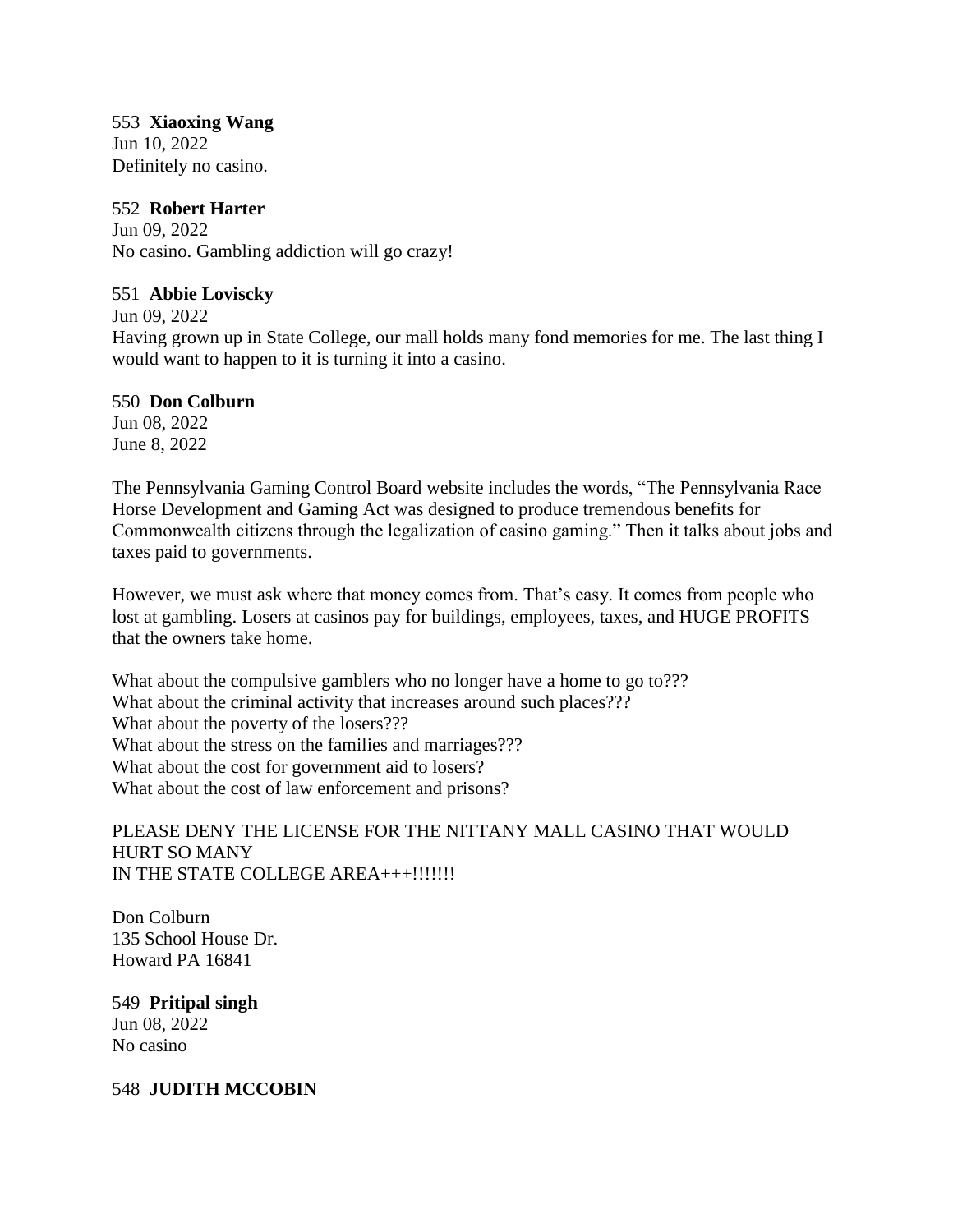553 **Xiaoxing Wang**
Jun 10, 2022
Definitely no casino.

552 **Robert Harter**
Jun 09, 2022
No casino. Gambling addiction will go crazy!

551 **Abbie Loviscky**
Jun 09, 2022
Having grown up in State College, our mall holds many fond memories for me. The last thing I would want to happen to it is turning it into a casino.

550 **Don Colburn**
Jun 08, 2022
June 8, 2022

The Pennsylvania Gaming Control Board website includes the words, "The Pennsylvania Race Horse Development and Gaming Act was designed to produce tremendous benefits for Commonwealth citizens through the legalization of casino gaming." Then it talks about jobs and taxes paid to governments.

However, we must ask where that money comes from. That's easy. It comes from people who lost at gambling. Losers at casinos pay for buildings, employees, taxes, and HUGE PROFITS that the owners take home.

What about the compulsive gamblers who no longer have a home to go to???
What about the criminal activity that increases around such places???
What about the poverty of the losers???
What about the stress on the families and marriages???
What about the cost for government aid to losers?
What about the cost of law enforcement and prisons?

PLEASE DENY THE LICENSE FOR THE NITTANY MALL CASINO THAT WOULD HURT SO MANY
IN THE STATE COLLEGE AREA+++!!!!!!!

Don Colburn
135 School House Dr.
Howard PA 16841

549 **Pritipal singh**
Jun 08, 2022
No casino

548 **JUDITH MCCOBIN**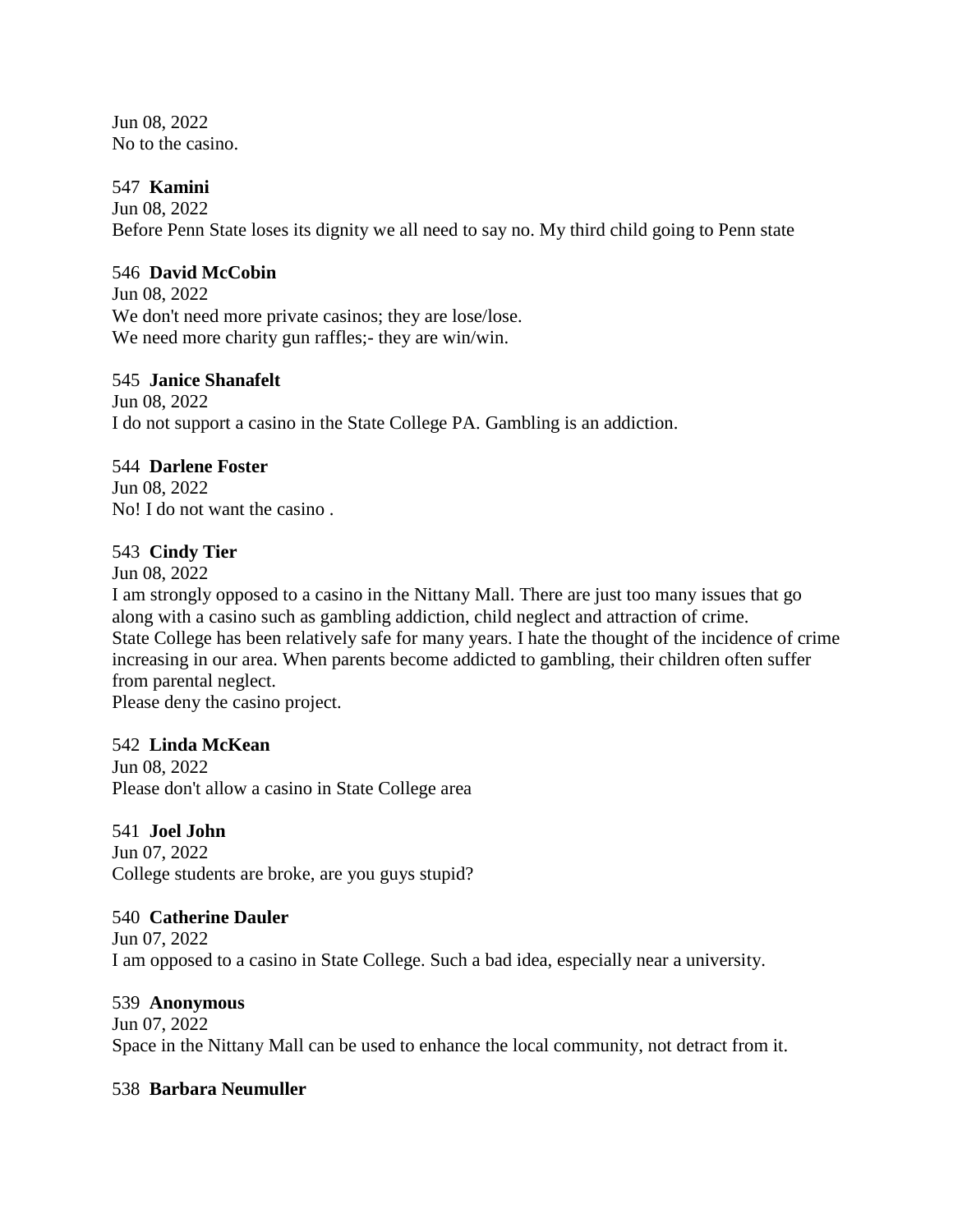Jun 08, 2022
No to the casino.

547 **Kamini**
Jun 08, 2022
Before Penn State loses its dignity we all need to say no. My third child going to Penn state

546 **David McCobin**
Jun 08, 2022
We don't need more private casinos; they are lose/lose.
We need more charity gun raffles;- they are win/win.

545 **Janice Shanafelt**
Jun 08, 2022
I do not support a casino in the State College PA. Gambling is an addiction.

544 **Darlene Foster**
Jun 08, 2022
No! I do not want the casino .

543 **Cindy Tier**
Jun 08, 2022
I am strongly opposed to a casino in the Nittany Mall. There are just too many issues that go along with a casino such as gambling addiction, child neglect and attraction of crime.
State College has been relatively safe for many years. I hate the thought of the incidence of crime increasing in our area. When parents become addicted to gambling, their children often suffer from parental neglect.
Please deny the casino project.

542 **Linda McKean**
Jun 08, 2022
Please don't allow a casino in State College area

541 **Joel John**
Jun 07, 2022
College students are broke, are you guys stupid?

540 **Catherine Dauler**
Jun 07, 2022
I am opposed to a casino in State College. Such a bad idea, especially near a university.

539 **Anonymous**
Jun 07, 2022
Space in the Nittany Mall can be used to enhance the local community, not detract from it.

538 **Barbara Neumuller**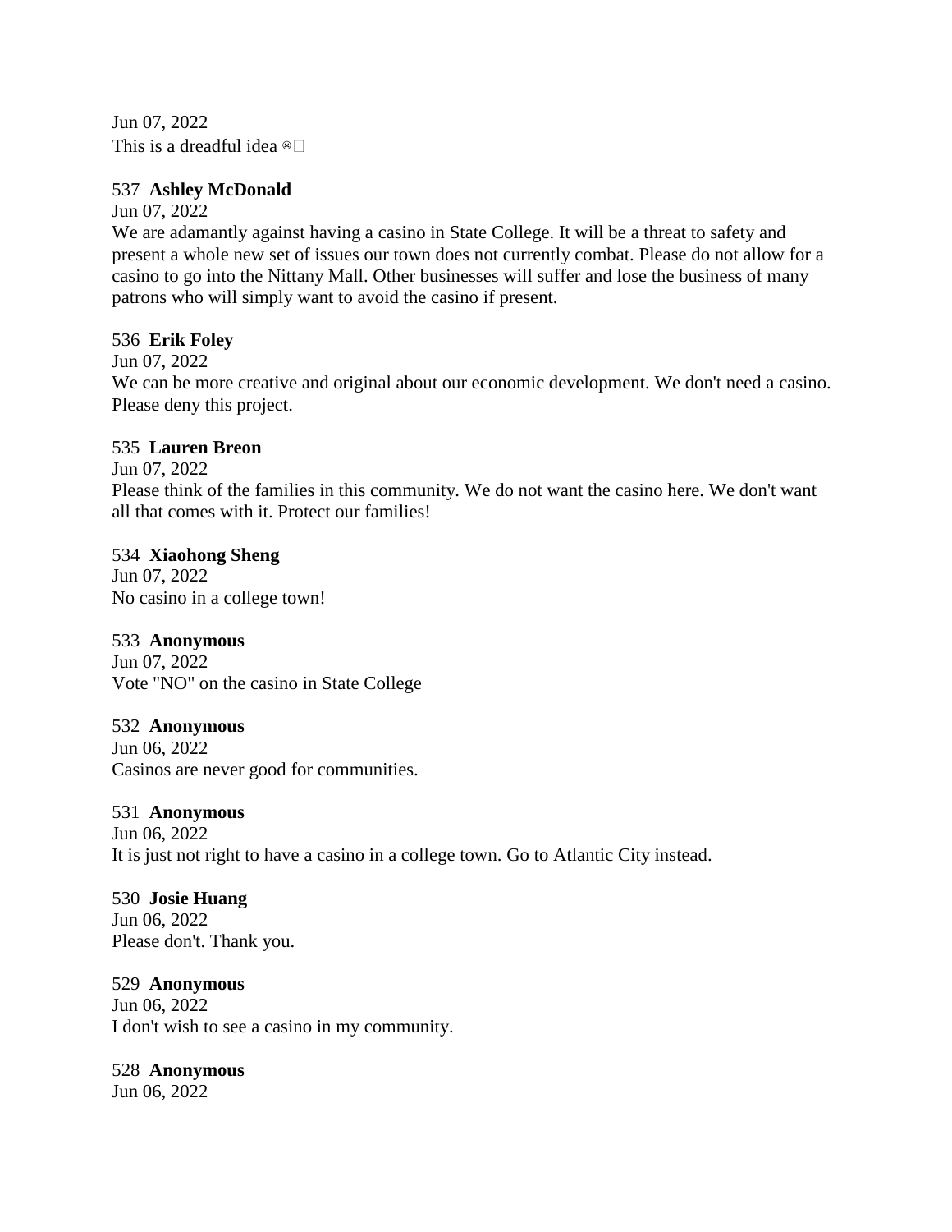Jun 07, 2022
This is a dreadful idea ☹️

537 **Ashley McDonald**
Jun 07, 2022
We are adamantly against having a casino in State College. It will be a threat to safety and present a whole new set of issues our town does not currently combat. Please do not allow for a casino to go into the Nittany Mall. Other businesses will suffer and lose the business of many patrons who will simply want to avoid the casino if present.

536 **Erik Foley**
Jun 07, 2022
We can be more creative and original about our economic development. We don't need a casino. Please deny this project.

535 **Lauren Breon**
Jun 07, 2022
Please think of the families in this community. We do not want the casino here. We don't want all that comes with it. Protect our families!

534 **Xiaohong Sheng**
Jun 07, 2022
No casino in a college town!

533 **Anonymous**
Jun 07, 2022
Vote "NO" on the casino in State College

532 **Anonymous**
Jun 06, 2022
Casinos are never good for communities.

531 **Anonymous**
Jun 06, 2022
It is just not right to have a casino in a college town. Go to Atlantic City instead.

530 **Josie Huang**
Jun 06, 2022
Please don't. Thank you.

529 **Anonymous**
Jun 06, 2022
I don't wish to see a casino in my community.

528 **Anonymous**
Jun 06, 2022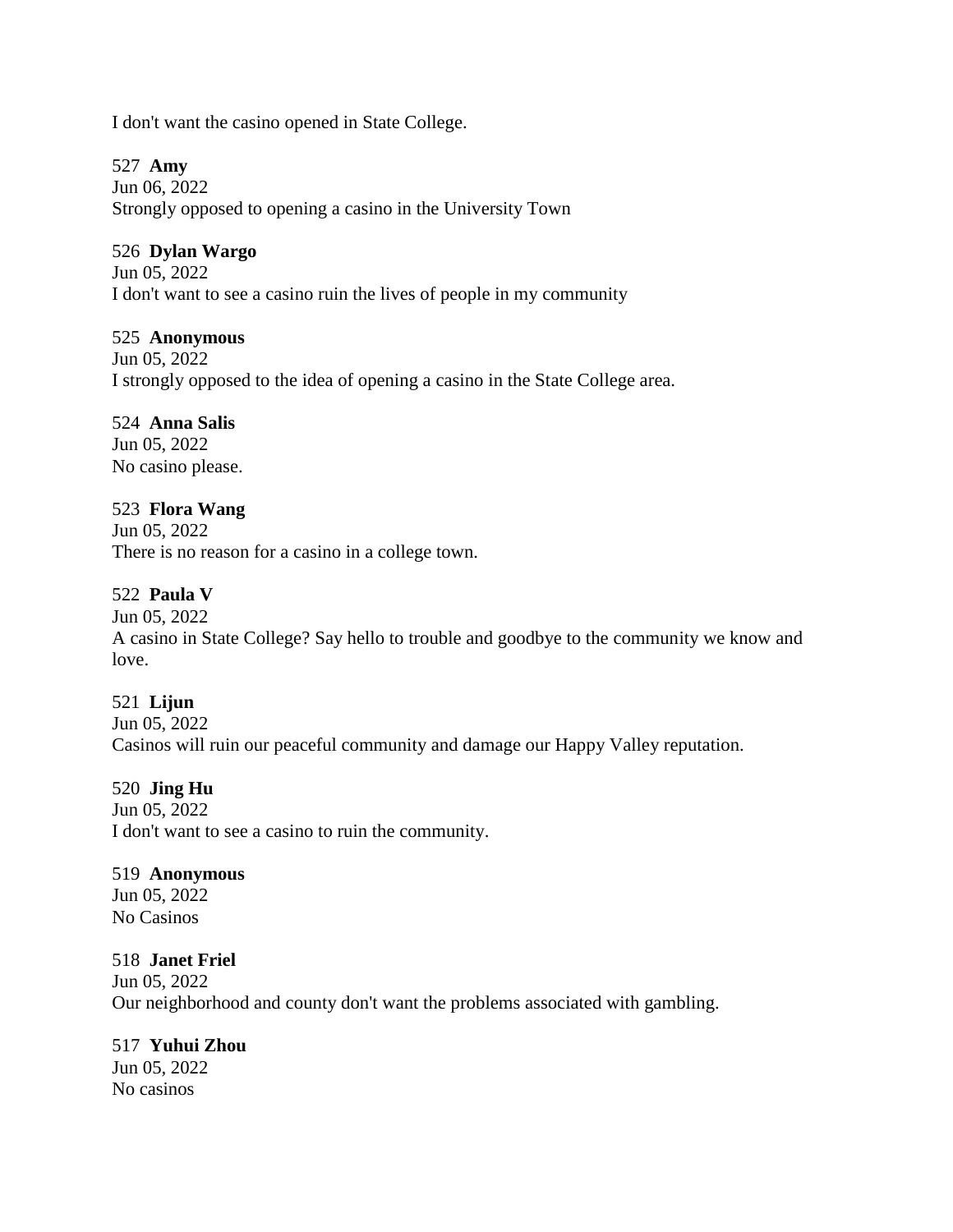I don't want the casino opened in State College.

527 **Amy**
Jun 06, 2022
Strongly opposed to opening a casino in the University Town

526 **Dylan Wargo**
Jun 05, 2022
I don't want to see a casino ruin the lives of people in my community

525 **Anonymous**
Jun 05, 2022
I strongly opposed to the idea of opening a casino in the State College area.

524 **Anna Salis**
Jun 05, 2022
No casino please.

523 **Flora Wang**
Jun 05, 2022
There is no reason for a casino in a college town.

522 **Paula V**
Jun 05, 2022
A casino in State College? Say hello to trouble and goodbye to the community we know and love.

521 **Lijun**
Jun 05, 2022
Casinos will ruin our peaceful community and damage our Happy Valley reputation.

520 **Jing Hu**
Jun 05, 2022
I don't want to see a casino to ruin the community.

519 **Anonymous**
Jun 05, 2022
No Casinos

518 **Janet Friel**
Jun 05, 2022
Our neighborhood and county don't want the problems associated with gambling.

517 **Yuhui Zhou**
Jun 05, 2022
No casinos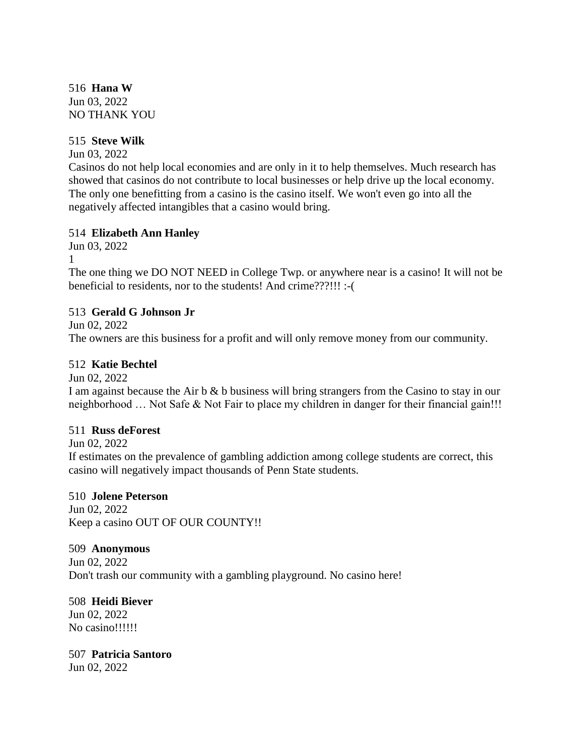516 **Hana W**
Jun 03, 2022
NO THANK YOU

515 **Steve Wilk**
Jun 03, 2022
Casinos do not help local economies and are only in it to help themselves. Much research has showed that casinos do not contribute to local businesses or help drive up the local economy. The only one benefitting from a casino is the casino itself. We won't even go into all the negatively affected intangibles that a casino would bring.

514 **Elizabeth Ann Hanley**
Jun 03, 2022
1
The one thing we DO NOT NEED in College Twp. or anywhere near is a casino! It will not be beneficial to residents, nor to the students! And crime???!!! :-(

513 **Gerald G Johnson Jr**
Jun 02, 2022
The owners are this business for a profit and will only remove money from our community.

512 **Katie Bechtel**
Jun 02, 2022
I am against because the Air b & b business will bring strangers from the Casino to stay in our neighborhood … Not Safe & Not Fair to place my children in danger for their financial gain!!!

511 **Russ deForest**
Jun 02, 2022
If estimates on the prevalence of gambling addiction among college students are correct, this casino will negatively impact thousands of Penn State students.

510 **Jolene Peterson**
Jun 02, 2022
Keep a casino OUT OF OUR COUNTY!!

509 **Anonymous**
Jun 02, 2022
Don't trash our community with a gambling playground. No casino here!

508 **Heidi Biever**
Jun 02, 2022
No casino!!!!!!

507 **Patricia Santoro**
Jun 02, 2022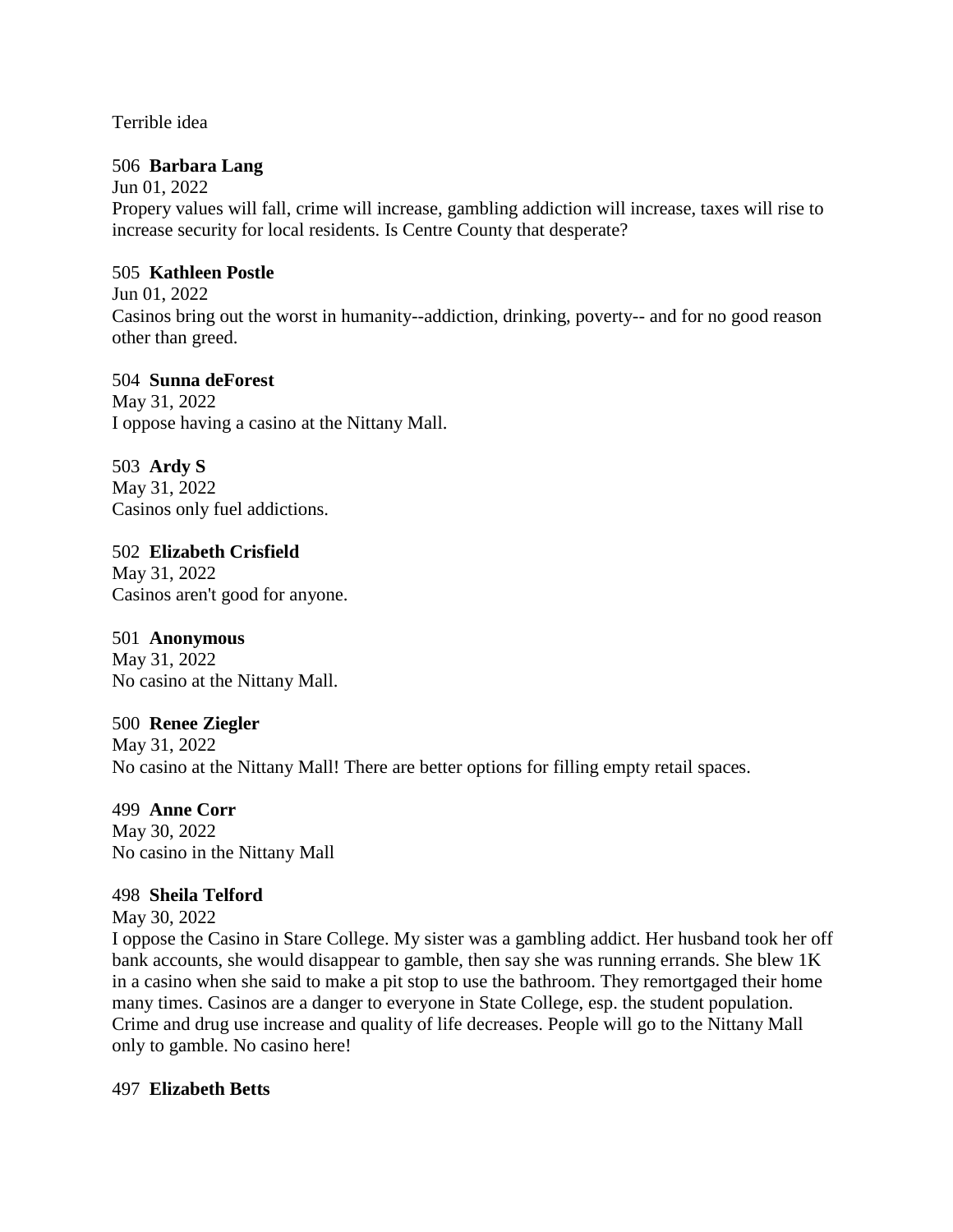Terrible idea

506 **Barbara Lang**
Jun 01, 2022
Propery values will fall, crime will increase, gambling addiction will increase, taxes will rise to increase security for local residents. Is Centre County that desperate?

505 **Kathleen Postle**
Jun 01, 2022
Casinos bring out the worst in humanity--addiction, drinking, poverty-- and for no good reason other than greed.

504 **Sunna deForest**
May 31, 2022
I oppose having a casino at the Nittany Mall.

503 **Ardy S**
May 31, 2022
Casinos only fuel addictions.

502 **Elizabeth Crisfield**
May 31, 2022
Casinos aren't good for anyone.

501 **Anonymous**
May 31, 2022
No casino at the Nittany Mall.

500 **Renee Ziegler**
May 31, 2022
No casino at the Nittany Mall! There are better options for filling empty retail spaces.

499 **Anne Corr**
May 30, 2022
No casino in the Nittany Mall

498 **Sheila Telford**
May 30, 2022
I oppose the Casino in Stare College. My sister was a gambling addict. Her husband took her off bank accounts, she would disappear to gamble, then say she was running errands. She blew 1K in a casino when she said to make a pit stop to use the bathroom. They remortgaged their home many times. Casinos are a danger to everyone in State College, esp. the student population. Crime and drug use increase and quality of life decreases. People will go to the Nittany Mall only to gamble. No casino here!

497 **Elizabeth Betts**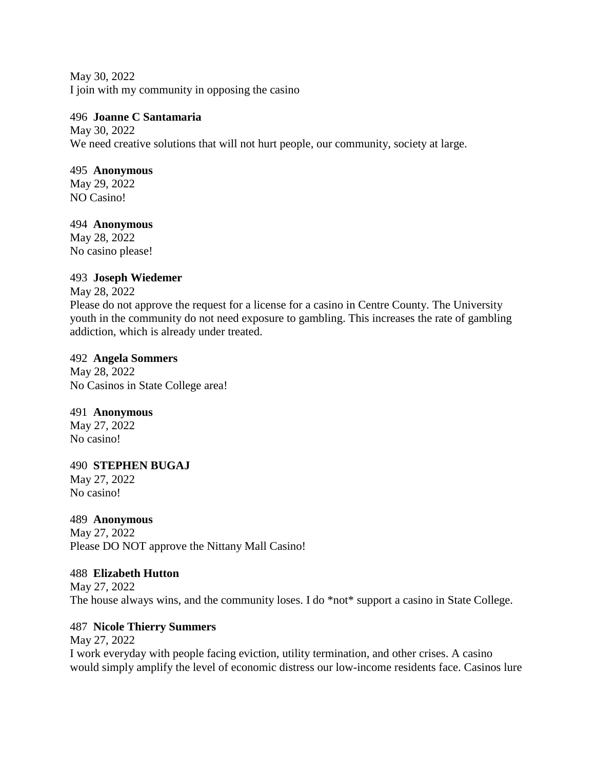May 30, 2022
I join with my community in opposing the casino

496 **Joanne C Santamaria**
May 30, 2022
We need creative solutions that will not hurt people, our community, society at large.

495 **Anonymous**
May 29, 2022
NO Casino!

494 **Anonymous**
May 28, 2022
No casino please!

493 **Joseph Wiedemer**
May 28, 2022
Please do not approve the request for a license for a casino in Centre County. The University youth in the community do not need exposure to gambling. This increases the rate of gambling addiction, which is already under treated.

492 **Angela Sommers**
May 28, 2022
No Casinos in State College area!

491 **Anonymous**
May 27, 2022
No casino!

490 **STEPHEN BUGAJ**
May 27, 2022
No casino!

489 **Anonymous**
May 27, 2022
Please DO NOT approve the Nittany Mall Casino!

488 **Elizabeth Hutton**
May 27, 2022
The house always wins, and the community loses. I do *not* support a casino in State College.

487 **Nicole Thierry Summers**
May 27, 2022
I work everyday with people facing eviction, utility termination, and other crises. A casino would simply amplify the level of economic distress our low-income residents face. Casinos lure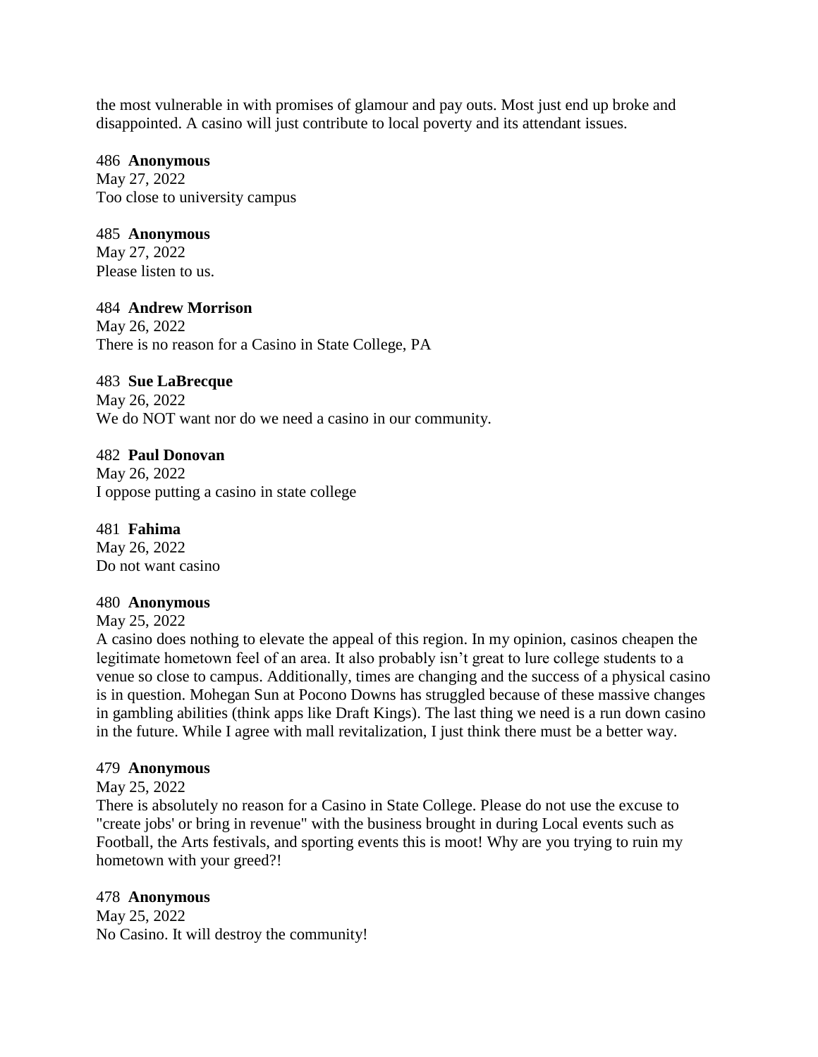the most vulnerable in with promises of glamour and pay outs. Most just end up broke and disappointed. A casino will just contribute to local poverty and its attendant issues.

486 **Anonymous**
May 27, 2022
Too close to university campus

485 **Anonymous**
May 27, 2022
Please listen to us.

484 **Andrew Morrison**
May 26, 2022
There is no reason for a Casino in State College, PA

483 **Sue LaBrecque**
May 26, 2022
We do NOT want nor do we need a casino in our community.

482 **Paul Donovan**
May 26, 2022
I oppose putting a casino in state college

481 **Fahima**
May 26, 2022
Do not want casino

480 **Anonymous**
May 25, 2022
A casino does nothing to elevate the appeal of this region. In my opinion, casinos cheapen the legitimate hometown feel of an area. It also probably isn't great to lure college students to a venue so close to campus. Additionally, times are changing and the success of a physical casino is in question. Mohegan Sun at Pocono Downs has struggled because of these massive changes in gambling abilities (think apps like Draft Kings). The last thing we need is a run down casino in the future. While I agree with mall revitalization, I just think there must be a better way.

479 **Anonymous**
May 25, 2022
There is absolutely no reason for a Casino in State College. Please do not use the excuse to "create jobs' or bring in revenue" with the business brought in during Local events such as Football, the Arts festivals, and sporting events this is moot! Why are you trying to ruin my hometown with your greed?!

478 **Anonymous**
May 25, 2022
No Casino. It will destroy the community!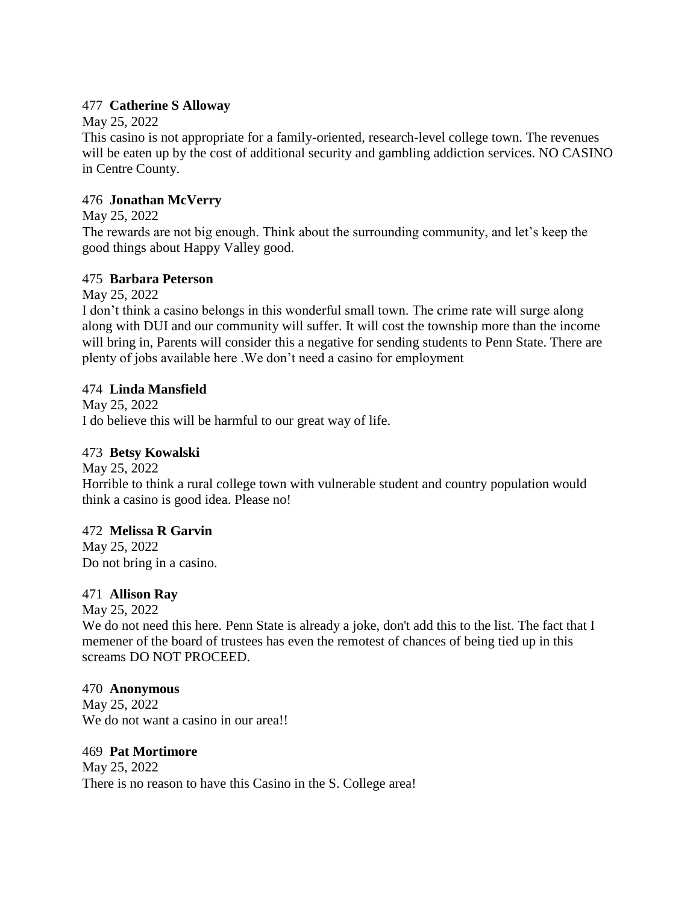477 **Catherine S Alloway**

May 25, 2022

This casino is not appropriate for a family-oriented, research-level college town. The revenues will be eaten up by the cost of additional security and gambling addiction services. NO CASINO in Centre County.

476 **Jonathan McVerry**

May 25, 2022

The rewards are not big enough. Think about the surrounding community, and let's keep the good things about Happy Valley good.

475 **Barbara Peterson**

May 25, 2022

I don't think a casino belongs in this wonderful small town. The crime rate will surge along along with DUI and our community will suffer. It will cost the township more than the income will bring in, Parents will consider this a negative for sending students to Penn State. There are plenty of jobs available here .We don't need a casino for employment

474 **Linda Mansfield**

May 25, 2022

I do believe this will be harmful to our great way of life.

473 **Betsy Kowalski**

May 25, 2022

Horrible to think a rural college town with vulnerable student and country population would think a casino is good idea. Please no!

472 **Melissa R Garvin**

May 25, 2022

Do not bring in a casino.

471 **Allison Ray**

May 25, 2022

We do not need this here. Penn State is already a joke, don't add this to the list. The fact that I memener of the board of trustees has even the remotest of chances of being tied up in this screams DO NOT PROCEED.

470 **Anonymous**

May 25, 2022

We do not want a casino in our area!!

469 **Pat Mortimore**

May 25, 2022

There is no reason to have this Casino in the S. College area!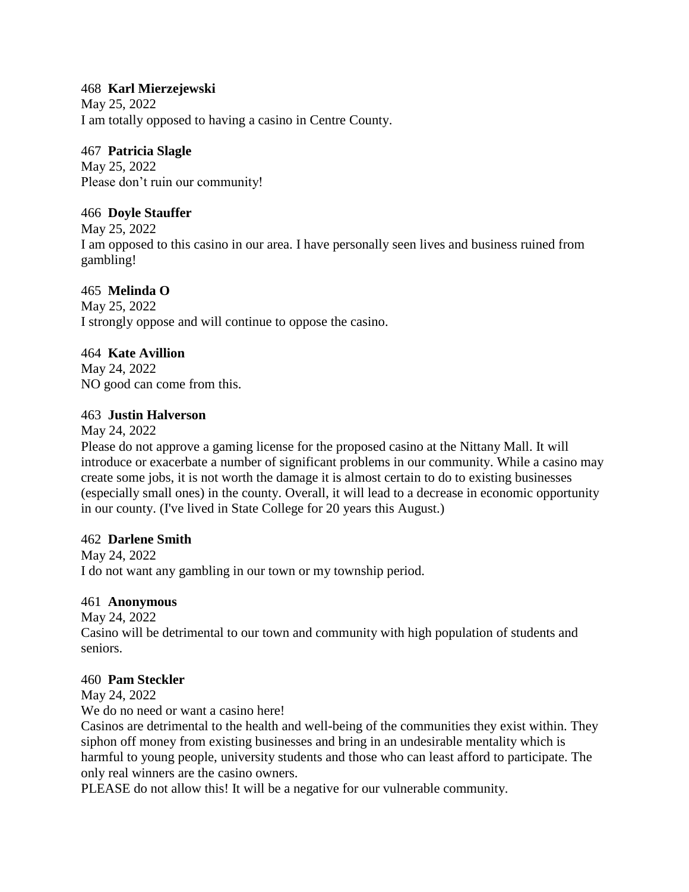468 **Karl Mierzejewski**
May 25, 2022
I am totally opposed to having a casino in Centre County.

467 **Patricia Slagle**
May 25, 2022
Please don't ruin our community!

466 **Doyle Stauffer**
May 25, 2022
I am opposed to this casino in our area. I have personally seen lives and business ruined from gambling!

465 **Melinda O**
May 25, 2022
I strongly oppose and will continue to oppose the casino.

464 **Kate Avillion**
May 24, 2022
NO good can come from this.

463 **Justin Halverson**
May 24, 2022
Please do not approve a gaming license for the proposed casino at the Nittany Mall. It will introduce or exacerbate a number of significant problems in our community. While a casino may create some jobs, it is not worth the damage it is almost certain to do to existing businesses (especially small ones) in the county. Overall, it will lead to a decrease in economic opportunity in our county. (I've lived in State College for 20 years this August.)

462 **Darlene Smith**
May 24, 2022
I do not want any gambling in our town or my township period.

461 **Anonymous**
May 24, 2022
Casino will be detrimental to our town and community with high population of students and seniors.

460 **Pam Steckler**
May 24, 2022
We do no need or want a casino here!
Casinos are detrimental to the health and well-being of the communities they exist within. They siphon off money from existing businesses and bring in an undesirable mentality which is harmful to young people, university students and those who can least afford to participate. The only real winners are the casino owners.
PLEASE do not allow this! It will be a negative for our vulnerable community.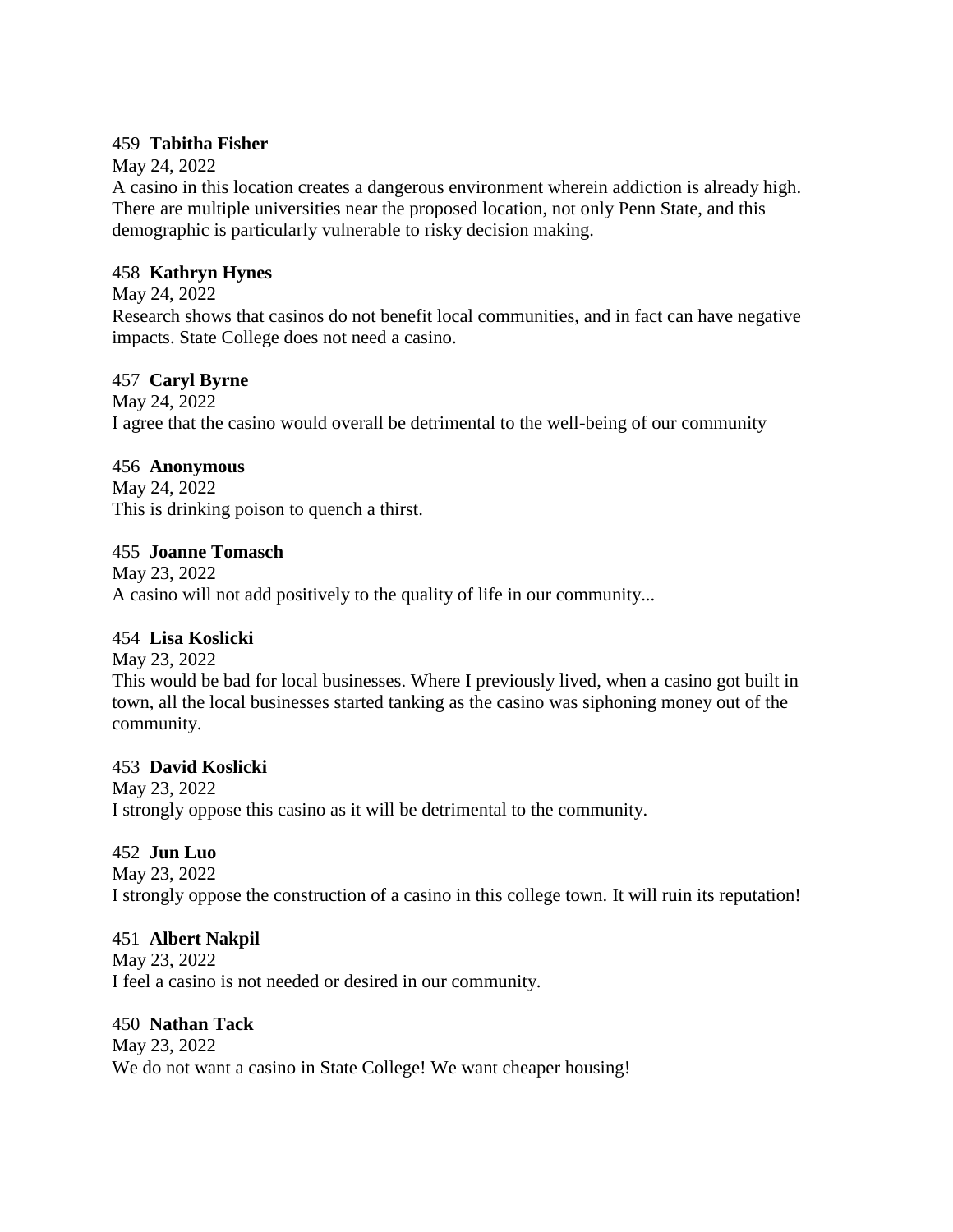459 **Tabitha Fisher**

May 24, 2022

A casino in this location creates a dangerous environment wherein addiction is already high. There are multiple universities near the proposed location, not only Penn State, and this demographic is particularly vulnerable to risky decision making.

458 **Kathryn Hynes**

May 24, 2022

Research shows that casinos do not benefit local communities, and in fact can have negative impacts. State College does not need a casino.

457 **Caryl Byrne**

May 24, 2022

I agree that the casino would overall be detrimental to the well-being of our community

456 **Anonymous**

May 24, 2022

This is drinking poison to quench a thirst.

455 **Joanne Tomasch**

May 23, 2022

A casino will not add positively to the quality of life in our community...

454 **Lisa Koslicki**

May 23, 2022

This would be bad for local businesses. Where I previously lived, when a casino got built in town, all the local businesses started tanking as the casino was siphoning money out of the community.

453 **David Koslicki**

May 23, 2022

I strongly oppose this casino as it will be detrimental to the community.

452 **Jun Luo**

May 23, 2022

I strongly oppose the construction of a casino in this college town. It will ruin its reputation!

451 **Albert Nakpil**

May 23, 2022

I feel a casino is not needed or desired in our community.

450 **Nathan Tack**

May 23, 2022

We do not want a casino in State College! We want cheaper housing!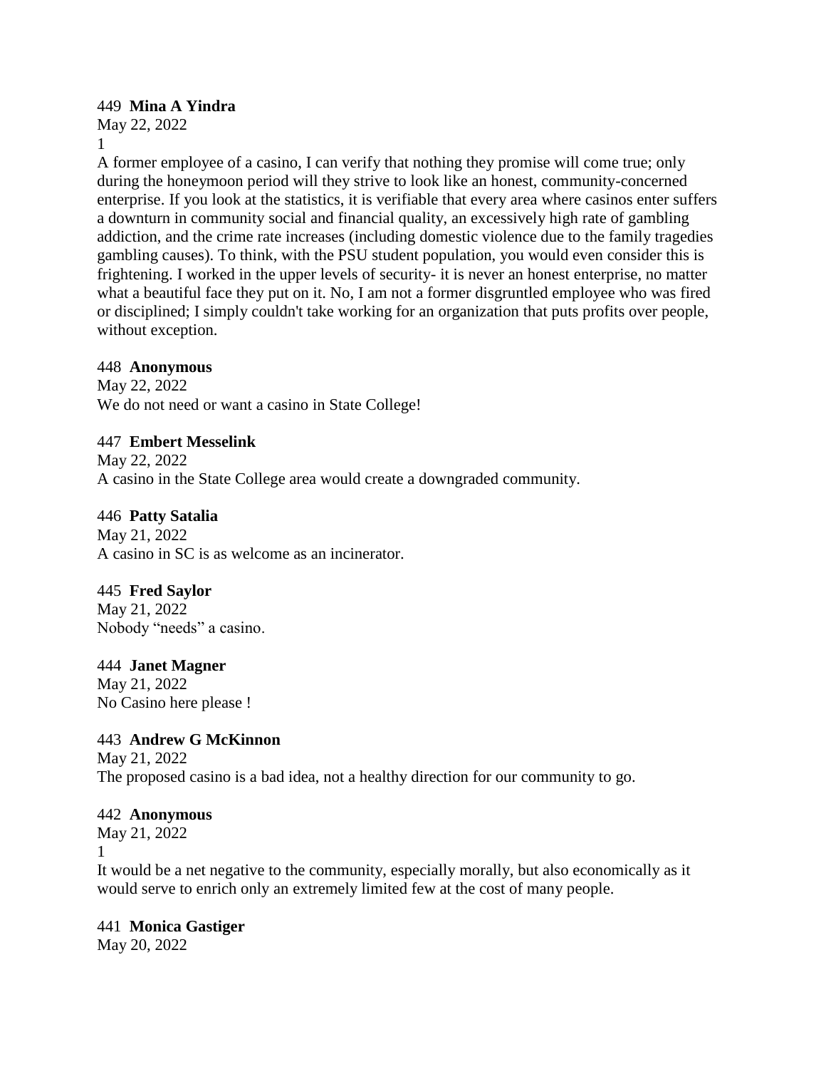449 **Mina A Yindra**
May 22, 2022
1
A former employee of a casino, I can verify that nothing they promise will come true; only during the honeymoon period will they strive to look like an honest, community-concerned enterprise. If you look at the statistics, it is verifiable that every area where casinos enter suffers a downturn in community social and financial quality, an excessively high rate of gambling addiction, and the crime rate increases (including domestic violence due to the family tragedies gambling causes). To think, with the PSU student population, you would even consider this is frightening. I worked in the upper levels of security- it is never an honest enterprise, no matter what a beautiful face they put on it. No, I am not a former disgruntled employee who was fired or disciplined; I simply couldn't take working for an organization that puts profits over people, without exception.

448 **Anonymous**
May 22, 2022
We do not need or want a casino in State College!

447 **Embert Messelink**
May 22, 2022
A casino in the State College area would create a downgraded community.

446 **Patty Satalia**
May 21, 2022
A casino in SC is as welcome as an incinerator.

445 **Fred Saylor**
May 21, 2022
Nobody "needs" a casino.

444 **Janet Magner**
May 21, 2022
No Casino here please !

443 **Andrew G McKinnon**
May 21, 2022
The proposed casino is a bad idea, not a healthy direction for our community to go.

442 **Anonymous**
May 21, 2022
1
It would be a net negative to the community, especially morally, but also economically as it would serve to enrich only an extremely limited few at the cost of many people.

441 **Monica Gastiger**
May 20, 2022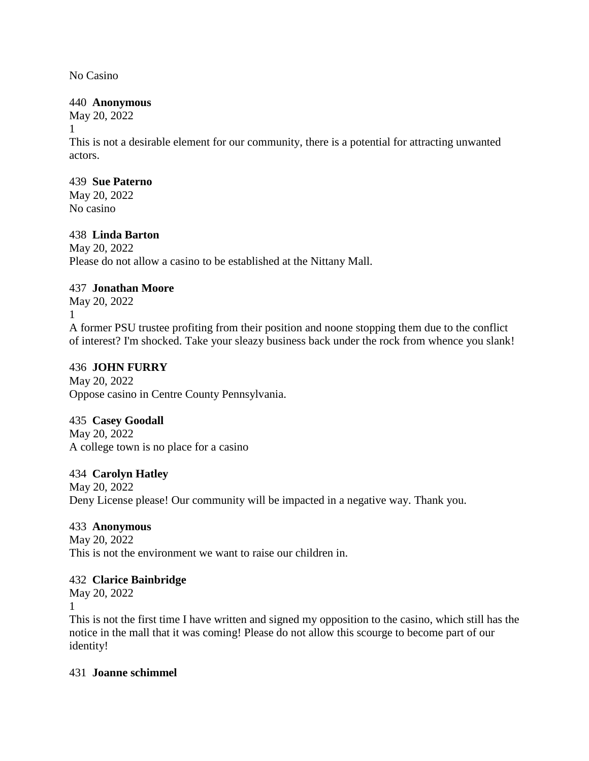No Casino

440 **Anonymous**
May 20, 2022
1
This is not a desirable element for our community, there is a potential for attracting unwanted actors.

439 **Sue Paterno**
May 20, 2022
No casino

438 **Linda Barton**
May 20, 2022
Please do not allow a casino to be established at the Nittany Mall.

437 **Jonathan Moore**
May 20, 2022
1
A former PSU trustee profiting from their position and noone stopping them due to the conflict of interest? I'm shocked. Take your sleazy business back under the rock from whence you slank!

436 **JOHN FURRY**
May 20, 2022
Oppose casino in Centre County Pennsylvania.

435 **Casey Goodall**
May 20, 2022
A college town is no place for a casino

434 **Carolyn Hatley**
May 20, 2022
Deny License please! Our community will be impacted in a negative way. Thank you.

433 **Anonymous**
May 20, 2022
This is not the environment we want to raise our children in.

432 **Clarice Bainbridge**
May 20, 2022
1
This is not the first time I have written and signed my opposition to the casino, which still has the notice in the mall that it was coming! Please do not allow this scourge to become part of our identity!

431 **Joanne schimmel**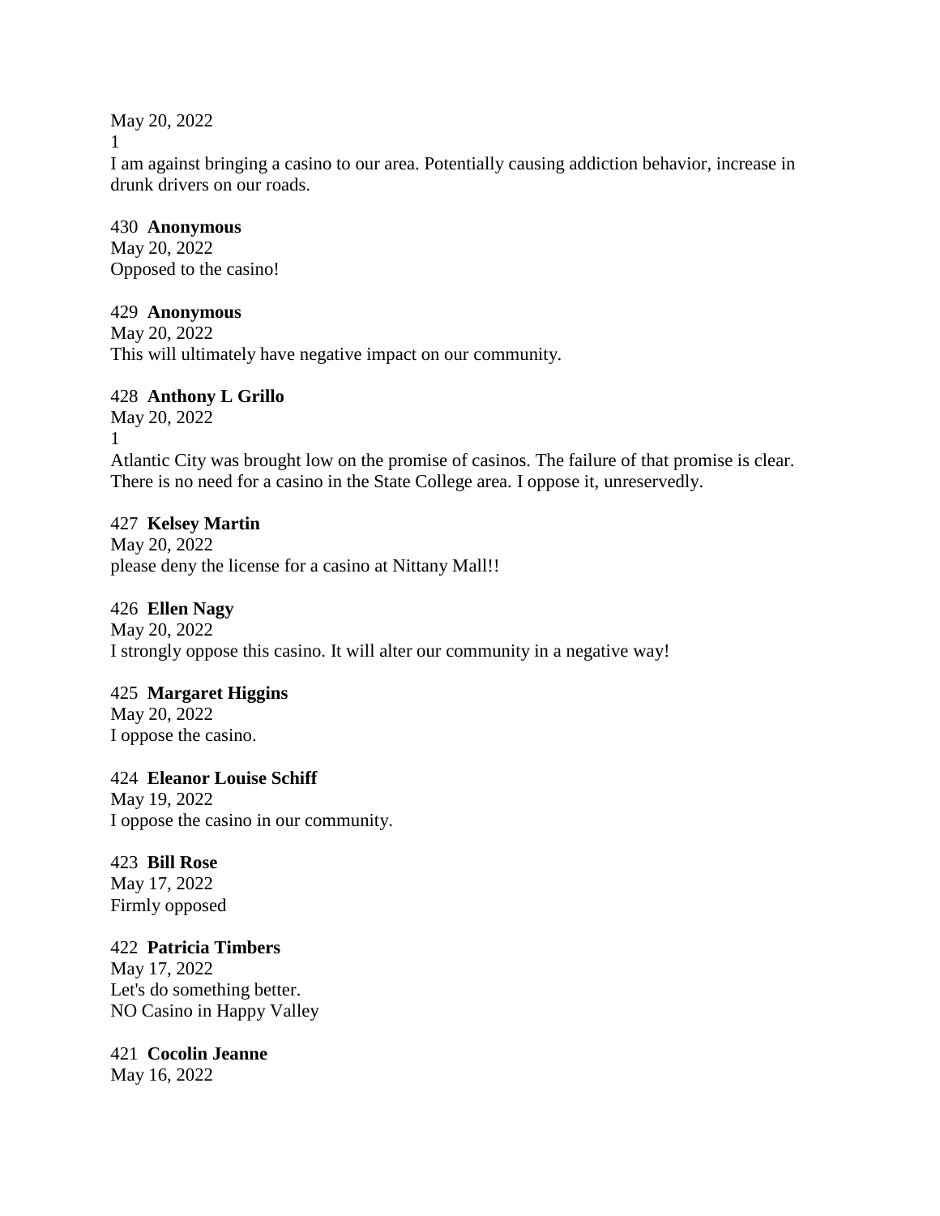May 20, 2022
1
I am against bringing a casino to our area. Potentially causing addiction behavior, increase in drunk drivers on our roads.

430 **Anonymous**
May 20, 2022
Opposed to the casino!

429 **Anonymous**
May 20, 2022
This will ultimately have negative impact on our community.

428 **Anthony L Grillo**
May 20, 2022
1
Atlantic City was brought low on the promise of casinos. The failure of that promise is clear. There is no need for a casino in the State College area. I oppose it, unreservedly.

427 **Kelsey Martin**
May 20, 2022
please deny the license for a casino at Nittany Mall!!

426 **Ellen Nagy**
May 20, 2022
I strongly oppose this casino. It will alter our community in a negative way!

425 **Margaret Higgins**
May 20, 2022
I oppose the casino.

424 **Eleanor Louise Schiff**
May 19, 2022
I oppose the casino in our community.

423 **Bill Rose**
May 17, 2022
Firmly opposed

422 **Patricia Timbers**
May 17, 2022
Let's do something better.
NO Casino in Happy Valley

421 **Cocolin Jeanne**
May 16, 2022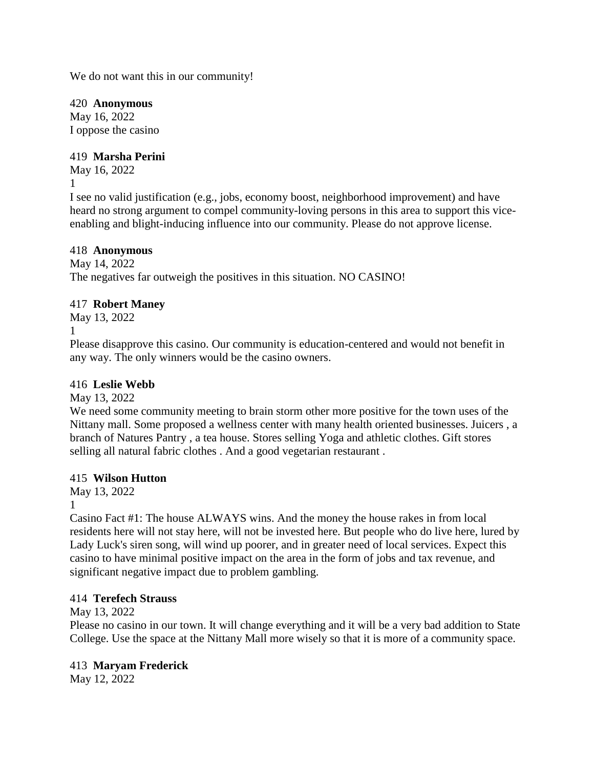We do not want this in our community!

420 **Anonymous**
May 16, 2022
I oppose the casino

419 **Marsha Perini**
May 16, 2022
1
I see no valid justification (e.g., jobs, economy boost, neighborhood improvement) and have heard no strong argument to compel community-loving persons in this area to support this vice-enabling and blight-inducing influence into our community. Please do not approve license.

418 **Anonymous**
May 14, 2022
The negatives far outweigh the positives in this situation. NO CASINO!

417 **Robert Maney**
May 13, 2022
1
Please disapprove this casino. Our community is education-centered and would not benefit in any way. The only winners would be the casino owners.

416 **Leslie Webb**
May 13, 2022
We need some community meeting to brain storm other more positive for the town uses of the Nittany mall. Some proposed a wellness center with many health oriented businesses. Juicers , a branch of Natures Pantry , a tea house. Stores selling Yoga and athletic clothes. Gift stores selling all natural fabric clothes . And a good vegetarian restaurant .

415 **Wilson Hutton**
May 13, 2022
1
Casino Fact #1: The house ALWAYS wins. And the money the house rakes in from local residents here will not stay here, will not be invested here. But people who do live here, lured by Lady Luck's siren song, will wind up poorer, and in greater need of local services. Expect this casino to have minimal positive impact on the area in the form of jobs and tax revenue, and significant negative impact due to problem gambling.

414 **Terefech Strauss**
May 13, 2022
Please no casino in our town. It will change everything and it will be a very bad addition to State College. Use the space at the Nittany Mall more wisely so that it is more of a community space.

413 **Maryam Frederick**
May 12, 2022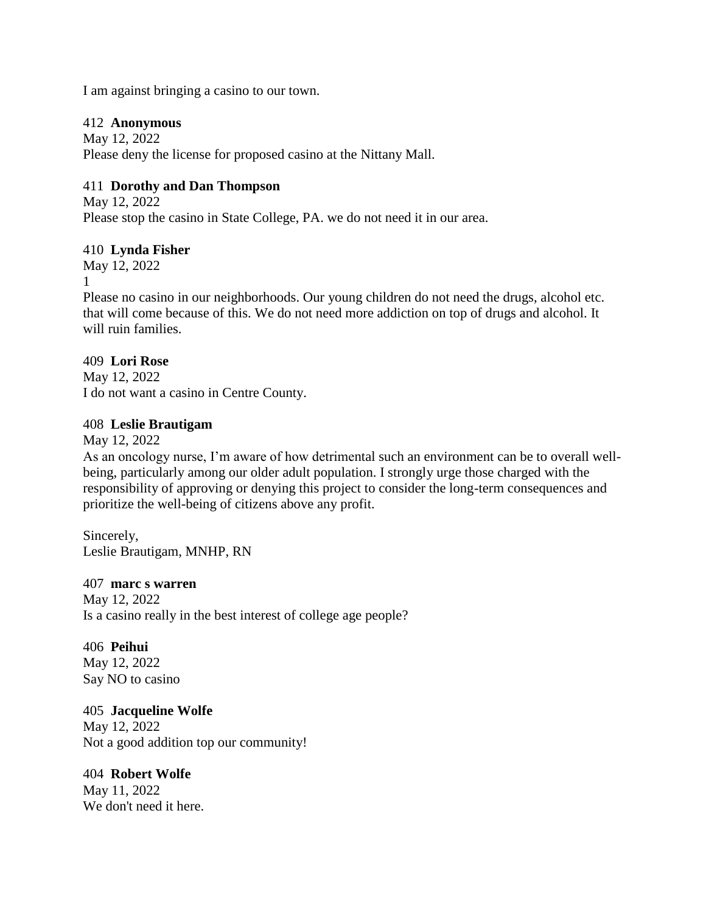I am against bringing a casino to our town.

412 **Anonymous**
May 12, 2022
Please deny the license for proposed casino at the Nittany Mall.

411 **Dorothy and Dan Thompson**
May 12, 2022
Please stop the casino in State College, PA. we do not need it in our area.

410 **Lynda Fisher**
May 12, 2022
1
Please no casino in our neighborhoods. Our young children do not need the drugs, alcohol etc. that will come because of this. We do not need more addiction on top of drugs and alcohol. It will ruin families.

409 **Lori Rose**
May 12, 2022
I do not want a casino in Centre County.

408 **Leslie Brautigam**
May 12, 2022
As an oncology nurse, I'm aware of how detrimental such an environment can be to overall well-being, particularly among our older adult population. I strongly urge those charged with the responsibility of approving or denying this project to consider the long-term consequences and prioritize the well-being of citizens above any profit.

Sincerely,
Leslie Brautigam, MNHP, RN

407 **marc s warren**
May 12, 2022
Is a casino really in the best interest of college age people?

406 **Peihui**
May 12, 2022
Say NO to casino

405 **Jacqueline Wolfe**
May 12, 2022
Not a good addition top our community!

404 **Robert Wolfe**
May 11, 2022
We don't need it here.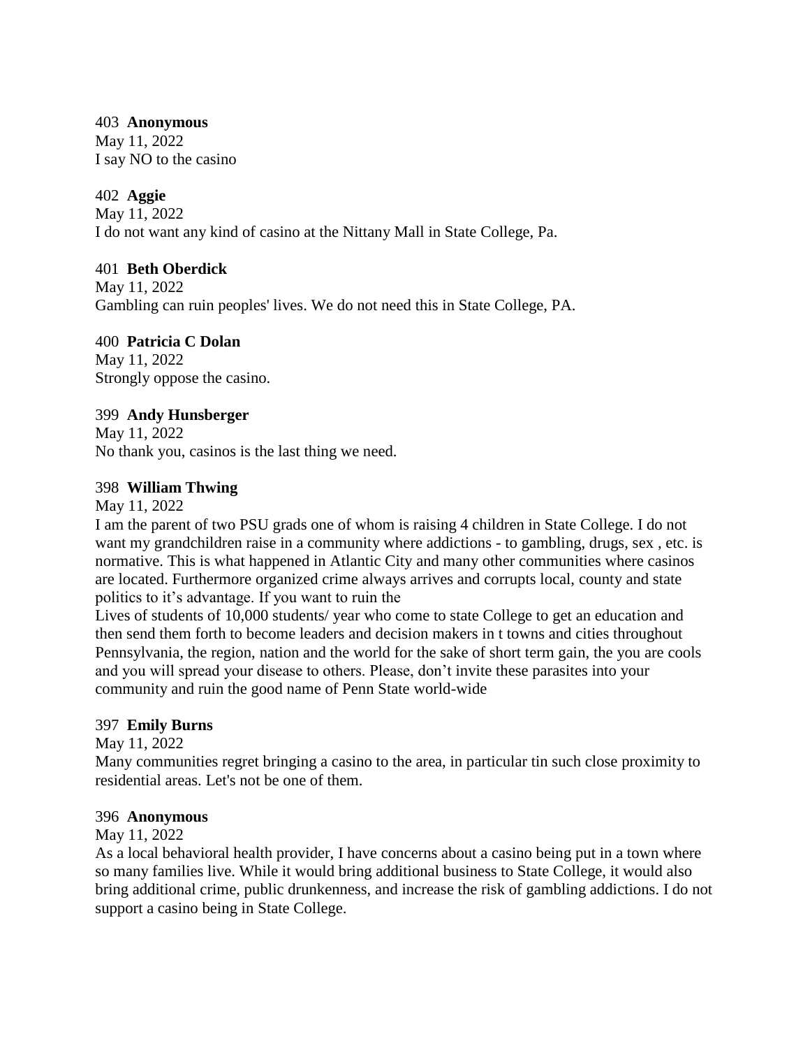403 **Anonymous**
May 11, 2022
I say NO to the casino

402 **Aggie**
May 11, 2022
I do not want any kind of casino at the Nittany Mall in State College, Pa.

401 **Beth Oberdick**
May 11, 2022
Gambling can ruin peoples' lives. We do not need this in State College, PA.

400 **Patricia C Dolan**
May 11, 2022
Strongly oppose the casino.

399 **Andy Hunsberger**
May 11, 2022
No thank you, casinos is the last thing we need.

398 **William Thwing**
May 11, 2022
I am the parent of two PSU grads one of whom is raising 4 children in State College. I do not want my grandchildren raise in a community where addictions - to gambling, drugs, sex , etc. is normative. This is what happened in Atlantic City and many other communities where casinos are located. Furthermore organized crime always arrives and corrupts local, county and state politics to it's advantage. If you want to ruin the
Lives of students of 10,000 students/ year who come to state College to get an education and then send them forth to become leaders and decision makers in t towns and cities throughout Pennsylvania, the region, nation and the world for the sake of short term gain, the you are cools and you will spread your disease to others. Please, don't invite these parasites into your community and ruin the good name of Penn State world-wide

397 **Emily Burns**
May 11, 2022
Many communities regret bringing a casino to the area, in particular tin such close proximity to residential areas. Let's not be one of them.

396 **Anonymous**
May 11, 2022
As a local behavioral health provider, I have concerns about a casino being put in a town where so many families live. While it would bring additional business to State College, it would also bring additional crime, public drunkenness, and increase the risk of gambling addictions. I do not support a casino being in State College.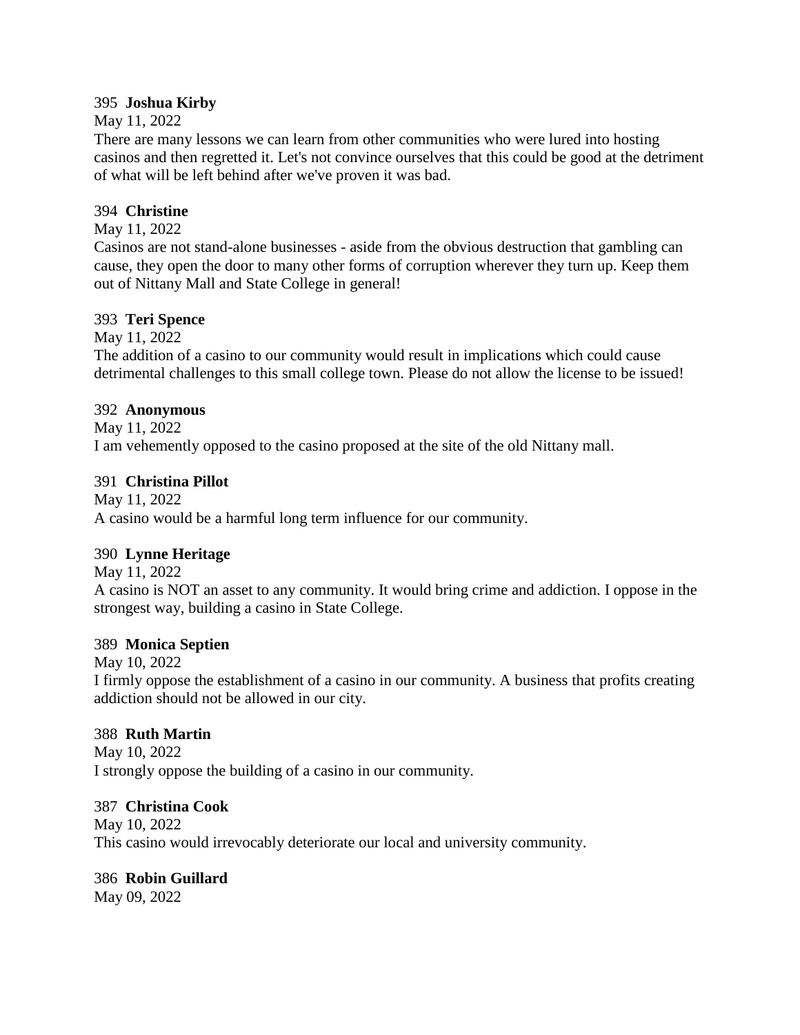395 **Joshua Kirby**
May 11, 2022
There are many lessons we can learn from other communities who were lured into hosting casinos and then regretted it. Let's not convince ourselves that this could be good at the detriment of what will be left behind after we've proven it was bad.

394 **Christine**
May 11, 2022
Casinos are not stand-alone businesses - aside from the obvious destruction that gambling can cause, they open the door to many other forms of corruption wherever they turn up. Keep them out of Nittany Mall and State College in general!

393 **Teri Spence**
May 11, 2022
The addition of a casino to our community would result in implications which could cause detrimental challenges to this small college town. Please do not allow the license to be issued!

392 **Anonymous**
May 11, 2022
I am vehemently opposed to the casino proposed at the site of the old Nittany mall.

391 **Christina Pillot**
May 11, 2022
A casino would be a harmful long term influence for our community.

390 **Lynne Heritage**
May 11, 2022
A casino is NOT an asset to any community. It would bring crime and addiction. I oppose in the strongest way, building a casino in State College.

389 **Monica Septien**
May 10, 2022
I firmly oppose the establishment of a casino in our community. A business that profits creating addiction should not be allowed in our city.

388 **Ruth Martin**
May 10, 2022
I strongly oppose the building of a casino in our community.

387 **Christina Cook**
May 10, 2022
This casino would irrevocably deteriorate our local and university community.

386 **Robin Guillard**
May 09, 2022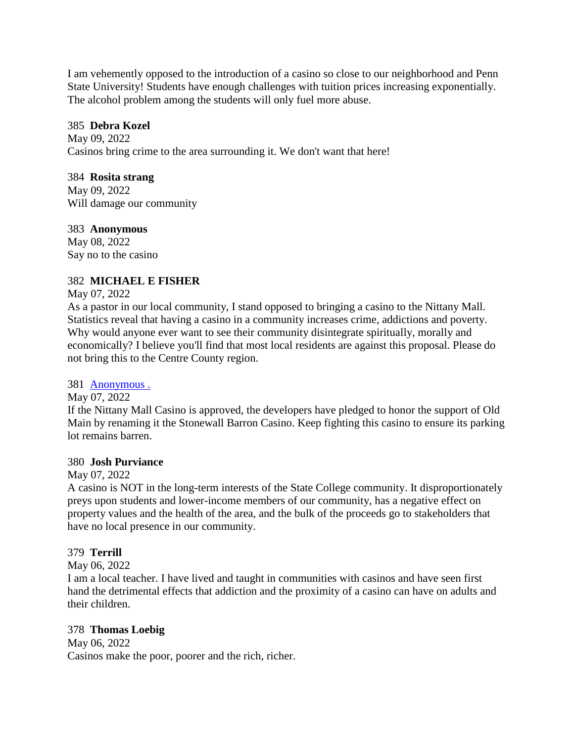I am vehemently opposed to the introduction of a casino so close to our neighborhood and Penn State University! Students have enough challenges with tuition prices increasing exponentially. The alcohol problem among the students will only fuel more abuse.

385 **Debra Kozel**
May 09, 2022
Casinos bring crime to the area surrounding it. We don't want that here!

384 **Rosita strang**
May 09, 2022
Will damage our community

383 **Anonymous**
May 08, 2022
Say no to the casino

382 **MICHAEL E FISHER**
May 07, 2022
As a pastor in our local community, I stand opposed to bringing a casino to the Nittany Mall. Statistics reveal that having a casino in a community increases crime, addictions and poverty. Why would anyone ever want to see their community disintegrate spiritually, morally and economically? I believe you'll find that most local residents are against this proposal. Please do not bring this to the Centre County region.

381 Anonymous .
May 07, 2022
If the Nittany Mall Casino is approved, the developers have pledged to honor the support of Old Main by renaming it the Stonewall Barron Casino. Keep fighting this casino to ensure its parking lot remains barren.

380 **Josh Purviance**
May 07, 2022
A casino is NOT in the long-term interests of the State College community. It disproportionately preys upon students and lower-income members of our community, has a negative effect on property values and the health of the area, and the bulk of the proceeds go to stakeholders that have no local presence in our community.

379 **Terrill**
May 06, 2022
I am a local teacher. I have lived and taught in communities with casinos and have seen first hand the detrimental effects that addiction and the proximity of a casino can have on adults and their children.

378 **Thomas Loebig**
May 06, 2022
Casinos make the poor, poorer and the rich, richer.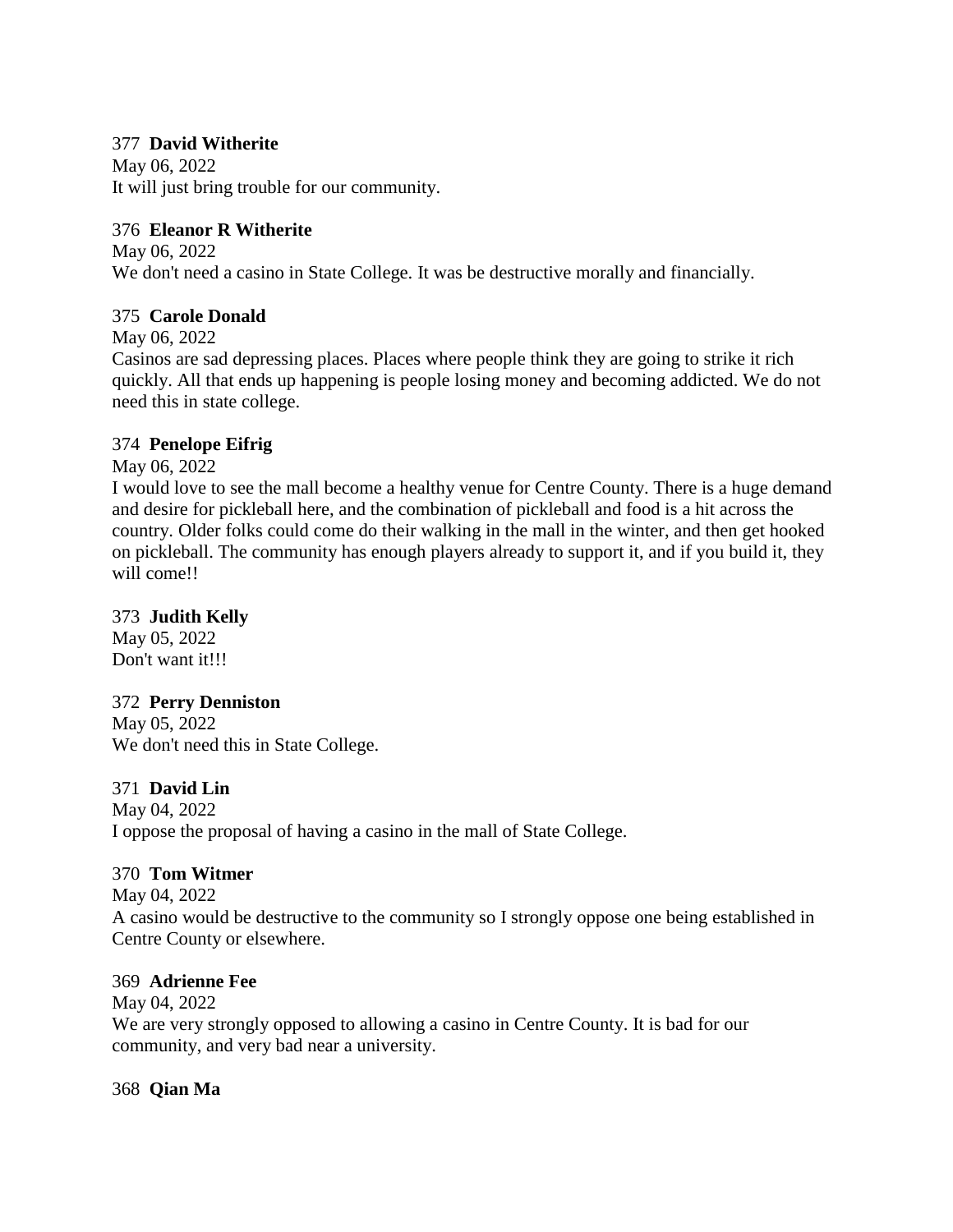377 **David Witherite**
May 06, 2022
It will just bring trouble for our community.

376 **Eleanor R Witherite**
May 06, 2022
We don't need a casino in State College. It was be destructive morally and financially.

375 **Carole Donald**
May 06, 2022
Casinos are sad depressing places. Places where people think they are going to strike it rich quickly. All that ends up happening is people losing money and becoming addicted. We do not need this in state college.

374 **Penelope Eifrig**
May 06, 2022
I would love to see the mall become a healthy venue for Centre County. There is a huge demand and desire for pickleball here, and the combination of pickleball and food is a hit across the country. Older folks could come do their walking in the mall in the winter, and then get hooked on pickleball. The community has enough players already to support it, and if you build it, they will come!!

373 **Judith Kelly**
May 05, 2022
Don't want it!!!

372 **Perry Denniston**
May 05, 2022
We don't need this in State College.

371 **David Lin**
May 04, 2022
I oppose the proposal of having a casino in the mall of State College.

370 **Tom Witmer**
May 04, 2022
A casino would be destructive to the community so I strongly oppose one being established in Centre County or elsewhere.

369 **Adrienne Fee**
May 04, 2022
We are very strongly opposed to allowing a casino in Centre County. It is bad for our community, and very bad near a university.

368 **Qian Ma**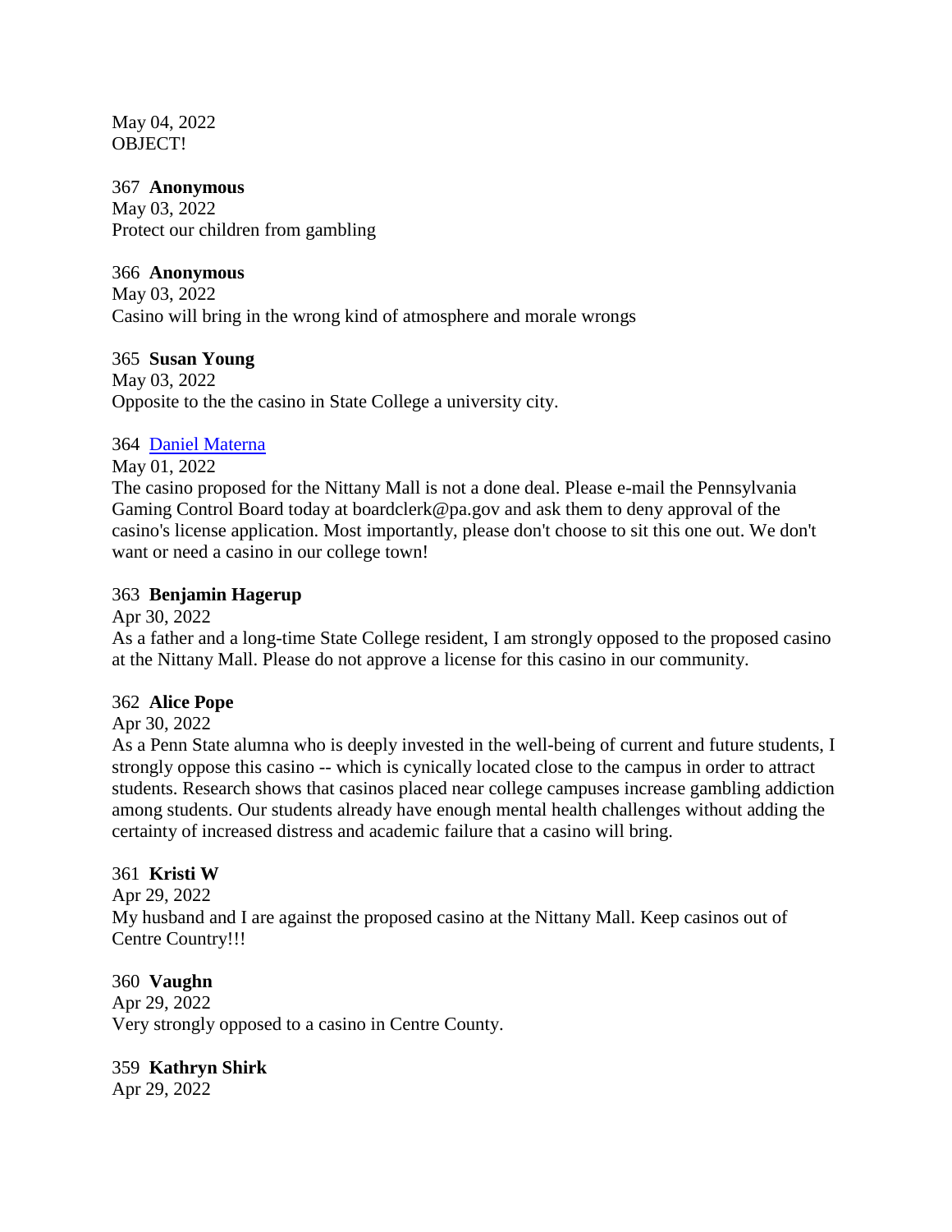May 04, 2022
OBJECT!

367 **Anonymous**
May 03, 2022
Protect our children from gambling

366 **Anonymous**
May 03, 2022
Casino will bring in the wrong kind of atmosphere and morale wrongs

365 **Susan Young**
May 03, 2022
Opposite to the the casino in State College a university city.

364 Daniel Materna
May 01, 2022
The casino proposed for the Nittany Mall is not a done deal. Please e-mail the Pennsylvania Gaming Control Board today at boardclerk@pa.gov and ask them to deny approval of the casino's license application. Most importantly, please don't choose to sit this one out. We don't want or need a casino in our college town!

363 **Benjamin Hagerup**
Apr 30, 2022
As a father and a long-time State College resident, I am strongly opposed to the proposed casino at the Nittany Mall. Please do not approve a license for this casino in our community.

362 **Alice Pope**
Apr 30, 2022
As a Penn State alumna who is deeply invested in the well-being of current and future students, I strongly oppose this casino -- which is cynically located close to the campus in order to attract students. Research shows that casinos placed near college campuses increase gambling addiction among students. Our students already have enough mental health challenges without adding the certainty of increased distress and academic failure that a casino will bring.

361 **Kristi W**
Apr 29, 2022
My husband and I are against the proposed casino at the Nittany Mall. Keep casinos out of Centre Country!!!

360 **Vaughn**
Apr 29, 2022
Very strongly opposed to a casino in Centre County.

359 **Kathryn Shirk**
Apr 29, 2022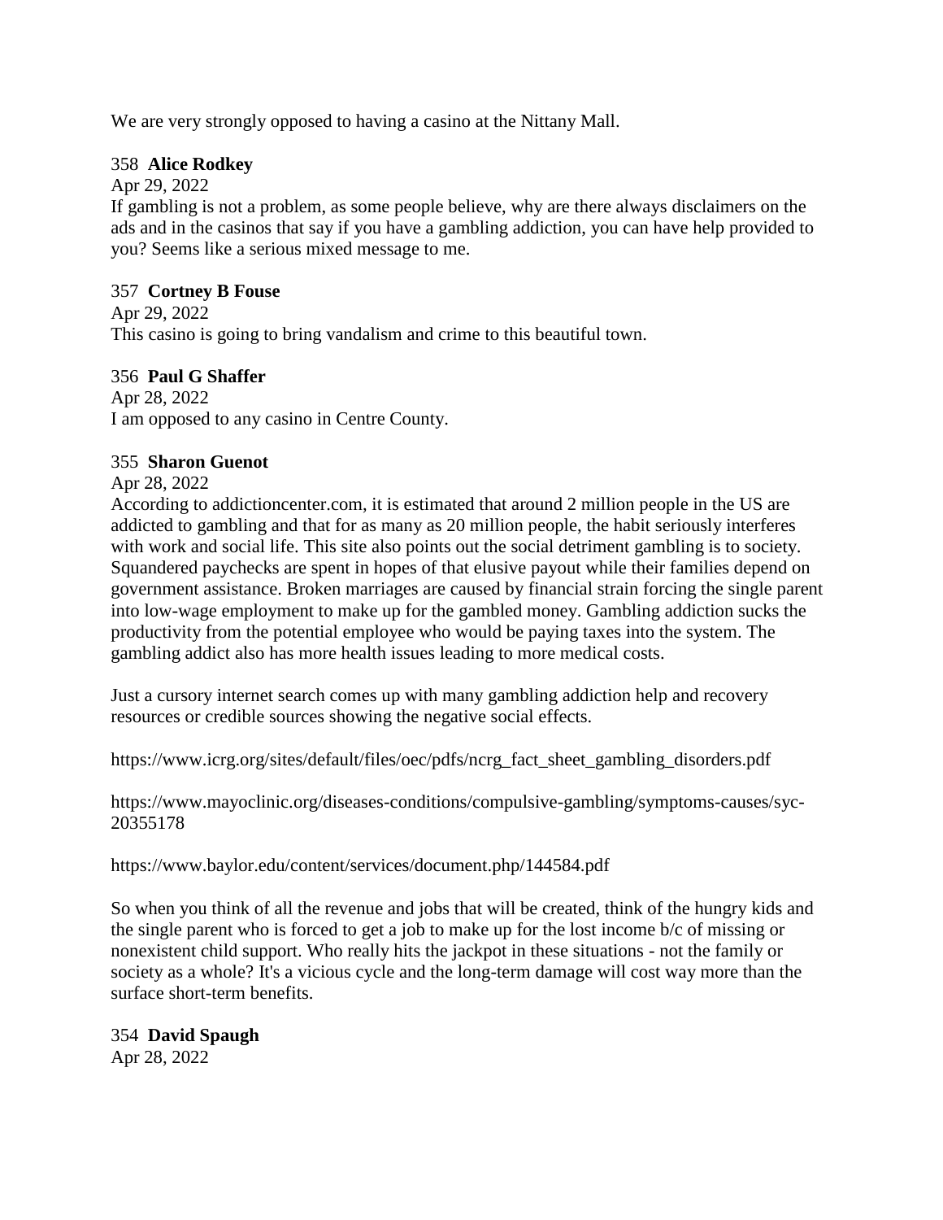We are very strongly opposed to having a casino at the Nittany Mall.

358 **Alice Rodkey**

Apr 29, 2022

If gambling is not a problem, as some people believe, why are there always disclaimers on the ads and in the casinos that say if you have a gambling addiction, you can have help provided to you? Seems like a serious mixed message to me.

357 **Cortney B Fouse**

Apr 29, 2022

This casino is going to bring vandalism and crime to this beautiful town.

356 **Paul G Shaffer**

Apr 28, 2022

I am opposed to any casino in Centre County.

355 **Sharon Guenot**

Apr 28, 2022

According to addictioncenter.com, it is estimated that around 2 million people in the US are addicted to gambling and that for as many as 20 million people, the habit seriously interferes with work and social life. This site also points out the social detriment gambling is to society. Squandered paychecks are spent in hopes of that elusive payout while their families depend on government assistance. Broken marriages are caused by financial strain forcing the single parent into low-wage employment to make up for the gambled money. Gambling addiction sucks the productivity from the potential employee who would be paying taxes into the system. The gambling addict also has more health issues leading to more medical costs.

Just a cursory internet search comes up with many gambling addiction help and recovery resources or credible sources showing the negative social effects.

https://www.icrg.org/sites/default/files/oec/pdfs/ncrg_fact_sheet_gambling_disorders.pdf

https://www.mayoclinic.org/diseases-conditions/compulsive-gambling/symptoms-causes/syc-20355178

https://www.baylor.edu/content/services/document.php/144584.pdf

So when you think of all the revenue and jobs that will be created, think of the hungry kids and the single parent who is forced to get a job to make up for the lost income b/c of missing or nonexistent child support. Who really hits the jackpot in these situations - not the family or society as a whole? It's a vicious cycle and the long-term damage will cost way more than the surface short-term benefits.

354 **David Spaugh**

Apr 28, 2022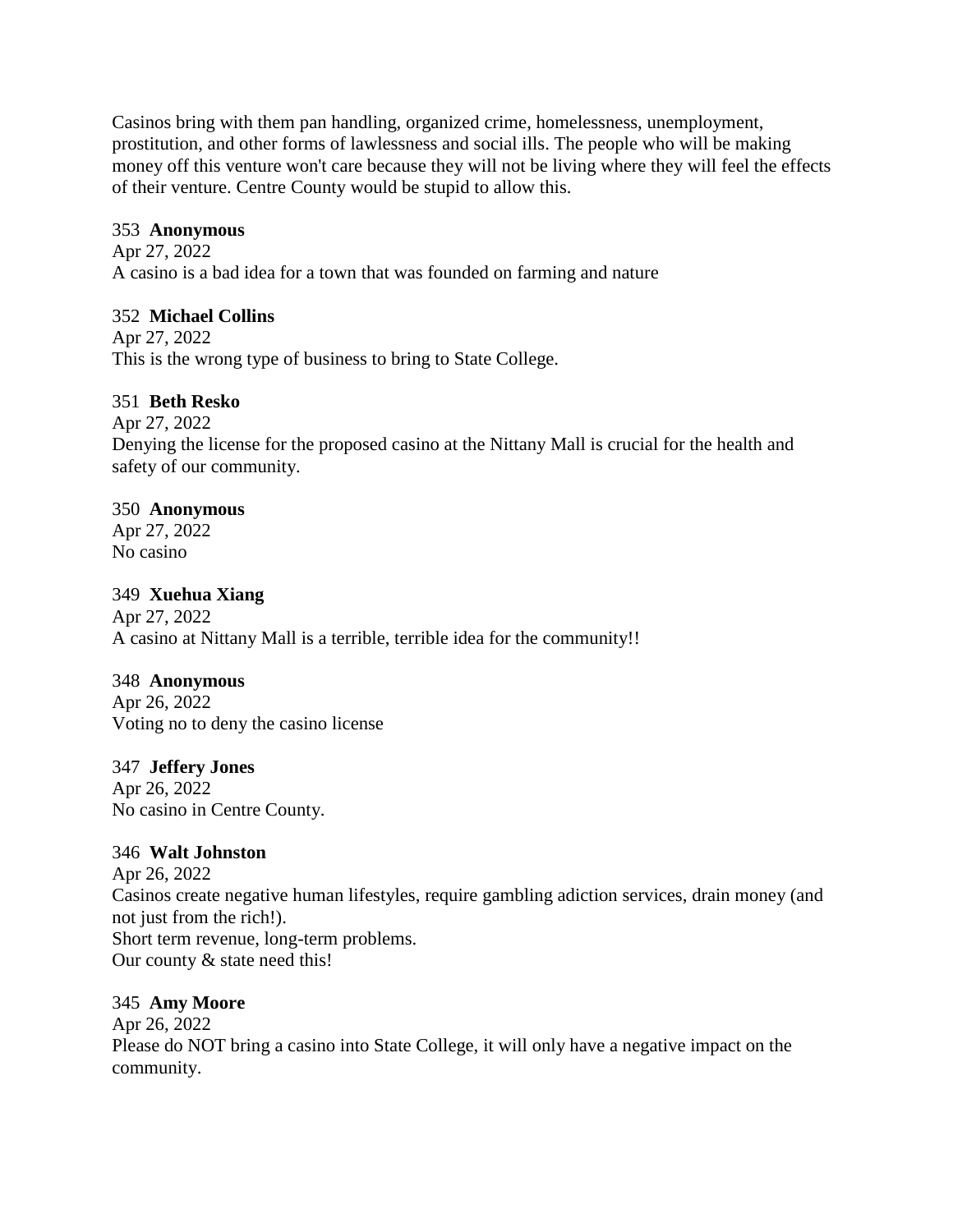Casinos bring with them pan handling, organized crime, homelessness, unemployment, prostitution, and other forms of lawlessness and social ills. The people who will be making money off this venture won't care because they will not be living where they will feel the effects of their venture. Centre County would be stupid to allow this.

353 **Anonymous**
Apr 27, 2022
A casino is a bad idea for a town that was founded on farming and nature

352 **Michael Collins**
Apr 27, 2022
This is the wrong type of business to bring to State College.

351 **Beth Resko**
Apr 27, 2022
Denying the license for the proposed casino at the Nittany Mall is crucial for the health and safety of our community.

350 **Anonymous**
Apr 27, 2022
No casino

349 **Xuehua Xiang**
Apr 27, 2022
A casino at Nittany Mall is a terrible, terrible idea for the community!!

348 **Anonymous**
Apr 26, 2022
Voting no to deny the casino license

347 **Jeffery Jones**
Apr 26, 2022
No casino in Centre County.

346 **Walt Johnston**
Apr 26, 2022
Casinos create negative human lifestyles, require gambling adiction services, drain money (and not just from the rich!).
Short term revenue, long-term problems.
Our county & state need this!

345 **Amy Moore**
Apr 26, 2022
Please do NOT bring a casino into State College, it will only have a negative impact on the community.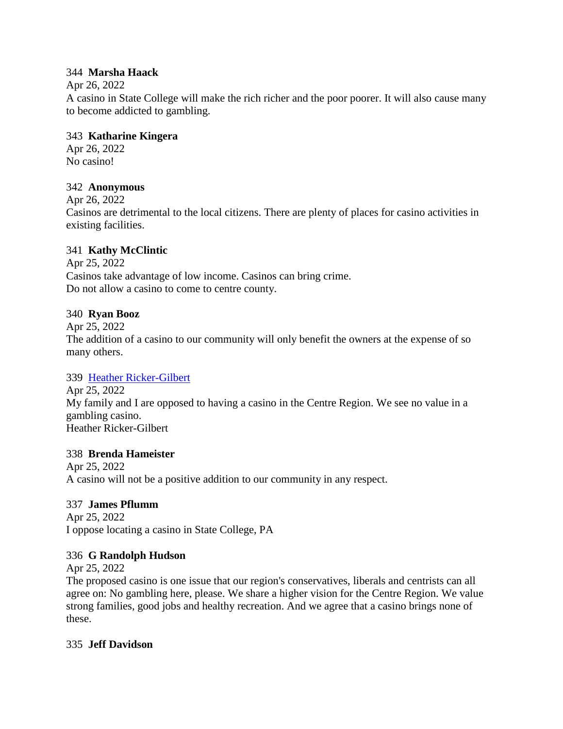344 **Marsha Haack**

Apr 26, 2022

A casino in State College will make the rich richer and the poor poorer. It will also cause many to become addicted to gambling.

343 **Katharine Kingera**

Apr 26, 2022

No casino!

342 **Anonymous**

Apr 26, 2022

Casinos are detrimental to the local citizens. There are plenty of places for casino activities in existing facilities.

341 **Kathy McClintic**

Apr 25, 2022

Casinos take advantage of low income. Casinos can bring crime.
Do not allow a casino to come to centre county.

340 **Ryan Booz**

Apr 25, 2022

The addition of a casino to our community will only benefit the owners at the expense of so many others.

339 Heather Ricker-Gilbert

Apr 25, 2022

My family and I are opposed to having a casino in the Centre Region. We see no value in a gambling casino.
Heather Ricker-Gilbert

338 **Brenda Hameister**

Apr 25, 2022

A casino will not be a positive addition to our community in any respect.

337 **James Pflumm**

Apr 25, 2022

I oppose locating a casino in State College, PA

336 **G Randolph Hudson**

Apr 25, 2022

The proposed casino is one issue that our region's conservatives, liberals and centrists can all agree on: No gambling here, please. We share a higher vision for the Centre Region. We value strong families, good jobs and healthy recreation. And we agree that a casino brings none of these.

335 **Jeff Davidson**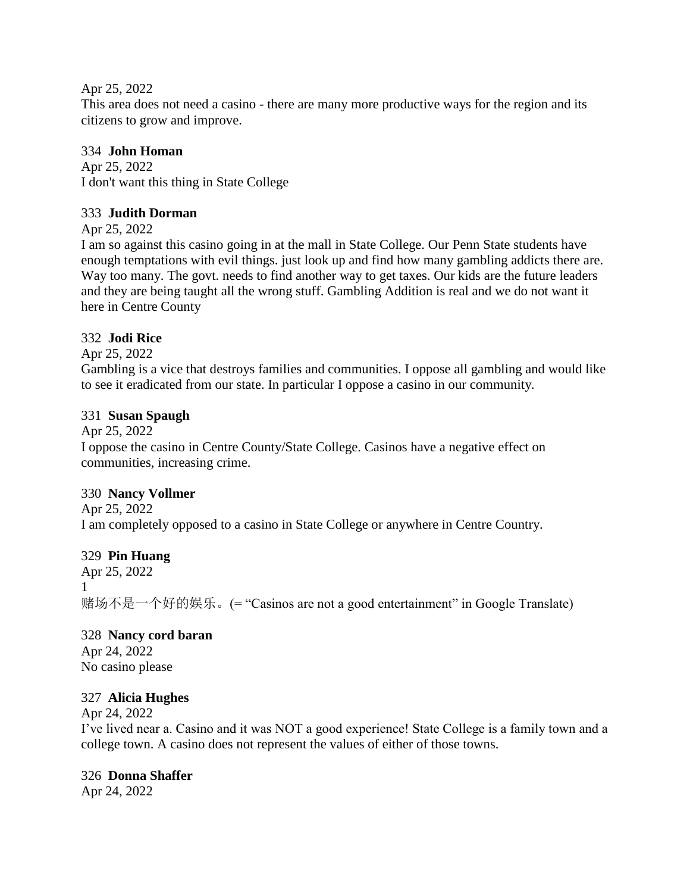Apr 25, 2022
This area does not need a casino - there are many more productive ways for the region and its citizens to grow and improve.

334 **John Homan**
Apr 25, 2022
I don't want this thing in State College

333 **Judith Dorman**
Apr 25, 2022
I am so against this casino going in at the mall in State College. Our Penn State students have enough temptations with evil things. just look up and find how many gambling addicts there are. Way too many. The govt. needs to find another way to get taxes. Our kids are the future leaders and they are being taught all the wrong stuff. Gambling Addition is real and we do not want it here in Centre County

332 **Jodi Rice**
Apr 25, 2022
Gambling is a vice that destroys families and communities. I oppose all gambling and would like to see it eradicated from our state. In particular I oppose a casino in our community.

331 **Susan Spaugh**
Apr 25, 2022
I oppose the casino in Centre County/State College. Casinos have a negative effect on communities, increasing crime.

330 **Nancy Vollmer**
Apr 25, 2022
I am completely opposed to a casino in State College or anywhere in Centre Country.

329 **Pin Huang**
Apr 25, 2022
1
赌场不是一个好的娱乐。(= "Casinos are not a good entertainment" in Google Translate)

328 **Nancy cord baran**
Apr 24, 2022
No casino please

327 **Alicia Hughes**
Apr 24, 2022
I've lived near a. Casino and it was NOT a good experience! State College is a family town and a college town. A casino does not represent the values of either of those towns.

326 **Donna Shaffer**
Apr 24, 2022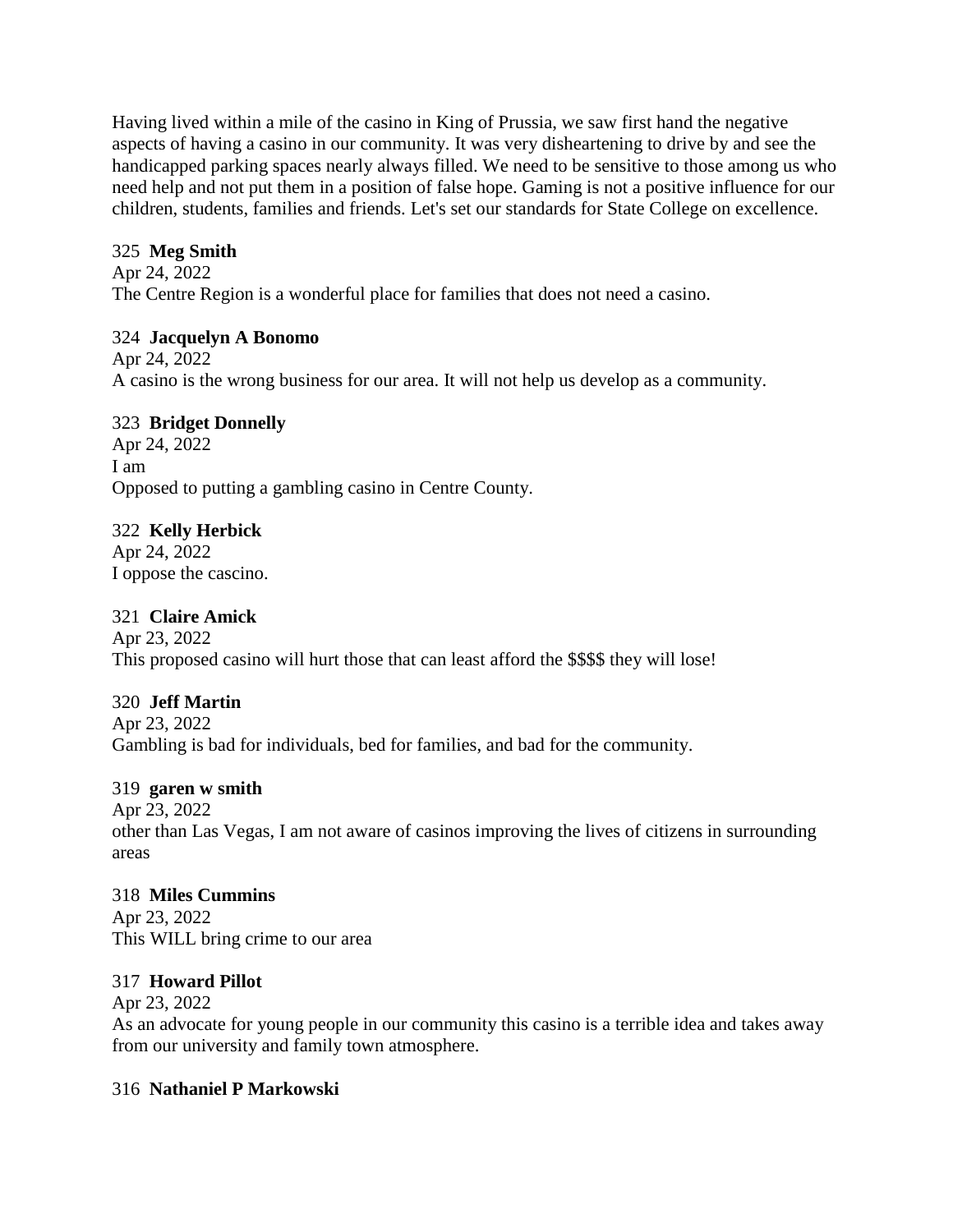Having lived within a mile of the casino in King of Prussia, we saw first hand the negative aspects of having a casino in our community. It was very disheartening to drive by and see the handicapped parking spaces nearly always filled. We need to be sensitive to those among us who need help and not put them in a position of false hope. Gaming is not a positive influence for our children, students, families and friends. Let's set our standards for State College on excellence.

325 **Meg Smith**
Apr 24, 2022
The Centre Region is a wonderful place for families that does not need a casino.

324 **Jacquelyn A Bonomo**
Apr 24, 2022
A casino is the wrong business for our area. It will not help us develop as a community.

323 **Bridget Donnelly**
Apr 24, 2022
I am
Opposed to putting a gambling casino in Centre County.

322 **Kelly Herbick**
Apr 24, 2022
I oppose the cascino.

321 **Claire Amick**
Apr 23, 2022
This proposed casino will hurt those that can least afford the $$$$ they will lose!

320 **Jeff Martin**
Apr 23, 2022
Gambling is bad for individuals, bed for families, and bad for the community.

319 **garen w smith**
Apr 23, 2022
other than Las Vegas, I am not aware of casinos improving the lives of citizens in surrounding areas

318 **Miles Cummins**
Apr 23, 2022
This WILL bring crime to our area

317 **Howard Pillot**
Apr 23, 2022
As an advocate for young people in our community this casino is a terrible idea and takes away from our university and family town atmosphere.

316 **Nathaniel P Markowski**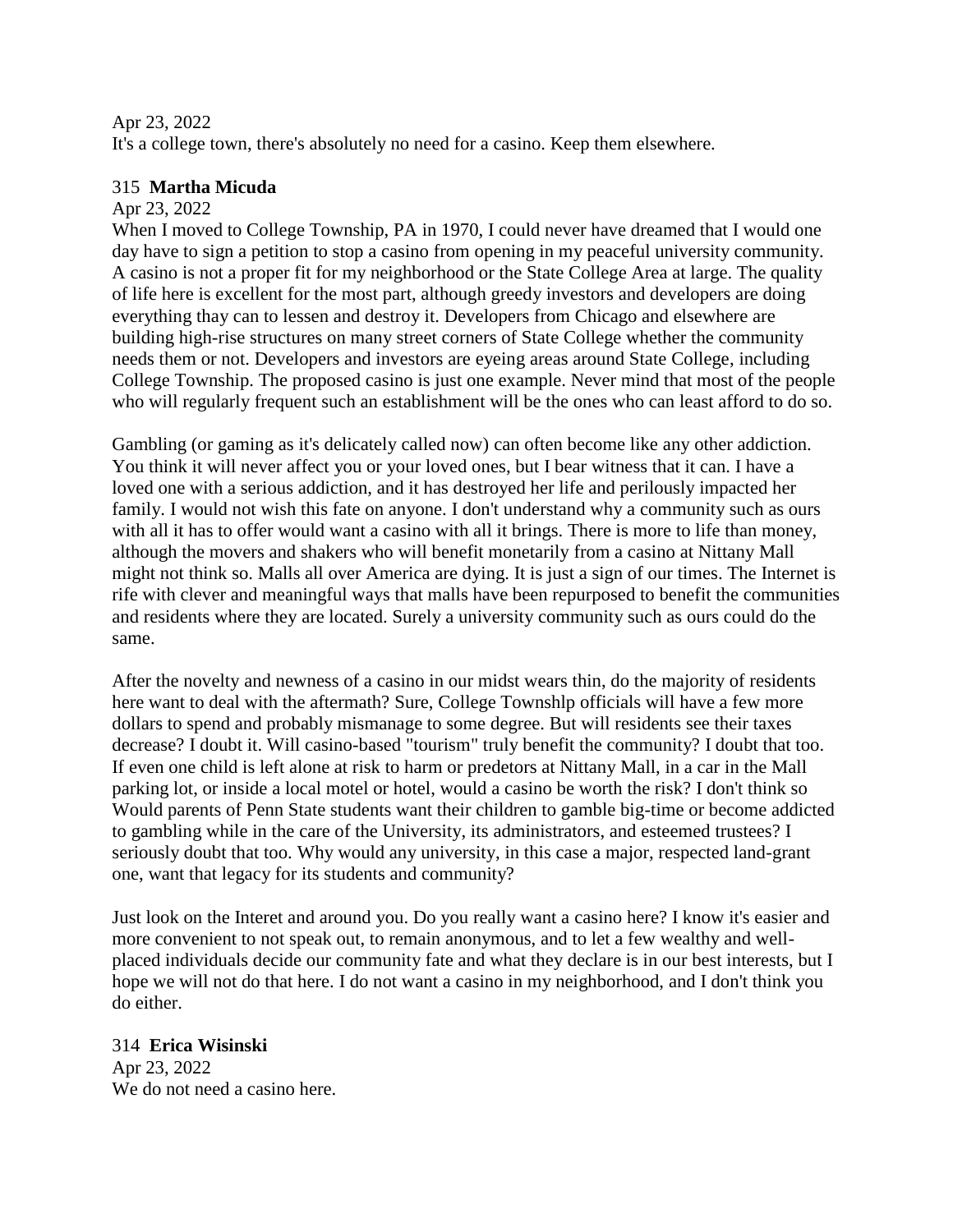Apr 23, 2022
It's a college town, there's absolutely no need for a casino. Keep them elsewhere.

315 **Martha Micuda**
Apr 23, 2022
When I moved to College Township, PA in 1970, I could never have dreamed that I would one day have to sign a petition to stop a casino from opening in my peaceful university community. A casino is not a proper fit for my neighborhood or the State College Area at large. The quality of life here is excellent for the most part, although greedy investors and developers are doing everything thay can to lessen and destroy it. Developers from Chicago and elsewhere are building high-rise structures on many street corners of State College whether the community needs them or not. Developers and investors are eyeing areas around State College, including College Township. The proposed casino is just one example. Never mind that most of the people who will regularly frequent such an establishment will be the ones who can least afford to do so.

Gambling (or gaming as it's delicately called now) can often become like any other addiction. You think it will never affect you or your loved ones, but I bear witness that it can. I have a loved one with a serious addiction, and it has destroyed her life and perilously impacted her family. I would not wish this fate on anyone. I don't understand why a community such as ours with all it has to offer would want a casino with all it brings. There is more to life than money, although the movers and shakers who will benefit monetarily from a casino at Nittany Mall might not think so. Malls all over America are dying. It is just a sign of our times. The Internet is rife with clever and meaningful ways that malls have been repurposed to benefit the communities and residents where they are located. Surely a university community such as ours could do the same.

After the novelty and newness of a casino in our midst wears thin, do the majority of residents here want to deal with the aftermath? Sure, College Townshlp officials will have a few more dollars to spend and probably mismanage to some degree. But will residents see their taxes decrease? I doubt it. Will casino-based "tourism" truly benefit the community? I doubt that too. If even one child is left alone at risk to harm or predetors at Nittany Mall, in a car in the Mall parking lot, or inside a local motel or hotel, would a casino be worth the risk? I don't think so Would parents of Penn State students want their children to gamble big-time or become addicted to gambling while in the care of the University, its administrators, and esteemed trustees? I seriously doubt that too. Why would any university, in this case a major, respected land-grant one, want that legacy for its students and community?

Just look on the Interet and around you. Do you really want a casino here? I know it's easier and more convenient to not speak out, to remain anonymous, and to let a few wealthy and well-placed individuals decide our community fate and what they declare is in our best interests, but I hope we will not do that here. I do not want a casino in my neighborhood, and I don't think you do either.

314 **Erica Wisinski**
Apr 23, 2022
We do not need a casino here.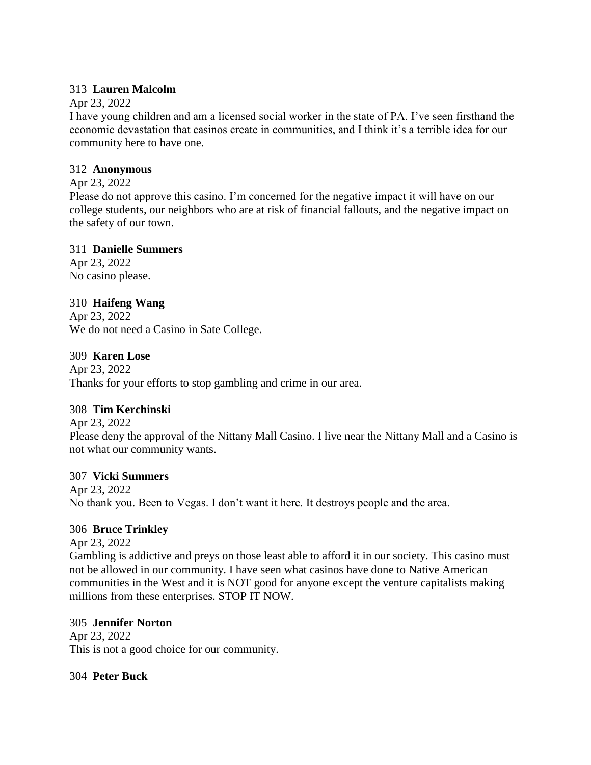313 **Lauren Malcolm**

Apr 23, 2022

I have young children and am a licensed social worker in the state of PA. I've seen firsthand the economic devastation that casinos create in communities, and I think it's a terrible idea for our community here to have one.

312 **Anonymous**

Apr 23, 2022

Please do not approve this casino. I'm concerned for the negative impact it will have on our college students, our neighbors who are at risk of financial fallouts, and the negative impact on the safety of our town.

311 **Danielle Summers**

Apr 23, 2022

No casino please.

310 **Haifeng Wang**

Apr 23, 2022

We do not need a Casino in Sate College.

309 **Karen Lose**

Apr 23, 2022

Thanks for your efforts to stop gambling and crime in our area.

308 **Tim Kerchinski**

Apr 23, 2022

Please deny the approval of the Nittany Mall Casino. I live near the Nittany Mall and a Casino is not what our community wants.

307 **Vicki Summers**

Apr 23, 2022

No thank you. Been to Vegas. I don't want it here. It destroys people and the area.

306 **Bruce Trinkley**

Apr 23, 2022

Gambling is addictive and preys on those least able to afford it in our society. This casino must not be allowed in our community. I have seen what casinos have done to Native American communities in the West and it is NOT good for anyone except the venture capitalists making millions from these enterprises. STOP IT NOW.

305 **Jennifer Norton**

Apr 23, 2022

This is not a good choice for our community.

304 **Peter Buck**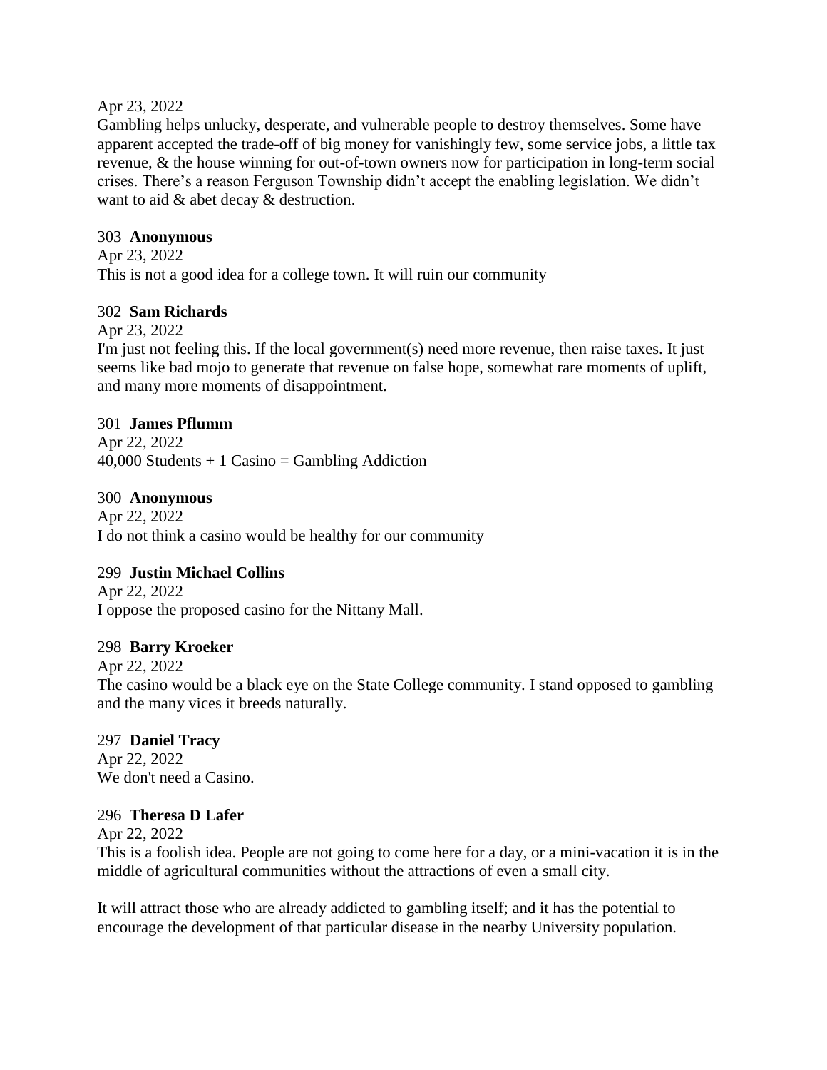Apr 23, 2022

Gambling helps unlucky, desperate, and vulnerable people to destroy themselves. Some have apparent accepted the trade-off of big money for vanishingly few, some service jobs, a little tax revenue, & the house winning for out-of-town owners now for participation in long-term social crises. There's a reason Ferguson Township didn't accept the enabling legislation. We didn't want to aid & abet decay & destruction.

303 **Anonymous**

Apr 23, 2022

This is not a good idea for a college town. It will ruin our community

302 **Sam Richards**

Apr 23, 2022

I'm just not feeling this. If the local government(s) need more revenue, then raise taxes. It just seems like bad mojo to generate that revenue on false hope, somewhat rare moments of uplift, and many more moments of disappointment.

301 **James Pflumm**

Apr 22, 2022

40,000 Students + 1 Casino = Gambling Addiction

300 **Anonymous**

Apr 22, 2022

I do not think a casino would be healthy for our community

299 **Justin Michael Collins**

Apr 22, 2022

I oppose the proposed casino for the Nittany Mall.

298 **Barry Kroeker**

Apr 22, 2022

The casino would be a black eye on the State College community. I stand opposed to gambling and the many vices it breeds naturally.

297 **Daniel Tracy**

Apr 22, 2022

We don't need a Casino.

296 **Theresa D Lafer**

Apr 22, 2022

This is a foolish idea. People are not going to come here for a day, or a mini-vacation it is in the middle of agricultural communities without the attractions of even a small city.

It will attract those who are already addicted to gambling itself; and it has the potential to encourage the development of that particular disease in the nearby University population.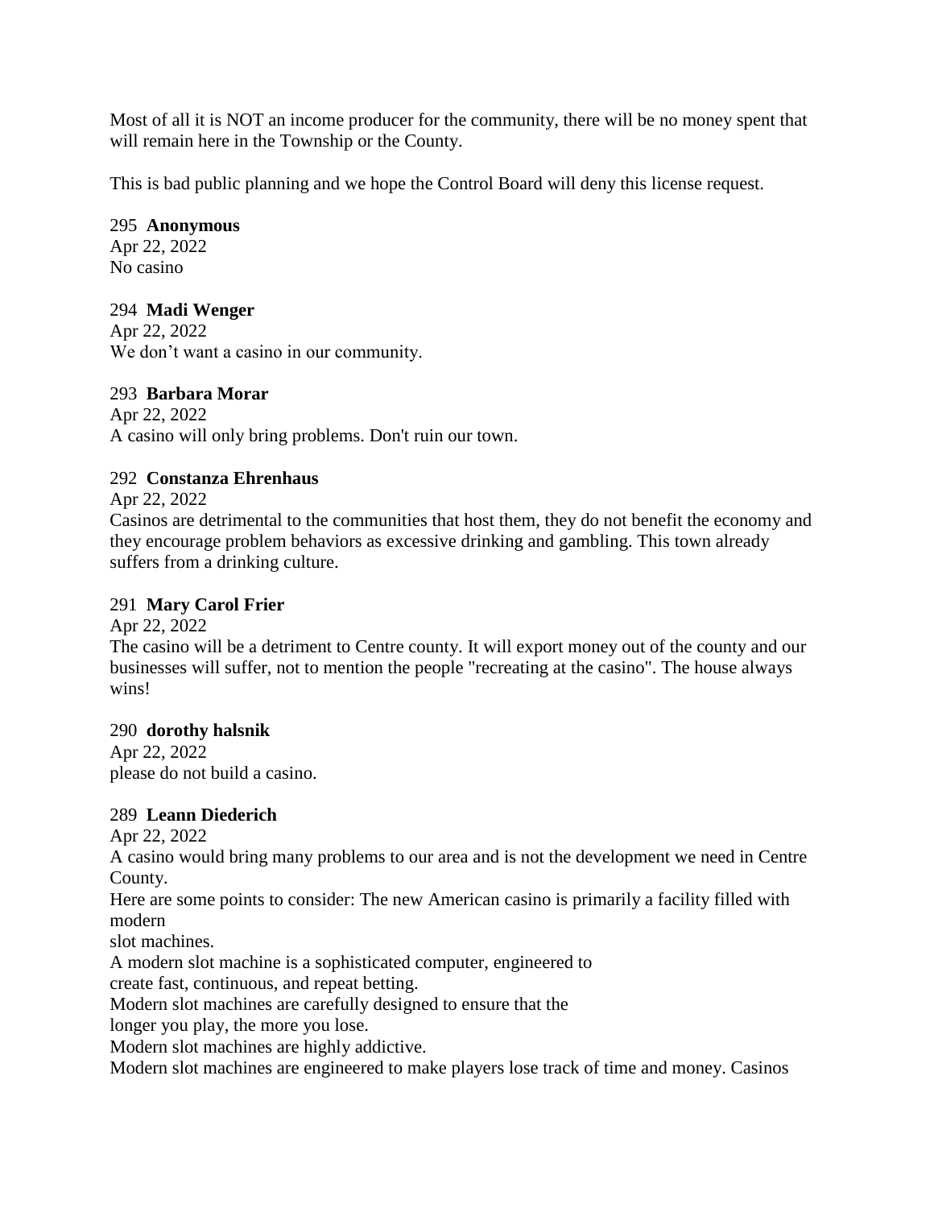Most of all it is NOT an income producer for the community, there will be no money spent that will remain here in the Township or the County.

This is bad public planning and we hope the Control Board will deny this license request.

295 **Anonymous**
Apr 22, 2022
No casino

294 **Madi Wenger**
Apr 22, 2022
We don't want a casino in our community.

293 **Barbara Morar**
Apr 22, 2022
A casino will only bring problems. Don't ruin our town.

292 **Constanza Ehrenhaus**
Apr 22, 2022
Casinos are detrimental to the communities that host them, they do not benefit the economy and they encourage problem behaviors as excessive drinking and gambling. This town already suffers from a drinking culture.

291 **Mary Carol Frier**
Apr 22, 2022
The casino will be a detriment to Centre county. It will export money out of the county and our businesses will suffer, not to mention the people "recreating at the casino". The house always wins!

290 **dorothy halsnik**
Apr 22, 2022
please do not build a casino.

289 **Leann Diederich**
Apr 22, 2022
A casino would bring many problems to our area and is not the development we need in Centre County.
Here are some points to consider: The new American casino is primarily a facility filled with modern
slot machines.
A modern slot machine is a sophisticated computer, engineered to
create fast, continuous, and repeat betting.
Modern slot machines are carefully designed to ensure that the
longer you play, the more you lose.
Modern slot machines are highly addictive.
Modern slot machines are engineered to make players lose track of time and money. Casinos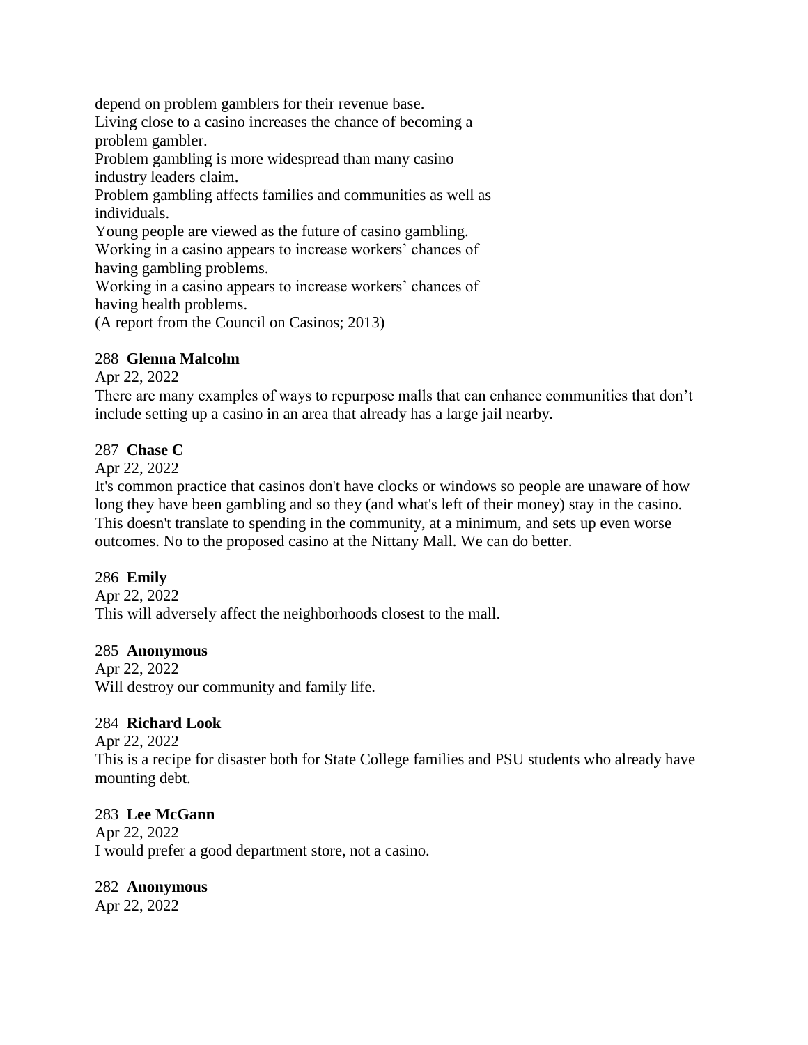depend on problem gamblers for their revenue base.
Living close to a casino increases the chance of becoming a problem gambler.
Problem gambling is more widespread than many casino industry leaders claim.
Problem gambling affects families and communities as well as individuals.
Young people are viewed as the future of casino gambling.
Working in a casino appears to increase workers' chances of having gambling problems.
Working in a casino appears to increase workers' chances of having health problems.
(A report from the Council on Casinos; 2013)

288 **Glenna Malcolm**
Apr 22, 2022
There are many examples of ways to repurpose malls that can enhance communities that don't include setting up a casino in an area that already has a large jail nearby.

287 **Chase C**
Apr 22, 2022
It's common practice that casinos don't have clocks or windows so people are unaware of how long they have been gambling and so they (and what's left of their money) stay in the casino. This doesn't translate to spending in the community, at a minimum, and sets up even worse outcomes. No to the proposed casino at the Nittany Mall. We can do better.

286 **Emily**
Apr 22, 2022
This will adversely affect the neighborhoods closest to the mall.

285 **Anonymous**
Apr 22, 2022
Will destroy our community and family life.

284 **Richard Look**
Apr 22, 2022
This is a recipe for disaster both for State College families and PSU students who already have mounting debt.

283 **Lee McGann**
Apr 22, 2022
I would prefer a good department store, not a casino.

282 **Anonymous**
Apr 22, 2022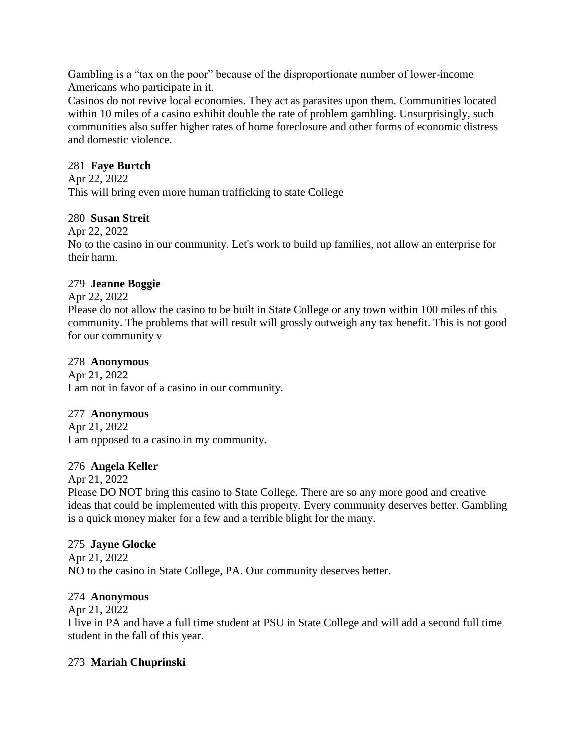Gambling is a "tax on the poor" because of the disproportionate number of lower-income Americans who participate in it.
Casinos do not revive local economies. They act as parasites upon them. Communities located within 10 miles of a casino exhibit double the rate of problem gambling. Unsurprisingly, such communities also suffer higher rates of home foreclosure and other forms of economic distress and domestic violence.

281 **Faye Burtch**
Apr 22, 2022
This will bring even more human trafficking to state College

280 **Susan Streit**
Apr 22, 2022
No to the casino in our community. Let's work to build up families, not allow an enterprise for their harm.

279 **Jeanne Boggie**
Apr 22, 2022
Please do not allow the casino to be built in State College or any town within 100 miles of this community. The problems that will result will grossly outweigh any tax benefit. This is not good for our community v

278 **Anonymous**
Apr 21, 2022
I am not in favor of a casino in our community.

277 **Anonymous**
Apr 21, 2022
I am opposed to a casino in my community.

276 **Angela Keller**
Apr 21, 2022
Please DO NOT bring this casino to State College. There are so any more good and creative ideas that could be implemented with this property. Every community deserves better. Gambling is a quick money maker for a few and a terrible blight for the many.

275 **Jayne Glocke**
Apr 21, 2022
NO to the casino in State College, PA. Our community deserves better.

274 **Anonymous**
Apr 21, 2022
I live in PA and have a full time student at PSU in State College and will add a second full time student in the fall of this year.

273 **Mariah Chuprinski**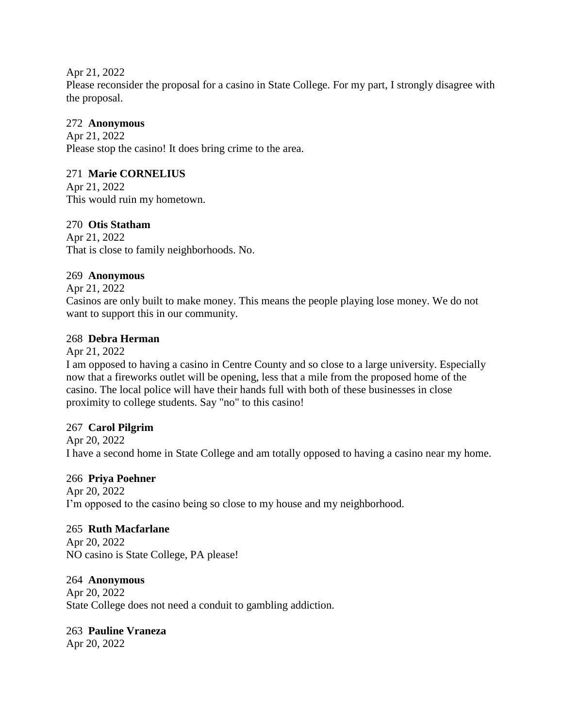Apr 21, 2022
Please reconsider the proposal for a casino in State College. For my part, I strongly disagree with the proposal.

272 **Anonymous**
Apr 21, 2022
Please stop the casino! It does bring crime to the area.

271 **Marie CORNELIUS**
Apr 21, 2022
This would ruin my hometown.

270 **Otis Statham**
Apr 21, 2022
That is close to family neighborhoods. No.

269 **Anonymous**
Apr 21, 2022
Casinos are only built to make money. This means the people playing lose money. We do not want to support this in our community.

268 **Debra Herman**
Apr 21, 2022
I am opposed to having a casino in Centre County and so close to a large university. Especially now that a fireworks outlet will be opening, less that a mile from the proposed home of the casino. The local police will have their hands full with both of these businesses in close proximity to college students. Say "no" to this casino!

267 **Carol Pilgrim**
Apr 20, 2022
I have a second home in State College and am totally opposed to having a casino near my home.

266 **Priya Poehner**
Apr 20, 2022
I'm opposed to the casino being so close to my house and my neighborhood.

265 **Ruth Macfarlane**
Apr 20, 2022
NO casino is State College, PA please!

264 **Anonymous**
Apr 20, 2022
State College does not need a conduit to gambling addiction.

263 **Pauline Vraneza**
Apr 20, 2022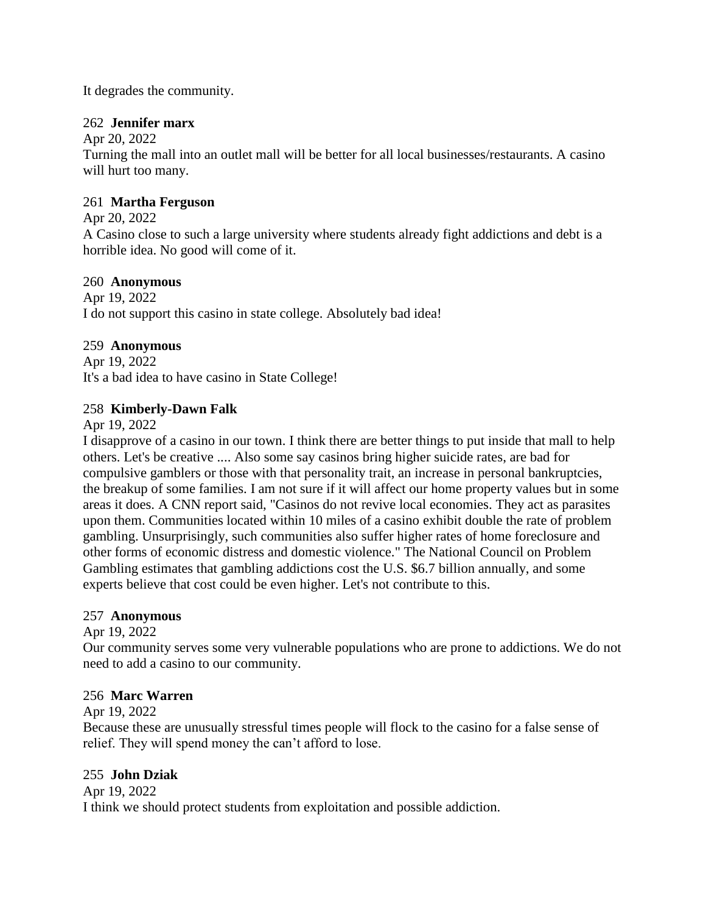It degrades the community.

262 **Jennifer marx**

Apr 20, 2022

Turning the mall into an outlet mall will be better for all local businesses/restaurants. A casino will hurt too many.

261 **Martha Ferguson**

Apr 20, 2022

A Casino close to such a large university where students already fight addictions and debt is a horrible idea. No good will come of it.

260 **Anonymous**

Apr 19, 2022

I do not support this casino in state college. Absolutely bad idea!

259 **Anonymous**

Apr 19, 2022

It's a bad idea to have casino in State College!

258 **Kimberly-Dawn Falk**

Apr 19, 2022

I disapprove of a casino in our town. I think there are better things to put inside that mall to help others. Let's be creative .... Also some say casinos bring higher suicide rates, are bad for compulsive gamblers or those with that personality trait, an increase in personal bankruptcies, the breakup of some families. I am not sure if it will affect our home property values but in some areas it does. A CNN report said, "Casinos do not revive local economies. They act as parasites upon them. Communities located within 10 miles of a casino exhibit double the rate of problem gambling. Unsurprisingly, such communities also suffer higher rates of home foreclosure and other forms of economic distress and domestic violence." The National Council on Problem Gambling estimates that gambling addictions cost the U.S. $6.7 billion annually, and some experts believe that cost could be even higher. Let's not contribute to this.

257 **Anonymous**

Apr 19, 2022

Our community serves some very vulnerable populations who are prone to addictions. We do not need to add a casino to our community.

256 **Marc Warren**

Apr 19, 2022

Because these are unusually stressful times people will flock to the casino for a false sense of relief. They will spend money the can't afford to lose.

255 **John Dziak**

Apr 19, 2022

I think we should protect students from exploitation and possible addiction.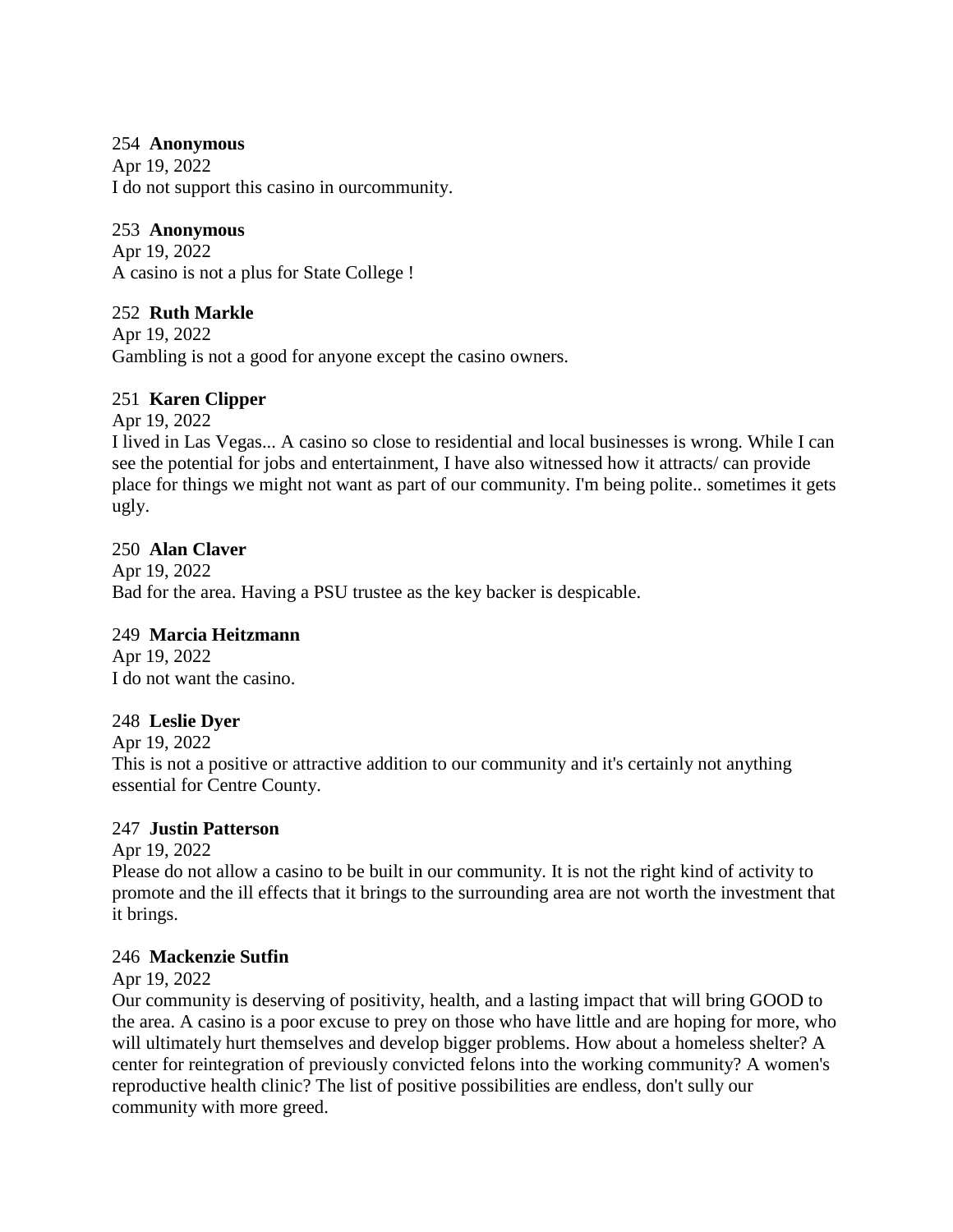254 **Anonymous**
Apr 19, 2022
I do not support this casino in ourcommunity.

253 **Anonymous**
Apr 19, 2022
A casino is not a plus for State College !

252 **Ruth Markle**
Apr 19, 2022
Gambling is not a good for anyone except the casino owners.

251 **Karen Clipper**
Apr 19, 2022
I lived in Las Vegas... A casino so close to residential and local businesses is wrong. While I can see the potential for jobs and entertainment, I have also witnessed how it attracts/ can provide place for things we might not want as part of our community. I'm being polite.. sometimes it gets ugly.

250 **Alan Claver**
Apr 19, 2022
Bad for the area. Having a PSU trustee as the key backer is despicable.

249 **Marcia Heitzmann**
Apr 19, 2022
I do not want the casino.

248 **Leslie Dyer**
Apr 19, 2022
This is not a positive or attractive addition to our community and it's certainly not anything essential for Centre County.

247 **Justin Patterson**
Apr 19, 2022
Please do not allow a casino to be built in our community. It is not the right kind of activity to promote and the ill effects that it brings to the surrounding area are not worth the investment that it brings.

246 **Mackenzie Sutfin**
Apr 19, 2022
Our community is deserving of positivity, health, and a lasting impact that will bring GOOD to the area. A casino is a poor excuse to prey on those who have little and are hoping for more, who will ultimately hurt themselves and develop bigger problems. How about a homeless shelter? A center for reintegration of previously convicted felons into the working community? A women's reproductive health clinic? The list of positive possibilities are endless, don't sully our community with more greed.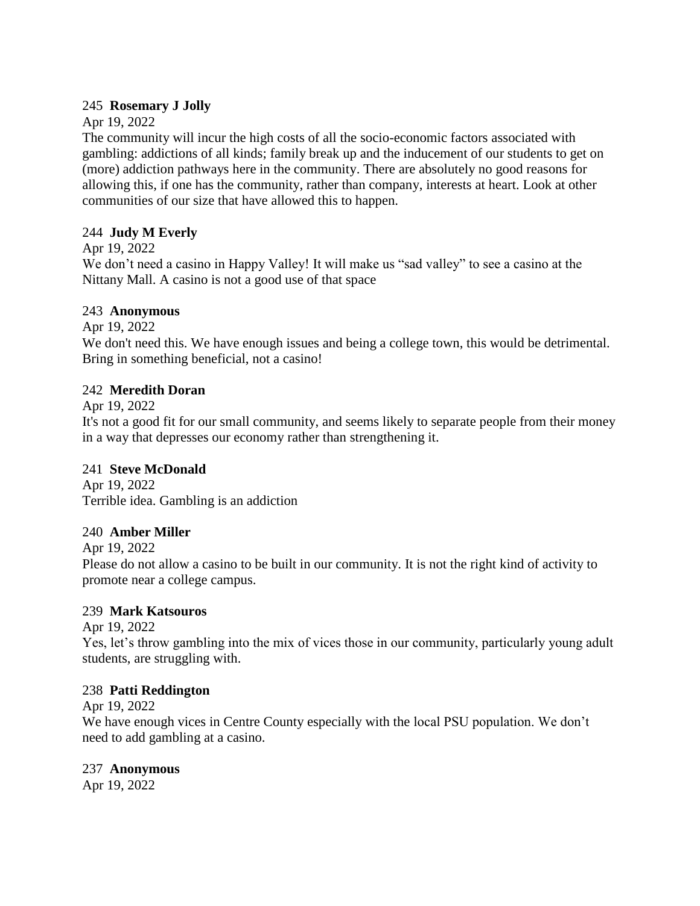245 **Rosemary J Jolly**

Apr 19, 2022

The community will incur the high costs of all the socio-economic factors associated with gambling: addictions of all kinds; family break up and the inducement of our students to get on (more) addiction pathways here in the community. There are absolutely no good reasons for allowing this, if one has the community, rather than company, interests at heart. Look at other communities of our size that have allowed this to happen.

244 **Judy M Everly**

Apr 19, 2022

We don't need a casino in Happy Valley! It will make us "sad valley" to see a casino at the Nittany Mall. A casino is not a good use of that space

243 **Anonymous**

Apr 19, 2022

We don't need this. We have enough issues and being a college town, this would be detrimental. Bring in something beneficial, not a casino!

242 **Meredith Doran**

Apr 19, 2022

It's not a good fit for our small community, and seems likely to separate people from their money in a way that depresses our economy rather than strengthening it.

241 **Steve McDonald**

Apr 19, 2022

Terrible idea. Gambling is an addiction

240 **Amber Miller**

Apr 19, 2022

Please do not allow a casino to be built in our community. It is not the right kind of activity to promote near a college campus.

239 **Mark Katsouros**

Apr 19, 2022

Yes, let's throw gambling into the mix of vices those in our community, particularly young adult students, are struggling with.

238 **Patti Reddington**

Apr 19, 2022

We have enough vices in Centre County especially with the local PSU population. We don't need to add gambling at a casino.

237 **Anonymous**

Apr 19, 2022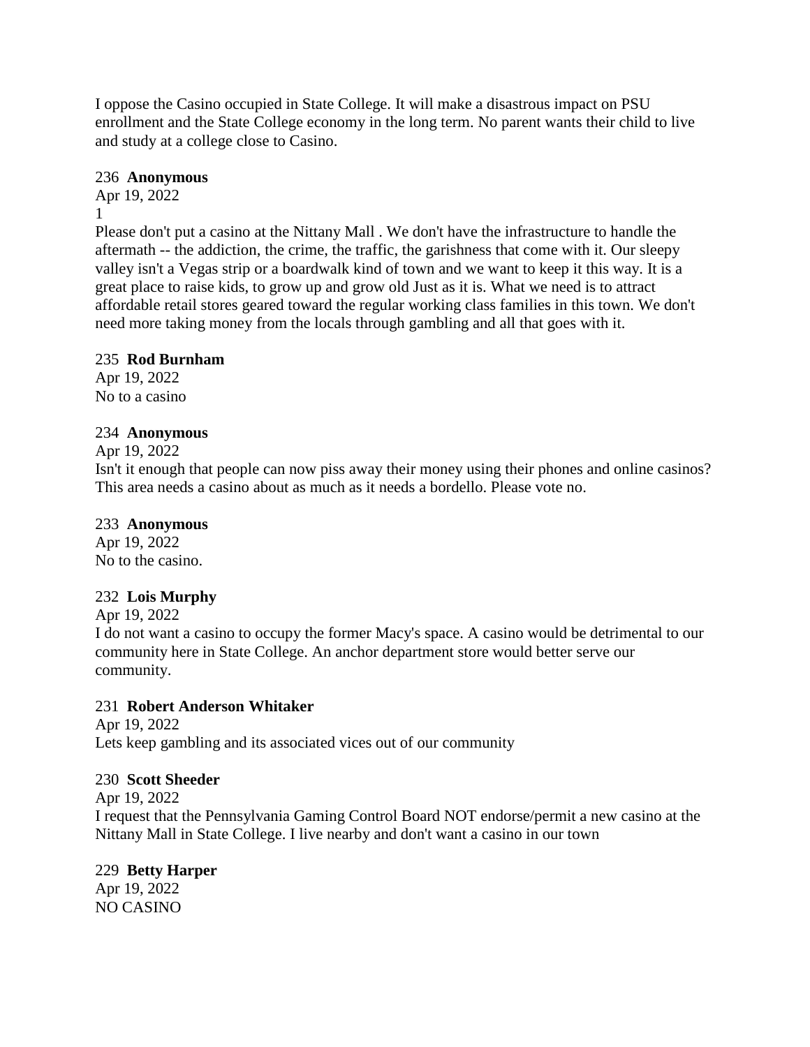I oppose the Casino occupied in State College. It will make a disastrous impact on PSU enrollment and the State College economy in the long term. No parent wants their child to live and study at a college close to Casino.

236 **Anonymous**
Apr 19, 2022
1
Please don't put a casino at the Nittany Mall . We don't have the infrastructure to handle the aftermath -- the addiction, the crime, the traffic, the garishness that come with it. Our sleepy valley isn't a Vegas strip or a boardwalk kind of town and we want to keep it this way. It is a great place to raise kids, to grow up and grow old Just as it is. What we need is to attract affordable retail stores geared toward the regular working class families in this town. We don't need more taking money from the locals through gambling and all that goes with it.

235 **Rod Burnham**
Apr 19, 2022
No to a casino

234 **Anonymous**
Apr 19, 2022
Isn't it enough that people can now piss away their money using their phones and online casinos? This area needs a casino about as much as it needs a bordello. Please vote no.

233 **Anonymous**
Apr 19, 2022
No to the casino.

232 **Lois Murphy**
Apr 19, 2022
I do not want a casino to occupy the former Macy's space. A casino would be detrimental to our community here in State College. An anchor department store would better serve our community.

231 **Robert Anderson Whitaker**
Apr 19, 2022
Lets keep gambling and its associated vices out of our community

230 **Scott Sheeder**
Apr 19, 2022
I request that the Pennsylvania Gaming Control Board NOT endorse/permit a new casino at the Nittany Mall in State College. I live nearby and don't want a casino in our town

229 **Betty Harper**
Apr 19, 2022
NO CASINO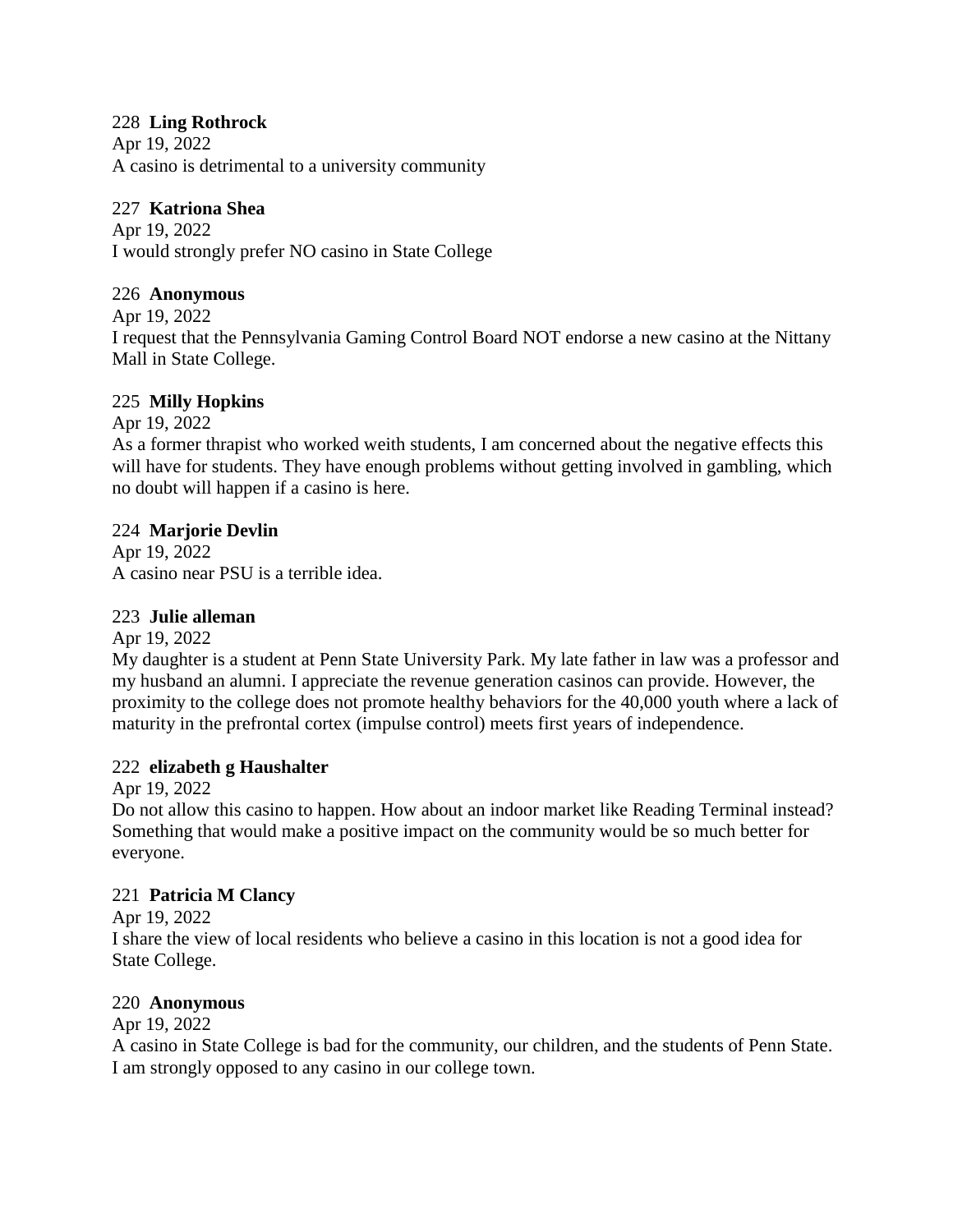228 **Ling Rothrock**
Apr 19, 2022
A casino is detrimental to a university community

227 **Katriona Shea**
Apr 19, 2022
I would strongly prefer NO casino in State College

226 **Anonymous**
Apr 19, 2022
I request that the Pennsylvania Gaming Control Board NOT endorse a new casino at the Nittany Mall in State College.

225 **Milly Hopkins**
Apr 19, 2022
As a former thrapist who worked weith students, I am concerned about the negative effects this will have for students. They have enough problems without getting involved in gambling, which no doubt will happen if a casino is here.

224 **Marjorie Devlin**
Apr 19, 2022
A casino near PSU is a terrible idea.

223 **Julie alleman**
Apr 19, 2022
My daughter is a student at Penn State University Park. My late father in law was a professor and my husband an alumni. I appreciate the revenue generation casinos can provide. However, the proximity to the college does not promote healthy behaviors for the 40,000 youth where a lack of maturity in the prefrontal cortex (impulse control) meets first years of independence.

222 **elizabeth g Haushalter**
Apr 19, 2022
Do not allow this casino to happen. How about an indoor market like Reading Terminal instead? Something that would make a positive impact on the community would be so much better for everyone.

221 **Patricia M Clancy**
Apr 19, 2022
I share the view of local residents who believe a casino in this location is not a good idea for State College.

220 **Anonymous**
Apr 19, 2022
A casino in State College is bad for the community, our children, and the students of Penn State. I am strongly opposed to any casino in our college town.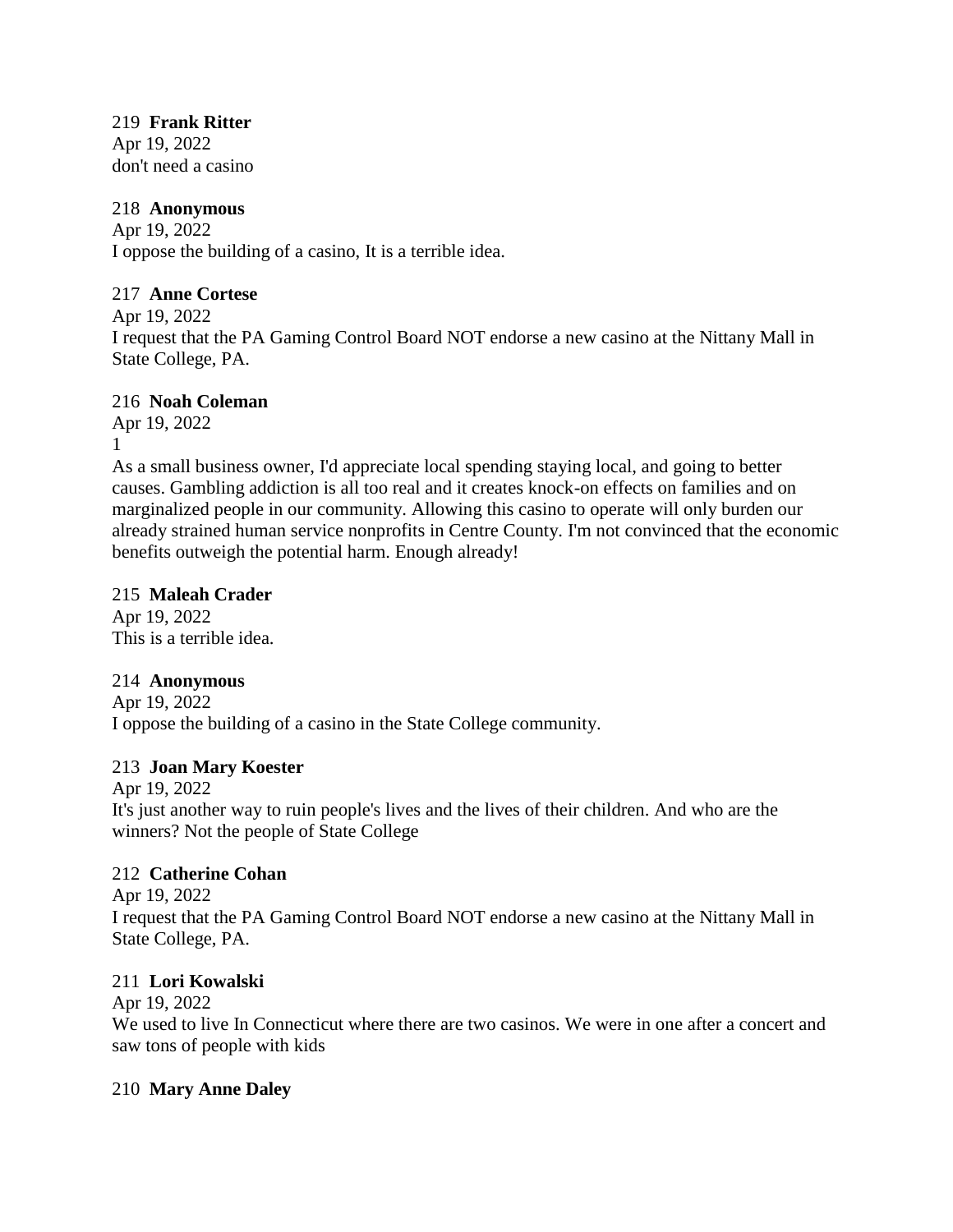219 **Frank Ritter**
Apr 19, 2022
don't need a casino

218 **Anonymous**
Apr 19, 2022
I oppose the building of a casino, It is a terrible idea.

217 **Anne Cortese**
Apr 19, 2022
I request that the PA Gaming Control Board NOT endorse a new casino at the Nittany Mall in State College, PA.

216 **Noah Coleman**
Apr 19, 2022
1
As a small business owner, I'd appreciate local spending staying local, and going to better causes. Gambling addiction is all too real and it creates knock-on effects on families and on marginalized people in our community. Allowing this casino to operate will only burden our already strained human service nonprofits in Centre County. I'm not convinced that the economic benefits outweigh the potential harm. Enough already!

215 **Maleah Crader**
Apr 19, 2022
This is a terrible idea.

214 **Anonymous**
Apr 19, 2022
I oppose the building of a casino in the State College community.

213 **Joan Mary Koester**
Apr 19, 2022
It's just another way to ruin people's lives and the lives of their children. And who are the winners? Not the people of State College

212 **Catherine Cohan**
Apr 19, 2022
I request that the PA Gaming Control Board NOT endorse a new casino at the Nittany Mall in State College, PA.

211 **Lori Kowalski**
Apr 19, 2022
We used to live In Connecticut where there are two casinos. We were in one after a concert and saw tons of people with kids

210 **Mary Anne Daley**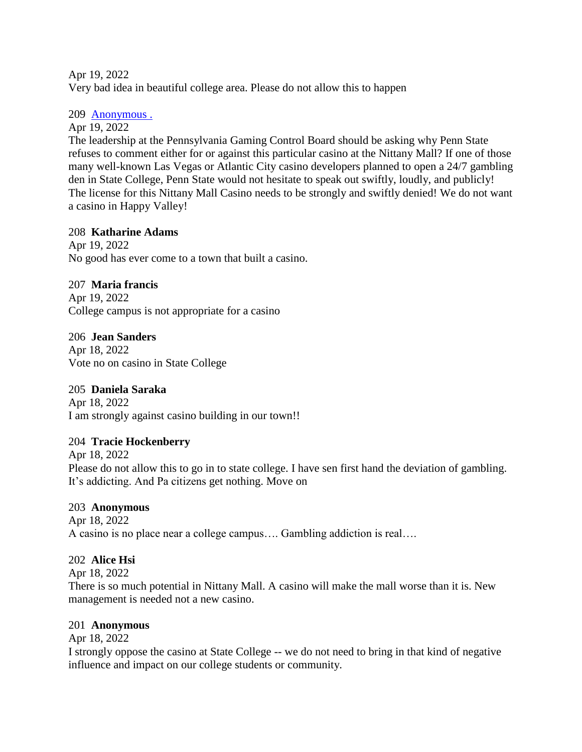Apr 19, 2022
Very bad idea in beautiful college area. Please do not allow this to happen

209 [Anonymous .]

Apr 19, 2022
The leadership at the Pennsylvania Gaming Control Board should be asking why Penn State refuses to comment either for or against this particular casino at the Nittany Mall? If one of those many well-known Las Vegas or Atlantic City casino developers planned to open a 24/7 gambling den in State College, Penn State would not hesitate to speak out swiftly, loudly, and publicly! The license for this Nittany Mall Casino needs to be strongly and swiftly denied! We do not want a casino in Happy Valley!

208 **Katharine Adams**

Apr 19, 2022
No good has ever come to a town that built a casino.

207 **Maria francis**

Apr 19, 2022
College campus is not appropriate for a casino

206 **Jean Sanders**

Apr 18, 2022
Vote no on casino in State College

205 **Daniela Saraka**

Apr 18, 2022
I am strongly against casino building in our town!!

204 **Tracie Hockenberry**

Apr 18, 2022
Please do not allow this to go in to state college. I have sen first hand the deviation of gambling. It's addicting. And Pa citizens get nothing. Move on

203 **Anonymous**

Apr 18, 2022
A casino is no place near a college campus…. Gambling addiction is real….

202 **Alice Hsi**

Apr 18, 2022
There is so much potential in Nittany Mall. A casino will make the mall worse than it is. New management is needed not a new casino.

201 **Anonymous**

Apr 18, 2022
I strongly oppose the casino at State College -- we do not need to bring in that kind of negative influence and impact on our college students or community.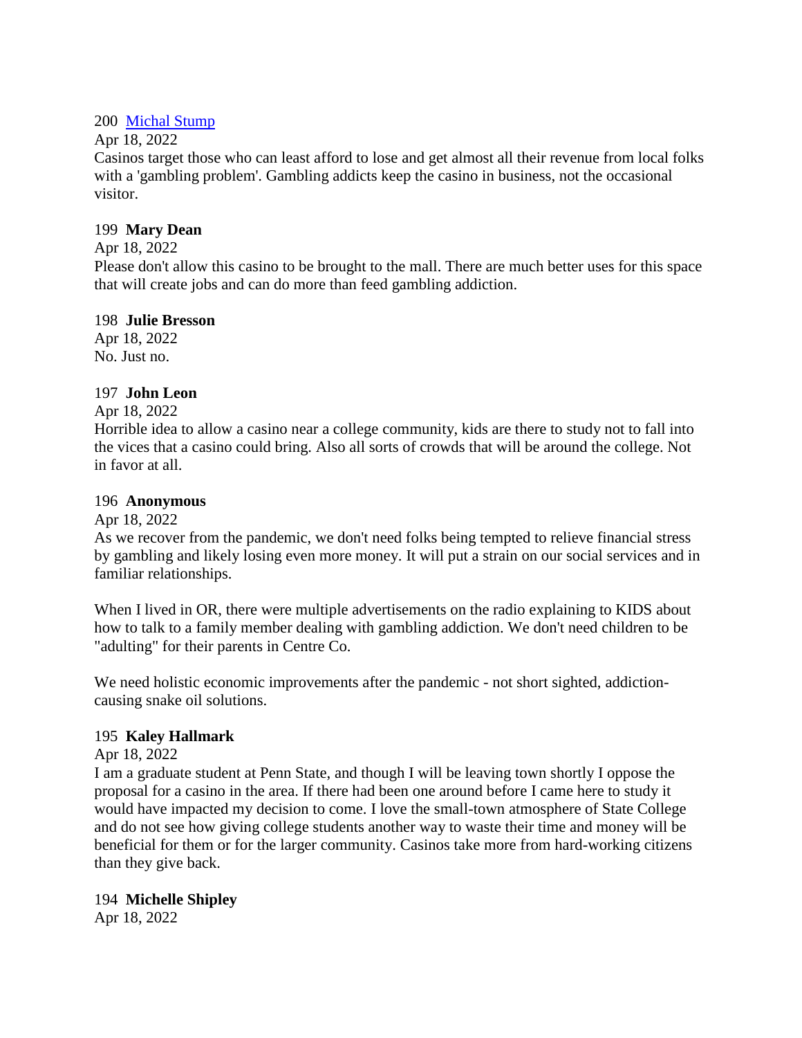200 [Michal Stump]()

Apr 18, 2022

Casinos target those who can least afford to lose and get almost all their revenue from local folks with a 'gambling problem'. Gambling addicts keep the casino in business, not the occasional visitor.

199 **Mary Dean**

Apr 18, 2022

Please don't allow this casino to be brought to the mall. There are much better uses for this space that will create jobs and can do more than feed gambling addiction.

198 **Julie Bresson**

Apr 18, 2022

No. Just no.

197 **John Leon**

Apr 18, 2022

Horrible idea to allow a casino near a college community, kids are there to study not to fall into the vices that a casino could bring. Also all sorts of crowds that will be around the college. Not in favor at all.

196 **Anonymous**

Apr 18, 2022

As we recover from the pandemic, we don't need folks being tempted to relieve financial stress by gambling and likely losing even more money. It will put a strain on our social services and in familiar relationships.

When I lived in OR, there were multiple advertisements on the radio explaining to KIDS about how to talk to a family member dealing with gambling addiction. We don't need children to be "adulting" for their parents in Centre Co.

We need holistic economic improvements after the pandemic - not short sighted, addiction-causing snake oil solutions.

195 **Kaley Hallmark**

Apr 18, 2022

I am a graduate student at Penn State, and though I will be leaving town shortly I oppose the proposal for a casino in the area. If there had been one around before I came here to study it would have impacted my decision to come. I love the small-town atmosphere of State College and do not see how giving college students another way to waste their time and money will be beneficial for them or for the larger community. Casinos take more from hard-working citizens than they give back.

194 **Michelle Shipley**

Apr 18, 2022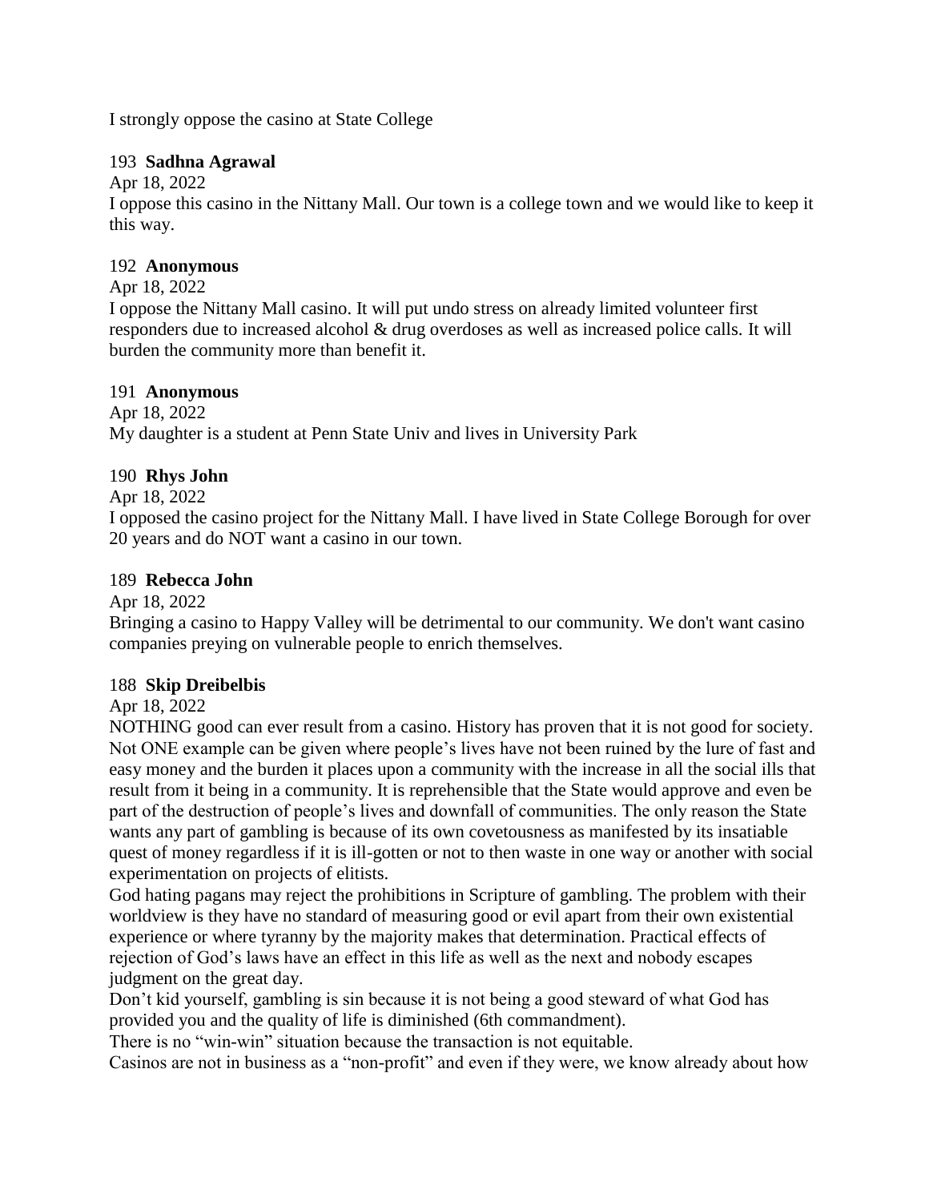I strongly oppose the casino at State College

193 **Sadhna Agrawal**

Apr 18, 2022

I oppose this casino in the Nittany Mall. Our town is a college town and we would like to keep it this way.

192 **Anonymous**

Apr 18, 2022

I oppose the Nittany Mall casino. It will put undo stress on already limited volunteer first responders due to increased alcohol & drug overdoses as well as increased police calls. It will burden the community more than benefit it.

191 **Anonymous**

Apr 18, 2022

My daughter is a student at Penn State Univ and lives in University Park

190 **Rhys John**

Apr 18, 2022

I opposed the casino project for the Nittany Mall. I have lived in State College Borough for over 20 years and do NOT want a casino in our town.

189 **Rebecca John**

Apr 18, 2022

Bringing a casino to Happy Valley will be detrimental to our community. We don't want casino companies preying on vulnerable people to enrich themselves.

188 **Skip Dreibelbis**

Apr 18, 2022

NOTHING good can ever result from a casino. History has proven that it is not good for society. Not ONE example can be given where people's lives have not been ruined by the lure of fast and easy money and the burden it places upon a community with the increase in all the social ills that result from it being in a community. It is reprehensible that the State would approve and even be part of the destruction of people's lives and downfall of communities. The only reason the State wants any part of gambling is because of its own covetousness as manifested by its insatiable quest of money regardless if it is ill-gotten or not to then waste in one way or another with social experimentation on projects of elitists.

God hating pagans may reject the prohibitions in Scripture of gambling. The problem with their worldview is they have no standard of measuring good or evil apart from their own existential experience or where tyranny by the majority makes that determination. Practical effects of rejection of God's laws have an effect in this life as well as the next and nobody escapes judgment on the great day.

Don't kid yourself, gambling is sin because it is not being a good steward of what God has provided you and the quality of life is diminished (6th commandment).

There is no "win-win" situation because the transaction is not equitable.

Casinos are not in business as a "non-profit" and even if they were, we know already about how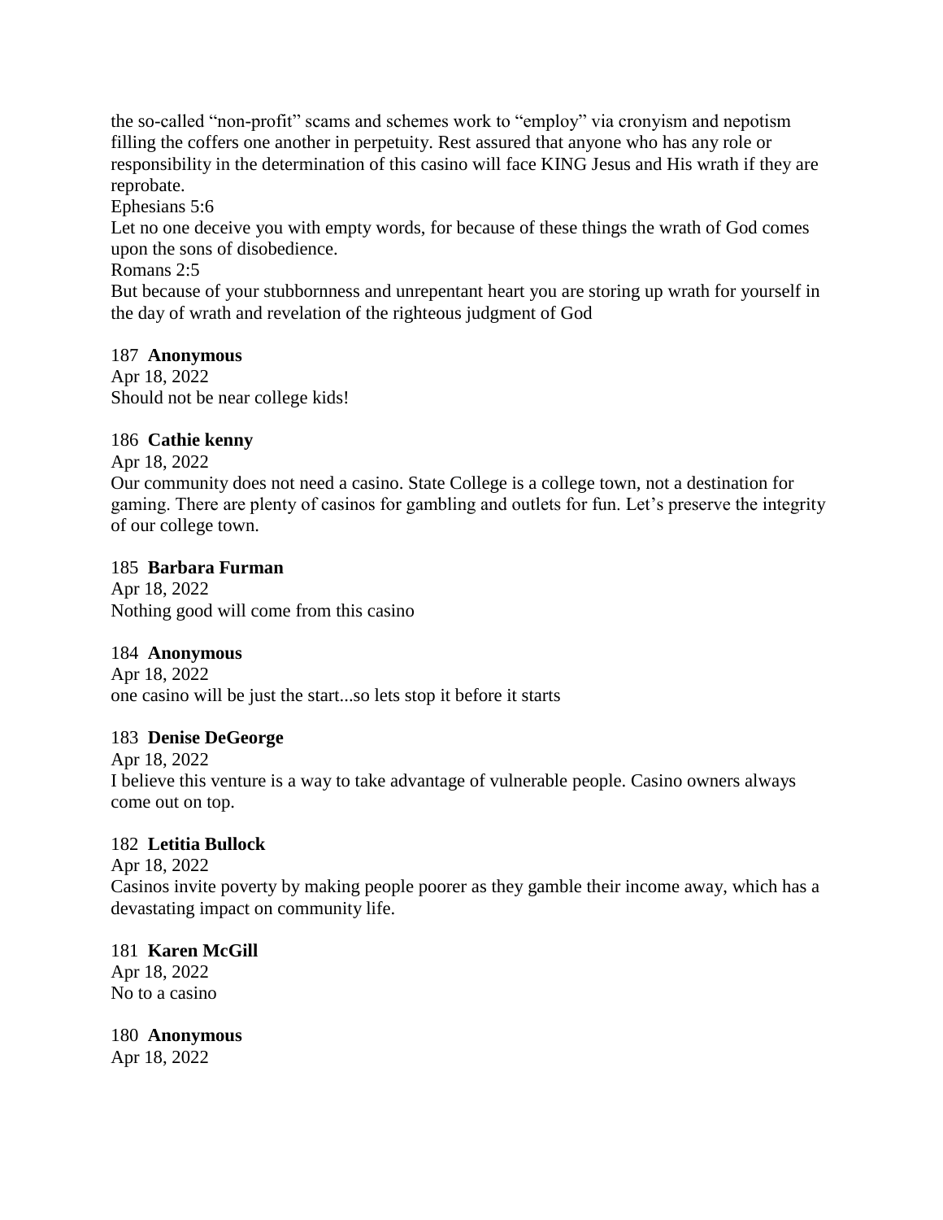the so-called “non-profit” scams and schemes work to “employ” via cronyism and nepotism filling the coffers one another in perpetuity. Rest assured that anyone who has any role or responsibility in the determination of this casino will face KING Jesus and His wrath if they are reprobate.

Ephesians 5:6

Let no one deceive you with empty words, for because of these things the wrath of God comes upon the sons of disobedience.

Romans 2:5

But because of your stubbornness and unrepentant heart you are storing up wrath for yourself in the day of wrath and revelation of the righteous judgment of God

187 **Anonymous**

Apr 18, 2022

Should not be near college kids!

186 **Cathie kenny**

Apr 18, 2022

Our community does not need a casino. State College is a college town, not a destination for gaming. There are plenty of casinos for gambling and outlets for fun. Let’s preserve the integrity of our college town.

185 **Barbara Furman**

Apr 18, 2022

Nothing good will come from this casino

184 **Anonymous**

Apr 18, 2022

one casino will be just the start...so lets stop it before it starts

183 **Denise DeGeorge**

Apr 18, 2022

I believe this venture is a way to take advantage of vulnerable people. Casino owners always come out on top.

182 **Letitia Bullock**

Apr 18, 2022

Casinos invite poverty by making people poorer as they gamble their income away, which has a devastating impact on community life.

181 **Karen McGill**

Apr 18, 2022

No to a casino

180 **Anonymous**

Apr 18, 2022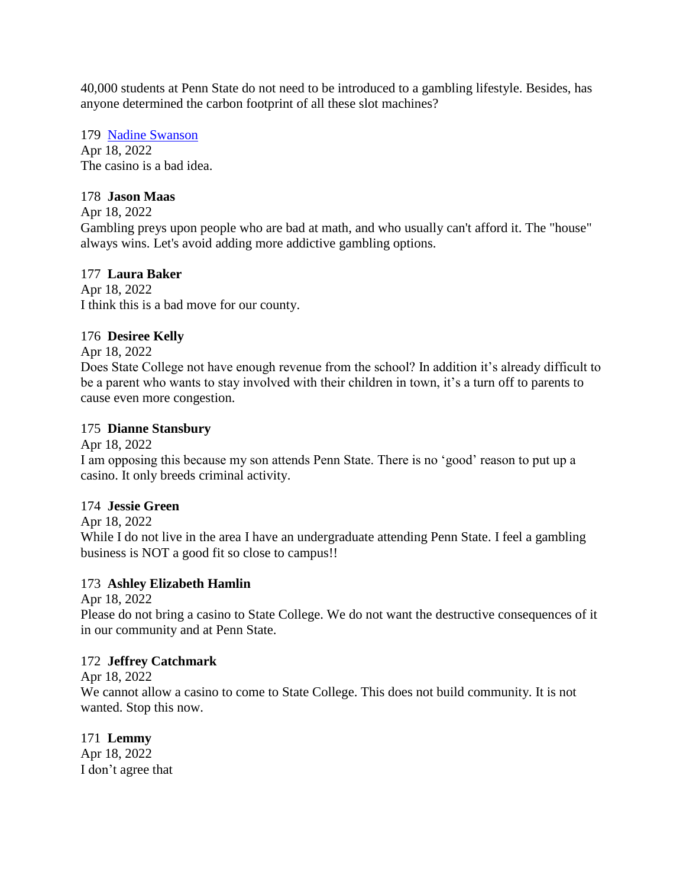40,000 students at Penn State do not need to be introduced to a gambling lifestyle. Besides, has anyone determined the carbon footprint of all these slot machines?

179 [Nadine Swanson]
Apr 18, 2022
The casino is a bad idea.

178 **Jason Maas**
Apr 18, 2022
Gambling preys upon people who are bad at math, and who usually can't afford it. The "house" always wins. Let's avoid adding more addictive gambling options.

177 **Laura Baker**
Apr 18, 2022
I think this is a bad move for our county.

176 **Desiree Kelly**
Apr 18, 2022
Does State College not have enough revenue from the school? In addition it's already difficult to be a parent who wants to stay involved with their children in town, it's a turn off to parents to cause even more congestion.

175 **Dianne Stansbury**
Apr 18, 2022
I am opposing this because my son attends Penn State. There is no 'good' reason to put up a casino. It only breeds criminal activity.

174 **Jessie Green**
Apr 18, 2022
While I do not live in the area I have an undergraduate attending Penn State. I feel a gambling business is NOT a good fit so close to campus!!

173 **Ashley Elizabeth Hamlin**
Apr 18, 2022
Please do not bring a casino to State College. We do not want the destructive consequences of it in our community and at Penn State.

172 **Jeffrey Catchmark**
Apr 18, 2022
We cannot allow a casino to come to State College. This does not build community. It is not wanted. Stop this now.

171 **Lemmy**
Apr 18, 2022
I don't agree that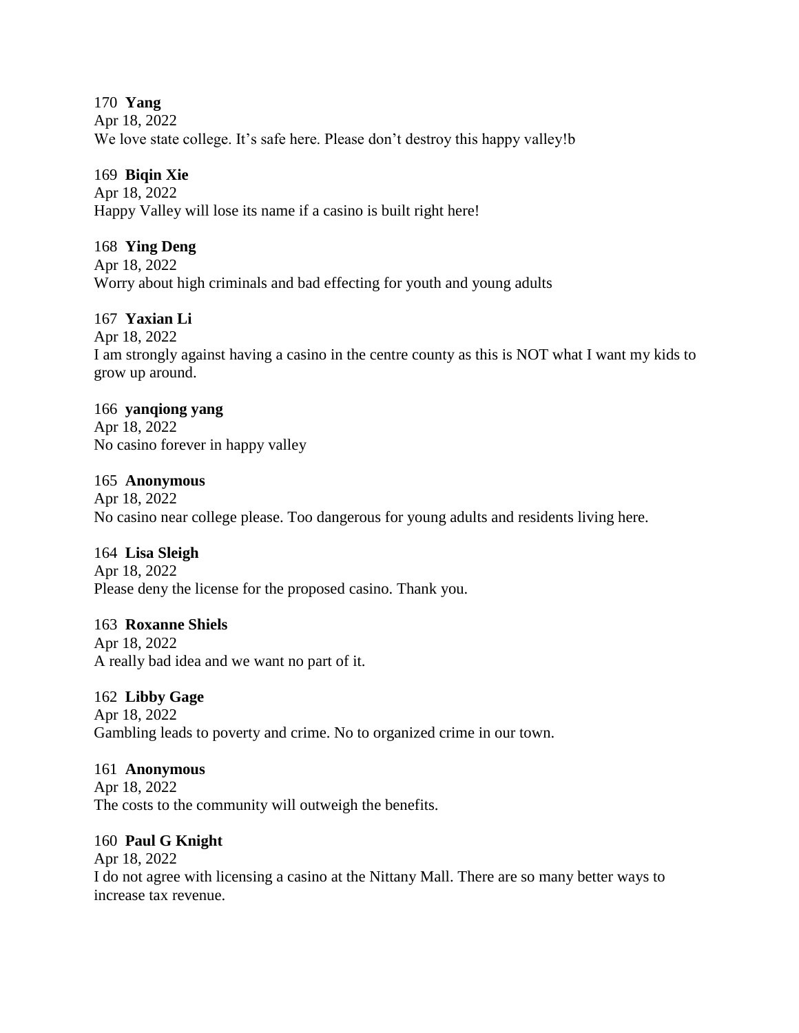170 **Yang**
Apr 18, 2022
We love state college. It’s safe here. Please don’t destroy this happy valley!b

169 **Biqin Xie**
Apr 18, 2022
Happy Valley will lose its name if a casino is built right here!

168 **Ying Deng**
Apr 18, 2022
Worry about high criminals and bad effecting for youth and young adults

167 **Yaxian Li**
Apr 18, 2022
I am strongly against having a casino in the centre county as this is NOT what I want my kids to grow up around.

166 **yanqiong yang**
Apr 18, 2022
No casino forever in happy valley

165 **Anonymous**
Apr 18, 2022
No casino near college please. Too dangerous for young adults and residents living here.

164 **Lisa Sleigh**
Apr 18, 2022
Please deny the license for the proposed casino. Thank you.

163 **Roxanne Shiels**
Apr 18, 2022
A really bad idea and we want no part of it.

162 **Libby Gage**
Apr 18, 2022
Gambling leads to poverty and crime. No to organized crime in our town.

161 **Anonymous**
Apr 18, 2022
The costs to the community will outweigh the benefits.

160 **Paul G Knight**
Apr 18, 2022
I do not agree with licensing a casino at the Nittany Mall. There are so many better ways to increase tax revenue.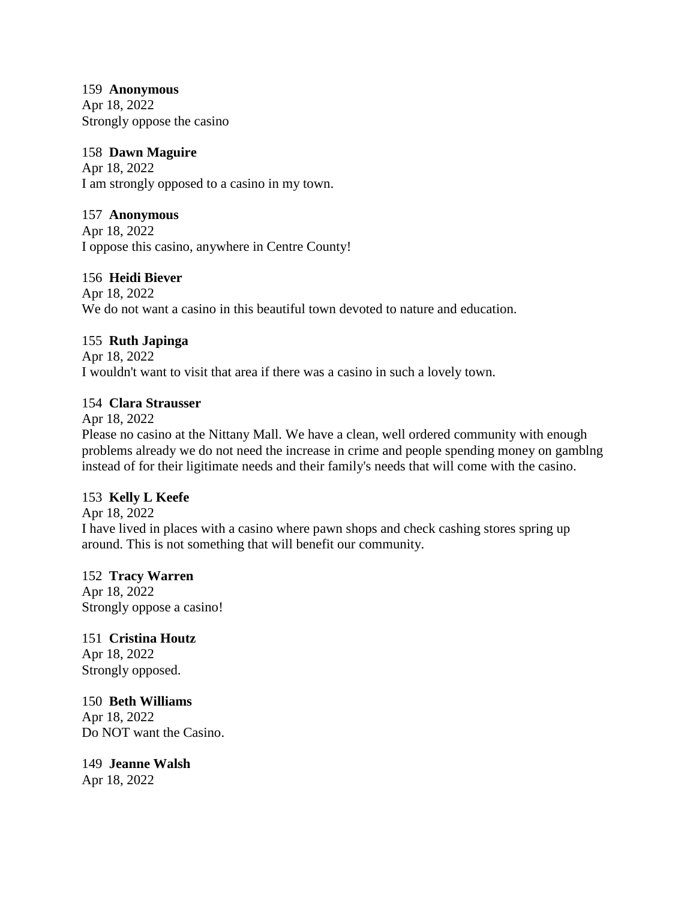159 **Anonymous**
Apr 18, 2022
Strongly oppose the casino

158 **Dawn Maguire**
Apr 18, 2022
I am strongly opposed to a casino in my town.

157 **Anonymous**
Apr 18, 2022
I oppose this casino, anywhere in Centre County!

156 **Heidi Biever**
Apr 18, 2022
We do not want a casino in this beautiful town devoted to nature and education.

155 **Ruth Japinga**
Apr 18, 2022
I wouldn't want to visit that area if there was a casino in such a lovely town.

154 **Clara Strausser**
Apr 18, 2022
Please no casino at the Nittany Mall. We have a clean, well ordered community with enough problems already we do not need the increase in crime and people spending money on gamblng instead of for their ligitimate needs and their family's needs that will come with the casino.

153 **Kelly L Keefe**
Apr 18, 2022
I have lived in places with a casino where pawn shops and check cashing stores spring up around. This is not something that will benefit our community.

152 **Tracy Warren**
Apr 18, 2022
Strongly oppose a casino!

151 **Cristina Houtz**
Apr 18, 2022
Strongly opposed.

150 **Beth Williams**
Apr 18, 2022
Do NOT want the Casino.

149 **Jeanne Walsh**
Apr 18, 2022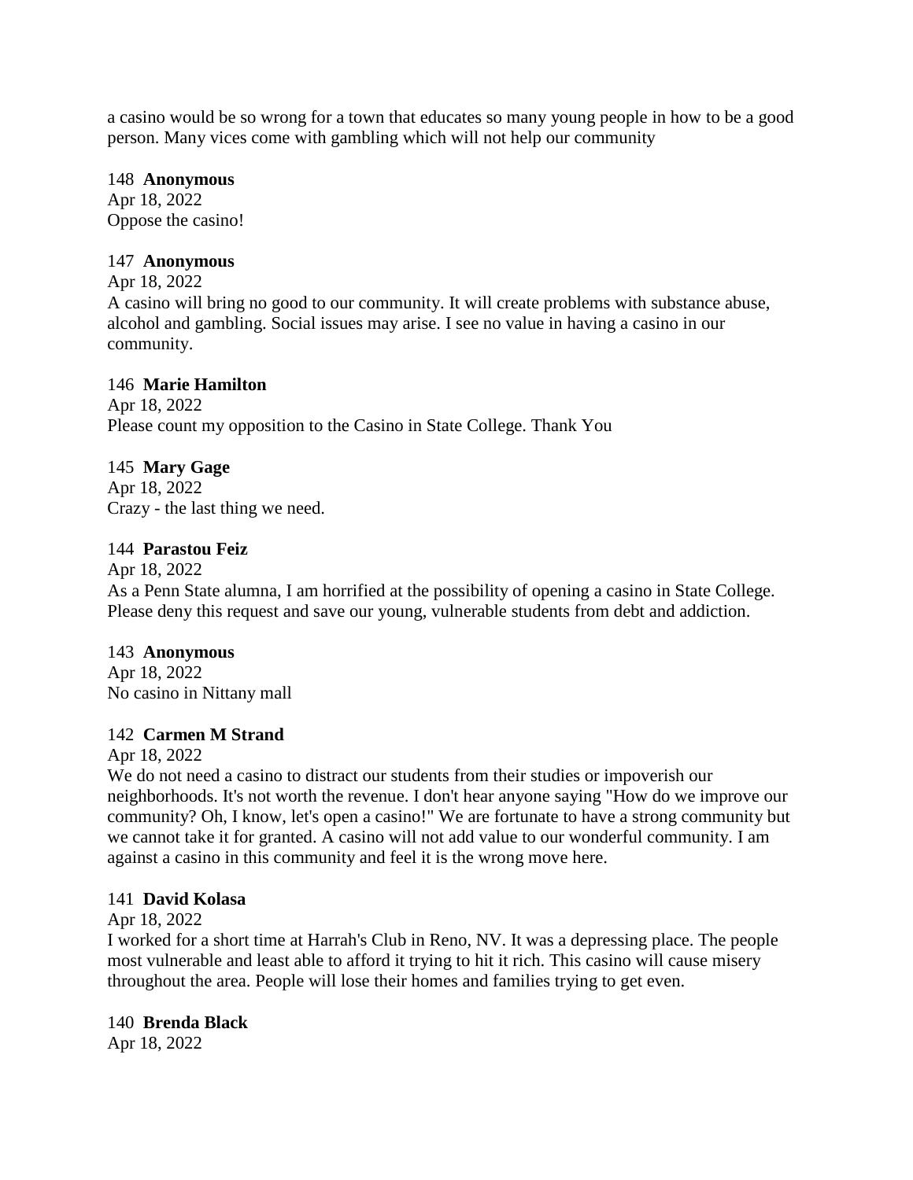a casino would be so wrong for a town that educates so many young people in how to be a good person. Many vices come with gambling which will not help our community

148 **Anonymous**
Apr 18, 2022
Oppose the casino!

147 **Anonymous**
Apr 18, 2022
A casino will bring no good to our community. It will create problems with substance abuse, alcohol and gambling. Social issues may arise. I see no value in having a casino in our community.

146 **Marie Hamilton**
Apr 18, 2022
Please count my opposition to the Casino in State College. Thank You

145 **Mary Gage**
Apr 18, 2022
Crazy - the last thing we need.

144 **Parastou Feiz**
Apr 18, 2022
As a Penn State alumna, I am horrified at the possibility of opening a casino in State College. Please deny this request and save our young, vulnerable students from debt and addiction.

143 **Anonymous**
Apr 18, 2022
No casino in Nittany mall

142 **Carmen M Strand**
Apr 18, 2022
We do not need a casino to distract our students from their studies or impoverish our neighborhoods. It's not worth the revenue. I don't hear anyone saying "How do we improve our community? Oh, I know, let's open a casino!" We are fortunate to have a strong community but we cannot take it for granted. A casino will not add value to our wonderful community. I am against a casino in this community and feel it is the wrong move here.

141 **David Kolasa**
Apr 18, 2022
I worked for a short time at Harrah's Club in Reno, NV. It was a depressing place. The people most vulnerable and least able to afford it trying to hit it rich. This casino will cause misery throughout the area. People will lose their homes and families trying to get even.

140 **Brenda Black**
Apr 18, 2022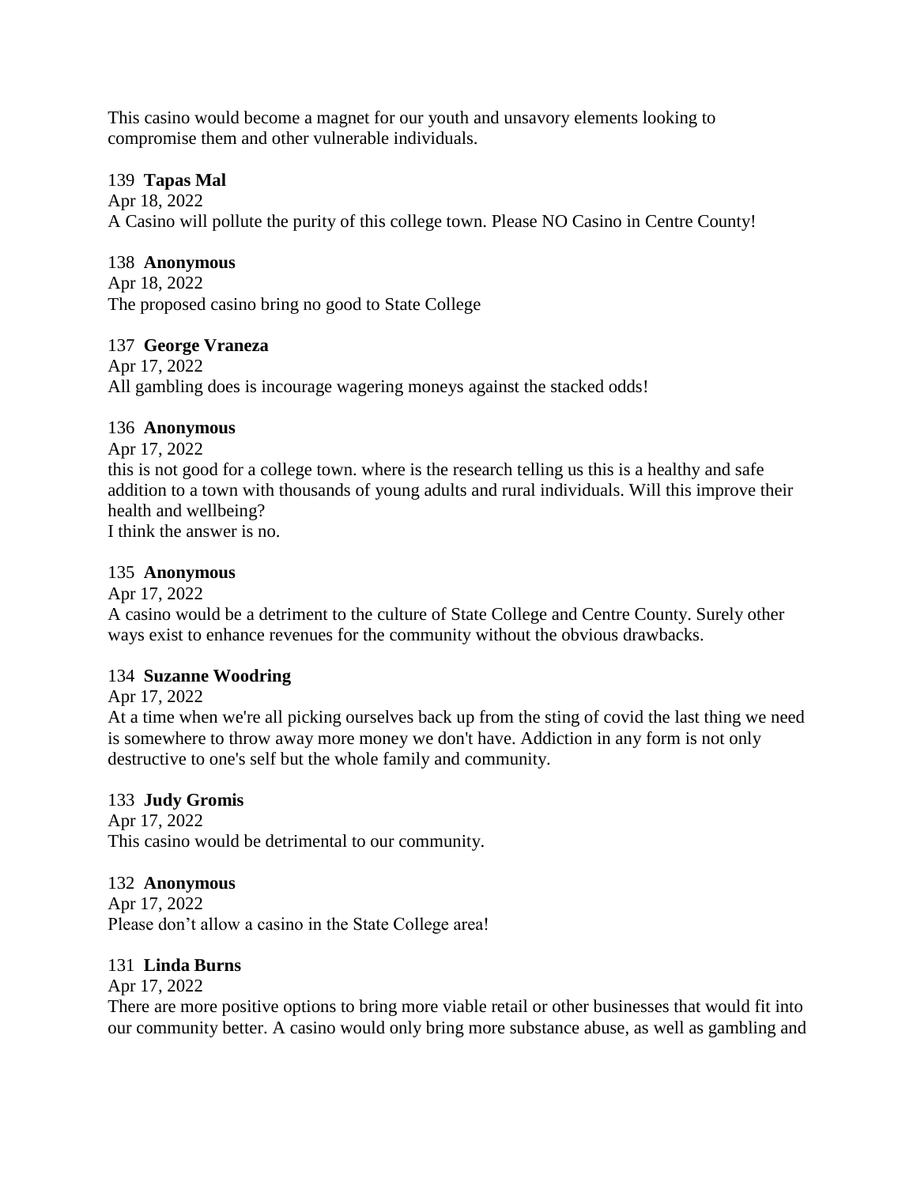This casino would become a magnet for our youth and unsavory elements looking to compromise them and other vulnerable individuals.

139 **Tapas Mal**
Apr 18, 2022
A Casino will pollute the purity of this college town. Please NO Casino in Centre County!

138 **Anonymous**
Apr 18, 2022
The proposed casino bring no good to State College

137 **George Vraneza**
Apr 17, 2022
All gambling does is incourage wagering moneys against the stacked odds!

136 **Anonymous**
Apr 17, 2022
this is not good for a college town. where is the research telling us this is a healthy and safe addition to a town with thousands of young adults and rural individuals. Will this improve their health and wellbeing?
I think the answer is no.

135 **Anonymous**
Apr 17, 2022
A casino would be a detriment to the culture of State College and Centre County. Surely other ways exist to enhance revenues for the community without the obvious drawbacks.

134 **Suzanne Woodring**
Apr 17, 2022
At a time when we're all picking ourselves back up from the sting of covid the last thing we need is somewhere to throw away more money we don't have. Addiction in any form is not only destructive to one's self but the whole family and community.

133 **Judy Gromis**
Apr 17, 2022
This casino would be detrimental to our community.

132 **Anonymous**
Apr 17, 2022
Please don't allow a casino in the State College area!

131 **Linda Burns**
Apr 17, 2022
There are more positive options to bring more viable retail or other businesses that would fit into our community better. A casino would only bring more substance abuse, as well as gambling and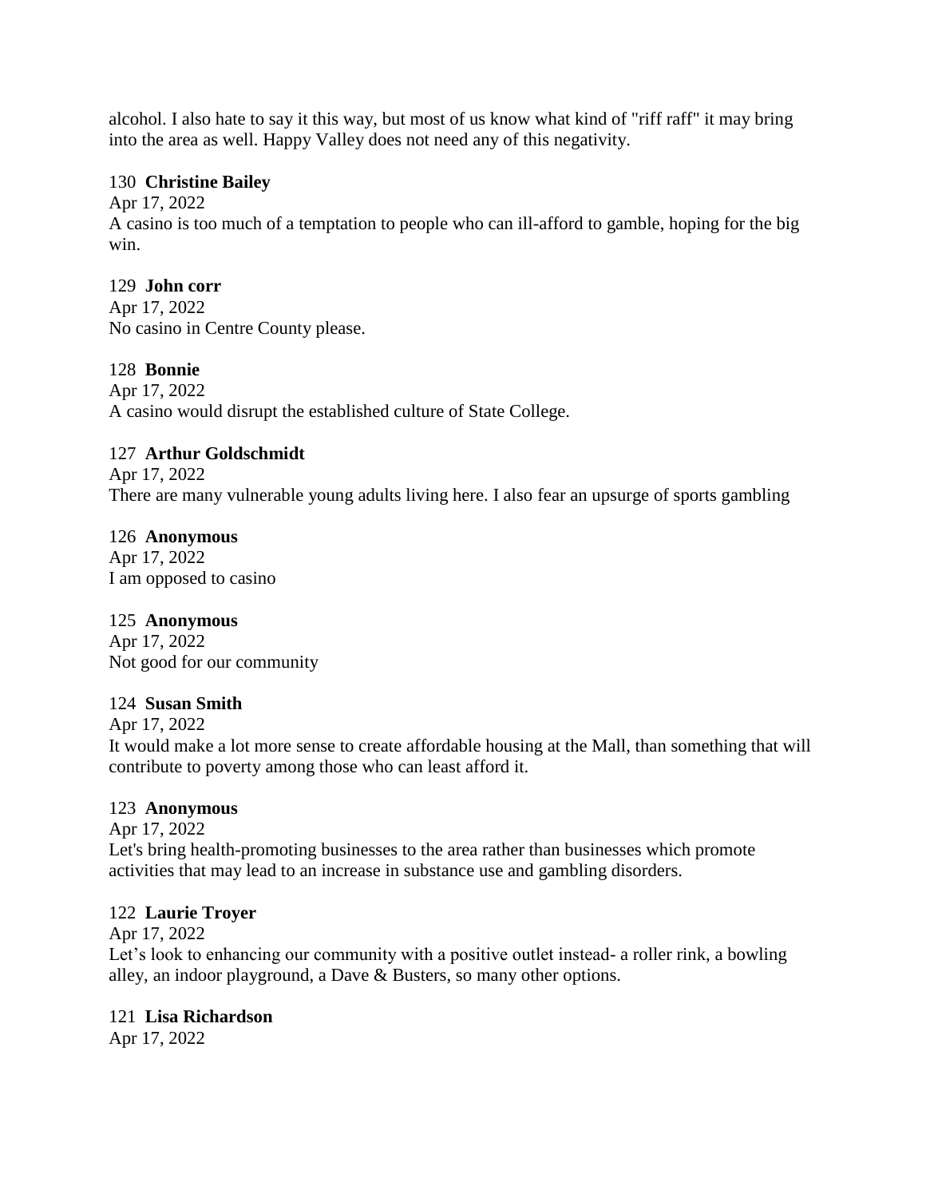alcohol. I also hate to say it this way, but most of us know what kind of "riff raff" it may bring into the area as well. Happy Valley does not need any of this negativity.

130 **Christine Bailey**

Apr 17, 2022

A casino is too much of a temptation to people who can ill-afford to gamble, hoping for the big win.

129 **John corr**

Apr 17, 2022

No casino in Centre County please.

128 **Bonnie**

Apr 17, 2022

A casino would disrupt the established culture of State College.

127 **Arthur Goldschmidt**

Apr 17, 2022

There are many vulnerable young adults living here. I also fear an upsurge of sports gambling

126 **Anonymous**

Apr 17, 2022

I am opposed to casino

125 **Anonymous**

Apr 17, 2022

Not good for our community

124 **Susan Smith**

Apr 17, 2022

It would make a lot more sense to create affordable housing at the Mall, than something that will contribute to poverty among those who can least afford it.

123 **Anonymous**

Apr 17, 2022

Let's bring health-promoting businesses to the area rather than businesses which promote activities that may lead to an increase in substance use and gambling disorders.

122 **Laurie Troyer**

Apr 17, 2022

Let's look to enhancing our community with a positive outlet instead- a roller rink, a bowling alley, an indoor playground, a Dave & Busters, so many other options.

121 **Lisa Richardson**

Apr 17, 2022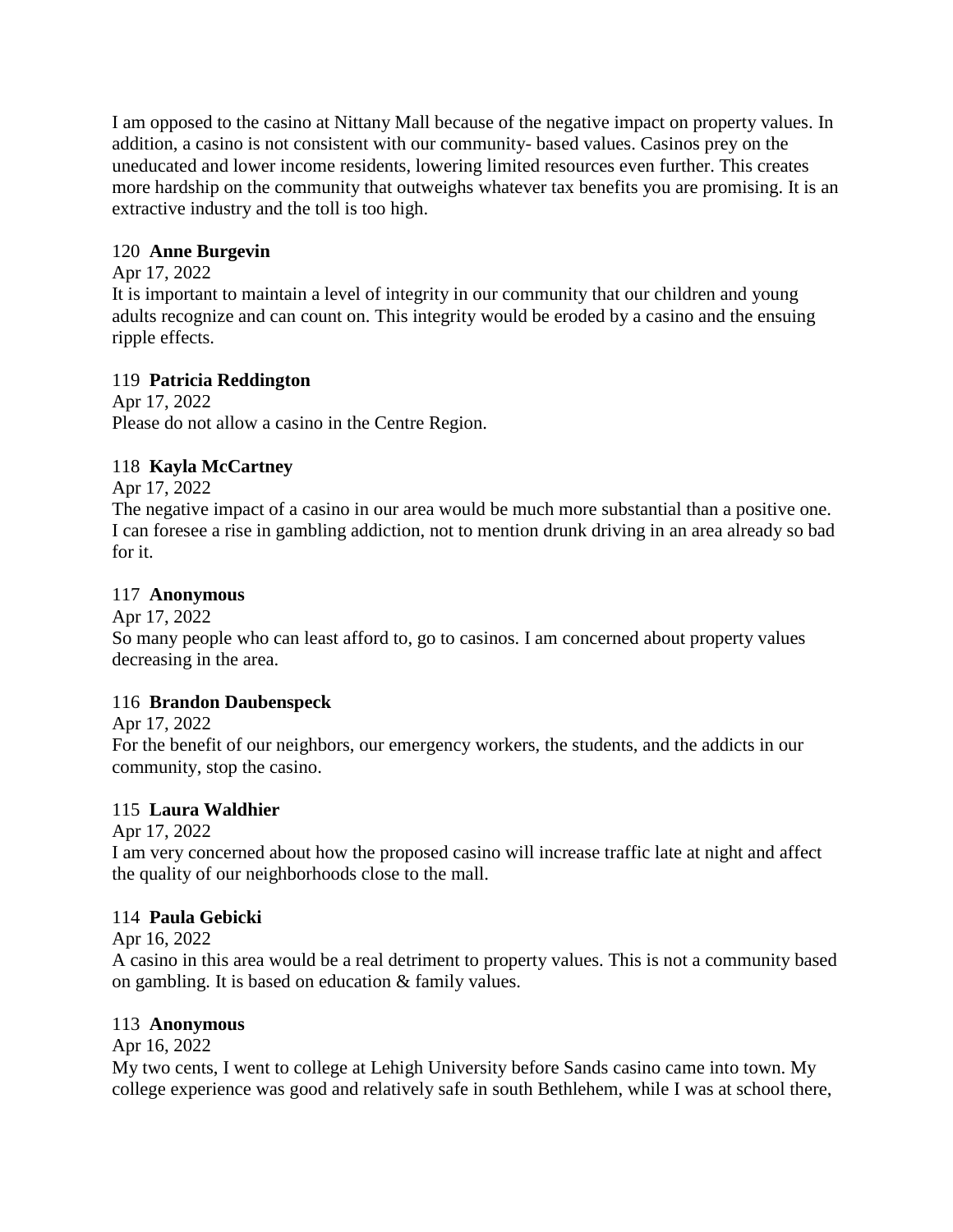I am opposed to the casino at Nittany Mall because of the negative impact on property values. In addition, a casino is not consistent with our community- based values. Casinos prey on the uneducated and lower income residents, lowering limited resources even further. This creates more hardship on the community that outweighs whatever tax benefits you are promising. It is an extractive industry and the toll is too high.

120 **Anne Burgevin**

Apr 17, 2022

It is important to maintain a level of integrity in our community that our children and young adults recognize and can count on. This integrity would be eroded by a casino and the ensuing ripple effects.

119 **Patricia Reddington**

Apr 17, 2022

Please do not allow a casino in the Centre Region.

118 **Kayla McCartney**

Apr 17, 2022

The negative impact of a casino in our area would be much more substantial than a positive one. I can foresee a rise in gambling addiction, not to mention drunk driving in an area already so bad for it.

117 **Anonymous**

Apr 17, 2022

So many people who can least afford to, go to casinos. I am concerned about property values decreasing in the area.

116 **Brandon Daubenspeck**

Apr 17, 2022

For the benefit of our neighbors, our emergency workers, the students, and the addicts in our community, stop the casino.

115 **Laura Waldhier**

Apr 17, 2022

I am very concerned about how the proposed casino will increase traffic late at night and affect the quality of our neighborhoods close to the mall.

114 **Paula Gebicki**

Apr 16, 2022

A casino in this area would be a real detriment to property values. This is not a community based on gambling. It is based on education & family values.

113 **Anonymous**

Apr 16, 2022

My two cents, I went to college at Lehigh University before Sands casino came into town. My college experience was good and relatively safe in south Bethlehem, while I was at school there,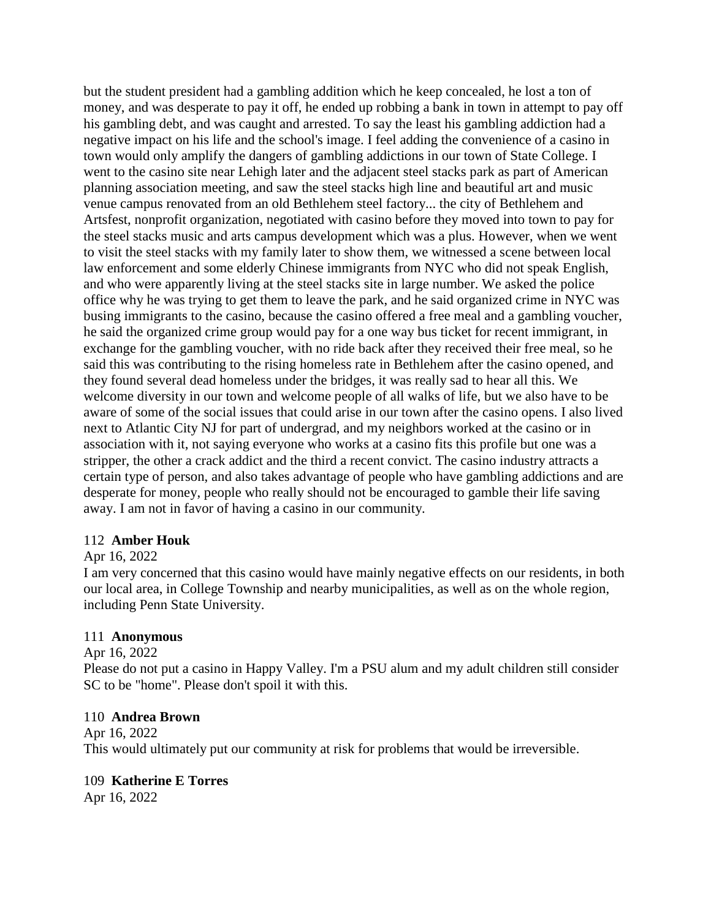but the student president had a gambling addition which he keep concealed, he lost a ton of money, and was desperate to pay it off, he ended up robbing a bank in town in attempt to pay off his gambling debt, and was caught and arrested. To say the least his gambling addiction had a negative impact on his life and the school's image. I feel adding the convenience of a casino in town would only amplify the dangers of gambling addictions in our town of State College. I went to the casino site near Lehigh later and the adjacent steel stacks park as part of American planning association meeting, and saw the steel stacks high line and beautiful art and music venue campus renovated from an old Bethlehem steel factory... the city of Bethlehem and Artsfest, nonprofit organization, negotiated with casino before they moved into town to pay for the steel stacks music and arts campus development which was a plus. However, when we went to visit the steel stacks with my family later to show them, we witnessed a scene between local law enforcement and some elderly Chinese immigrants from NYC who did not speak English, and who were apparently living at the steel stacks site in large number. We asked the police office why he was trying to get them to leave the park, and he said organized crime in NYC was busing immigrants to the casino, because the casino offered a free meal and a gambling voucher, he said the organized crime group would pay for a one way bus ticket for recent immigrant, in exchange for the gambling voucher, with no ride back after they received their free meal, so he said this was contributing to the rising homeless rate in Bethlehem after the casino opened, and they found several dead homeless under the bridges, it was really sad to hear all this. We welcome diversity in our town and welcome people of all walks of life, but we also have to be aware of some of the social issues that could arise in our town after the casino opens. I also lived next to Atlantic City NJ for part of undergrad, and my neighbors worked at the casino or in association with it, not saying everyone who works at a casino fits this profile but one was a stripper, the other a crack addict and the third a recent convict. The casino industry attracts a certain type of person, and also takes advantage of people who have gambling addictions and are desperate for money, people who really should not be encouraged to gamble their life saving away. I am not in favor of having a casino in our community.

112 **Amber Houk**

Apr 16, 2022

I am very concerned that this casino would have mainly negative effects on our residents, in both our local area, in College Township and nearby municipalities, as well as on the whole region, including Penn State University.

111 **Anonymous**

Apr 16, 2022

Please do not put a casino in Happy Valley. I'm a PSU alum and my adult children still consider SC to be "home". Please don't spoil it with this.

110 **Andrea Brown**

Apr 16, 2022

This would ultimately put our community at risk for problems that would be irreversible.

109 **Katherine E Torres**

Apr 16, 2022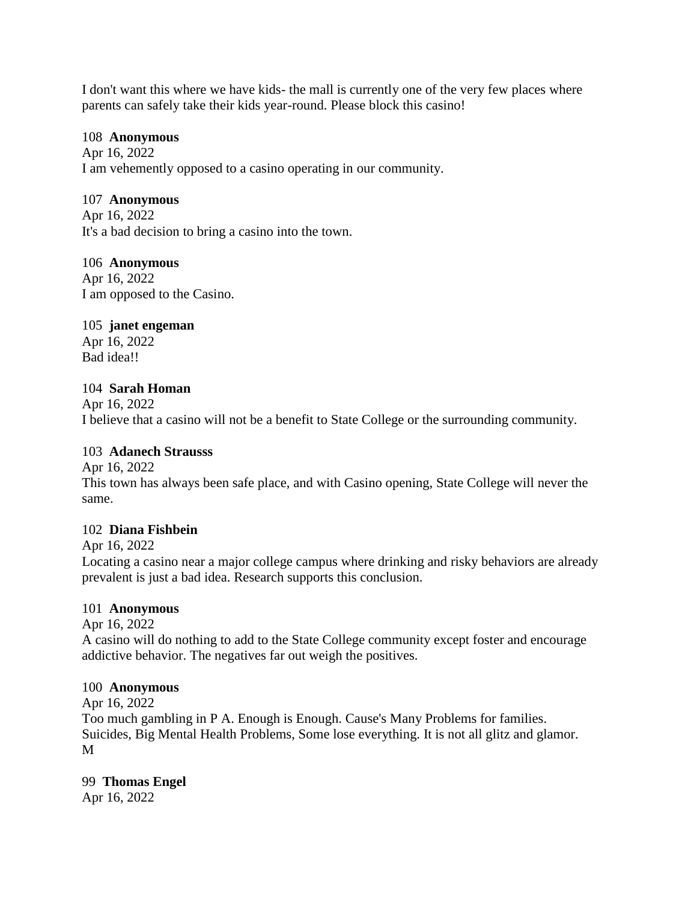I don't want this where we have kids- the mall is currently one of the very few places where parents can safely take their kids year-round. Please block this casino!

108 **Anonymous**
Apr 16, 2022
I am vehemently opposed to a casino operating in our community.

107 **Anonymous**
Apr 16, 2022
It's a bad decision to bring a casino into the town.

106 **Anonymous**
Apr 16, 2022
I am opposed to the Casino.

105 **janet engeman**
Apr 16, 2022
Bad idea!!

104 **Sarah Homan**
Apr 16, 2022
I believe that a casino will not be a benefit to State College or the surrounding community.

103 **Adanech Strausss**
Apr 16, 2022
This town has always been safe place, and with Casino opening, State College will never the same.

102 **Diana Fishbein**
Apr 16, 2022
Locating a casino near a major college campus where drinking and risky behaviors are already prevalent is just a bad idea. Research supports this conclusion.

101 **Anonymous**
Apr 16, 2022
A casino will do nothing to add to the State College community except foster and encourage addictive behavior. The negatives far out weigh the positives.

100 **Anonymous**
Apr 16, 2022
Too much gambling in P A. Enough is Enough. Cause's Many Problems for families. Suicides, Big Mental Health Problems, Some lose everything. It is not all glitz and glamor.
M

99 **Thomas Engel**
Apr 16, 2022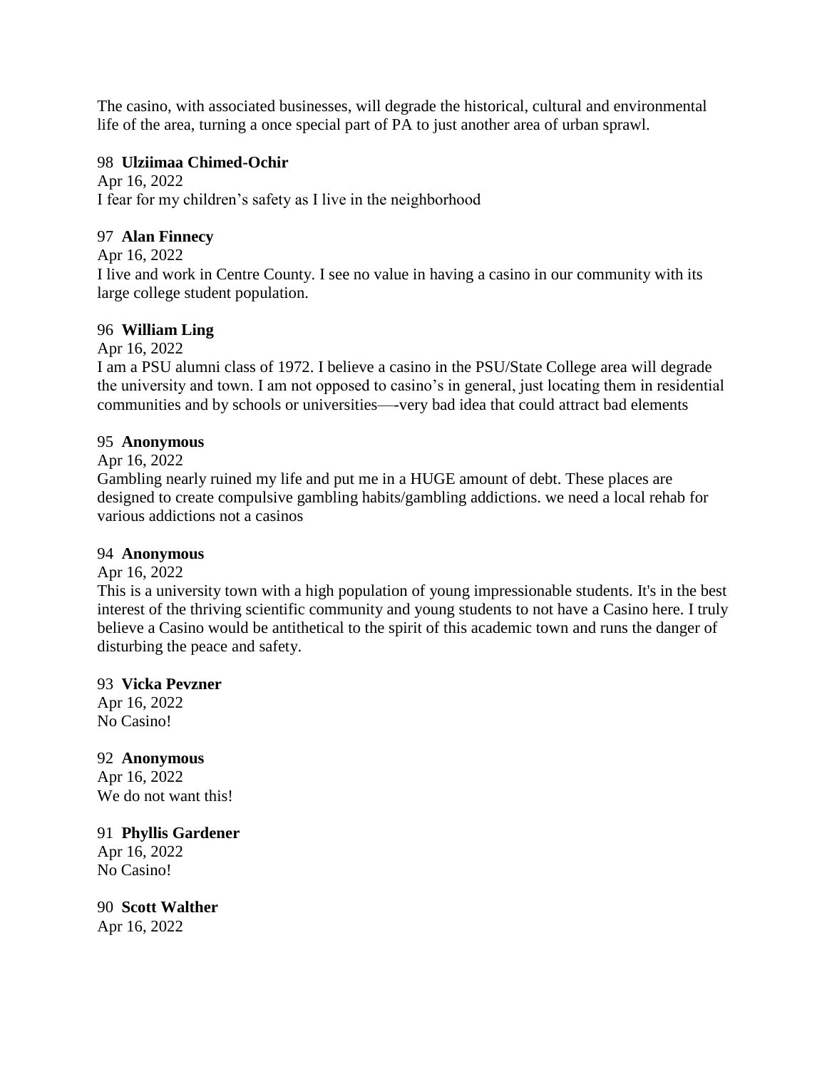The casino, with associated businesses, will degrade the historical, cultural and environmental life of the area, turning a once special part of PA to just another area of urban sprawl.

98 **Ulziimaa Chimed-Ochir**

Apr 16, 2022

I fear for my children's safety as I live in the neighborhood

97 **Alan Finnecy**

Apr 16, 2022

I live and work in Centre County. I see no value in having a casino in our community with its large college student population.

96 **William Ling**

Apr 16, 2022

I am a PSU alumni class of 1972. I believe a casino in the PSU/State College area will degrade the university and town. I am not opposed to casino's in general, just locating them in residential communities and by schools or universities—-very bad idea that could attract bad elements

95 **Anonymous**

Apr 16, 2022

Gambling nearly ruined my life and put me in a HUGE amount of debt. These places are designed to create compulsive gambling habits/gambling addictions. we need a local rehab for various addictions not a casinos

94 **Anonymous**

Apr 16, 2022

This is a university town with a high population of young impressionable students. It's in the best interest of the thriving scientific community and young students to not have a Casino here. I truly believe a Casino would be antithetical to the spirit of this academic town and runs the danger of disturbing the peace and safety.

93 **Vicka Pevzner**

Apr 16, 2022

No Casino!

92 **Anonymous**

Apr 16, 2022

We do not want this!

91 **Phyllis Gardener**

Apr 16, 2022

No Casino!

90 **Scott Walther**

Apr 16, 2022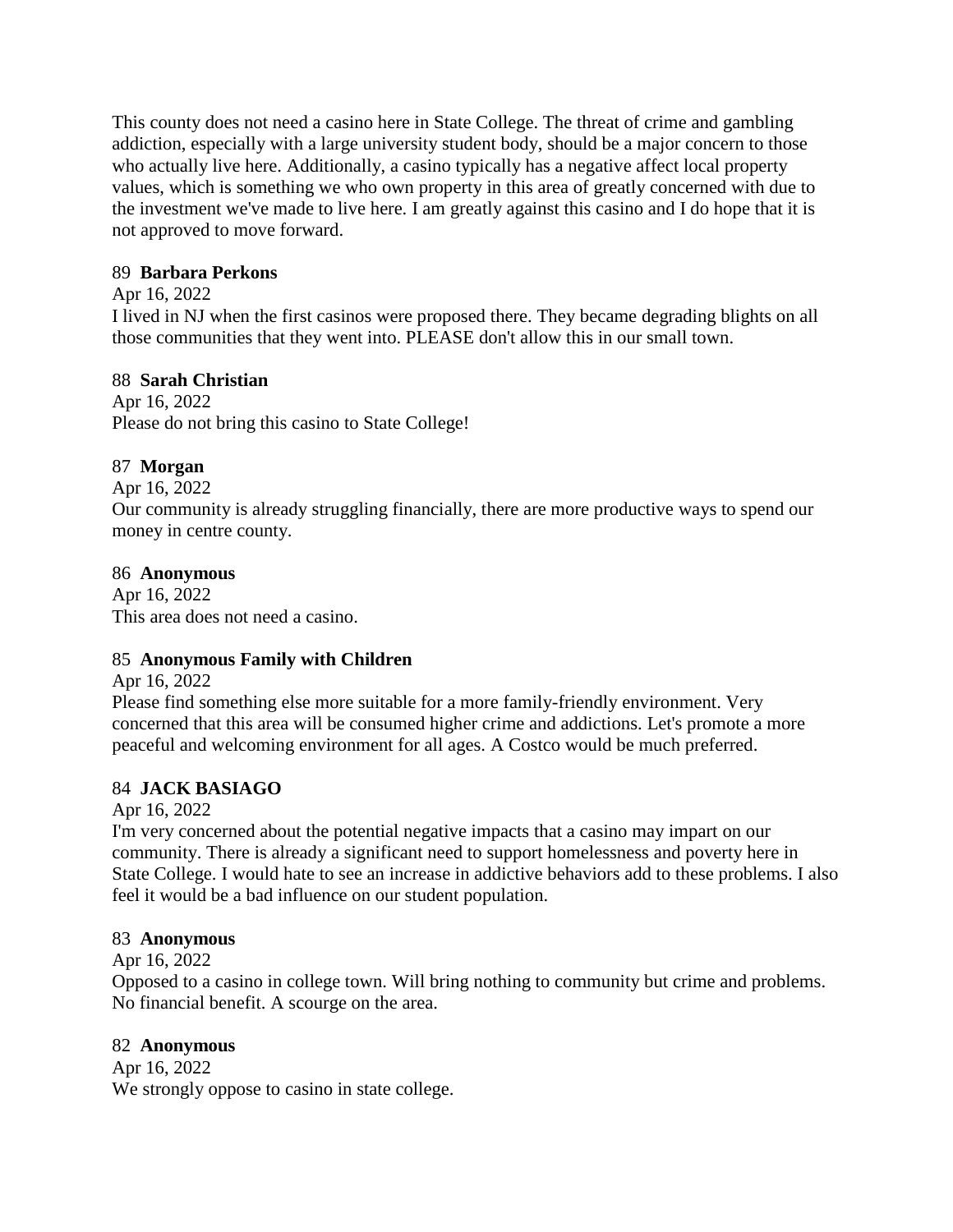This county does not need a casino here in State College. The threat of crime and gambling addiction, especially with a large university student body, should be a major concern to those who actually live here. Additionally, a casino typically has a negative affect local property values, which is something we who own property in this area of greatly concerned with due to the investment we've made to live here. I am greatly against this casino and I do hope that it is not approved to move forward.

89 **Barbara Perkons**

Apr 16, 2022

I lived in NJ when the first casinos were proposed there. They became degrading blights on all those communities that they went into. PLEASE don't allow this in our small town.

88 **Sarah Christian**

Apr 16, 2022

Please do not bring this casino to State College!

87 **Morgan**

Apr 16, 2022

Our community is already struggling financially, there are more productive ways to spend our money in centre county.

86 **Anonymous**

Apr 16, 2022

This area does not need a casino.

85 **Anonymous Family with Children**

Apr 16, 2022

Please find something else more suitable for a more family-friendly environment. Very concerned that this area will be consumed higher crime and addictions. Let's promote a more peaceful and welcoming environment for all ages. A Costco would be much preferred.

84 **JACK BASIAGO**

Apr 16, 2022

I'm very concerned about the potential negative impacts that a casino may impart on our community. There is already a significant need to support homelessness and poverty here in State College. I would hate to see an increase in addictive behaviors add to these problems. I also feel it would be a bad influence on our student population.

83 **Anonymous**

Apr 16, 2022

Opposed to a casino in college town. Will bring nothing to community but crime and problems. No financial benefit. A scourge on the area.

82 **Anonymous**

Apr 16, 2022

We strongly oppose to casino in state college.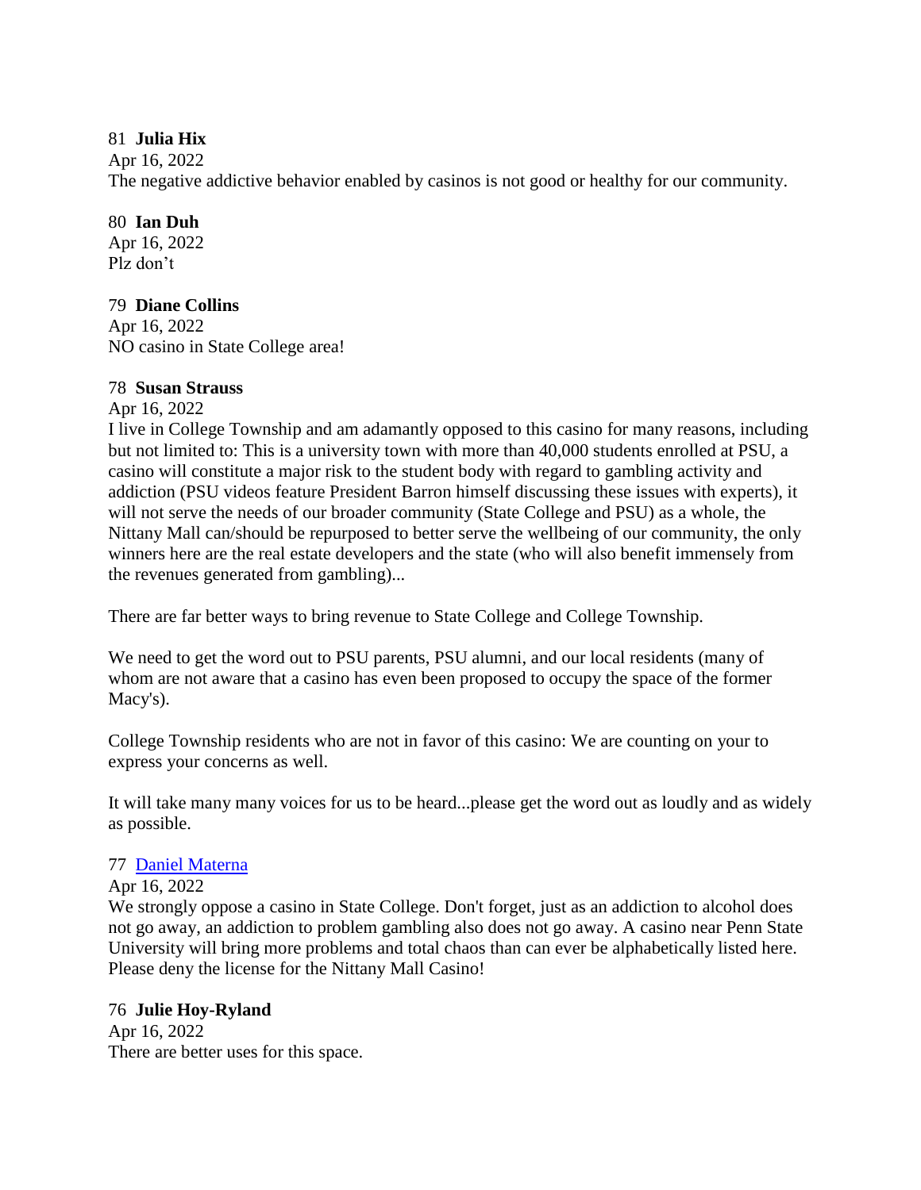81 **Julia Hix**
Apr 16, 2022
The negative addictive behavior enabled by casinos is not good or healthy for our community.

80 **Ian Duh**
Apr 16, 2022
Plz don’t

79 **Diane Collins**
Apr 16, 2022
NO casino in State College area!

78 **Susan Strauss**
Apr 16, 2022
I live in College Township and am adamantly opposed to this casino for many reasons, including but not limited to: This is a university town with more than 40,000 students enrolled at PSU, a casino will constitute a major risk to the student body with regard to gambling activity and addiction (PSU videos feature President Barron himself discussing these issues with experts), it will not serve the needs of our broader community (State College and PSU) as a whole, the Nittany Mall can/should be repurposed to better serve the wellbeing of our community, the only winners here are the real estate developers and the state (who will also benefit immensely from the revenues generated from gambling)...

There are far better ways to bring revenue to State College and College Township.

We need to get the word out to PSU parents, PSU alumni, and our local residents (many of whom are not aware that a casino has even been proposed to occupy the space of the former Macy's).

College Township residents who are not in favor of this casino: We are counting on your to express your concerns as well.

It will take many many voices for us to be heard...please get the word out as loudly and as widely as possible.

77 Daniel Materna
Apr 16, 2022
We strongly oppose a casino in State College. Don't forget, just as an addiction to alcohol does not go away, an addiction to problem gambling also does not go away. A casino near Penn State University will bring more problems and total chaos than can ever be alphabetically listed here. Please deny the license for the Nittany Mall Casino!

76 **Julie Hoy-Ryland**
Apr 16, 2022
There are better uses for this space.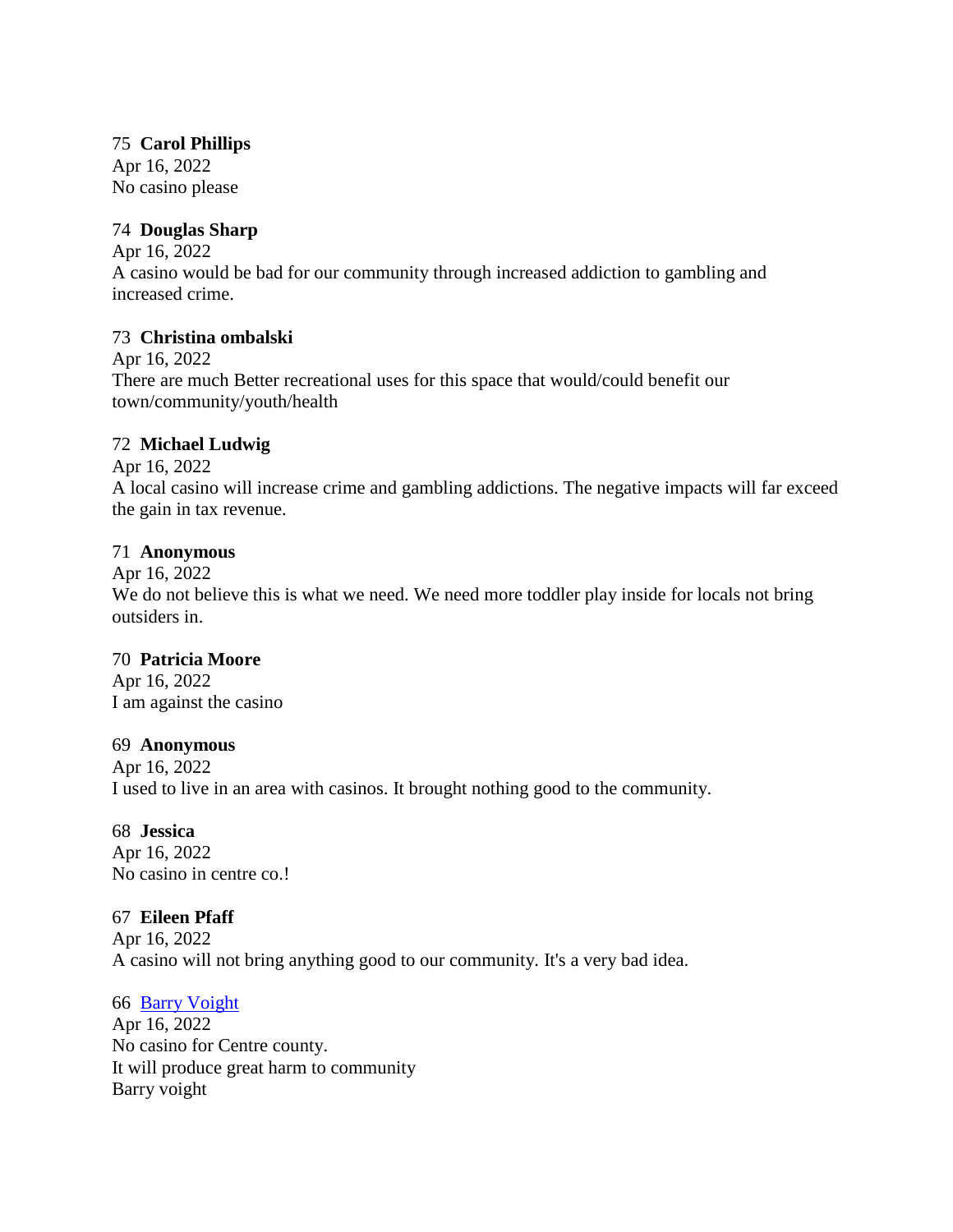75 **Carol Phillips**
Apr 16, 2022
No casino please

74 **Douglas Sharp**
Apr 16, 2022
A casino would be bad for our community through increased addiction to gambling and increased crime.

73 **Christina ombalski**
Apr 16, 2022
There are much Better recreational uses for this space that would/could benefit our town/community/youth/health

72 **Michael Ludwig**
Apr 16, 2022
A local casino will increase crime and gambling addictions. The negative impacts will far exceed the gain in tax revenue.

71 **Anonymous**
Apr 16, 2022
We do not believe this is what we need. We need more toddler play inside for locals not bring outsiders in.

70 **Patricia Moore**
Apr 16, 2022
I am against the casino

69 **Anonymous**
Apr 16, 2022
I used to live in an area with casinos. It brought nothing good to the community.

68 **Jessica**
Apr 16, 2022
No casino in centre co.!

67 **Eileen Pfaff**
Apr 16, 2022
A casino will not bring anything good to our community. It's a very bad idea.

66 Barry Voight
Apr 16, 2022
No casino for Centre county.
It will produce great harm to community
Barry voight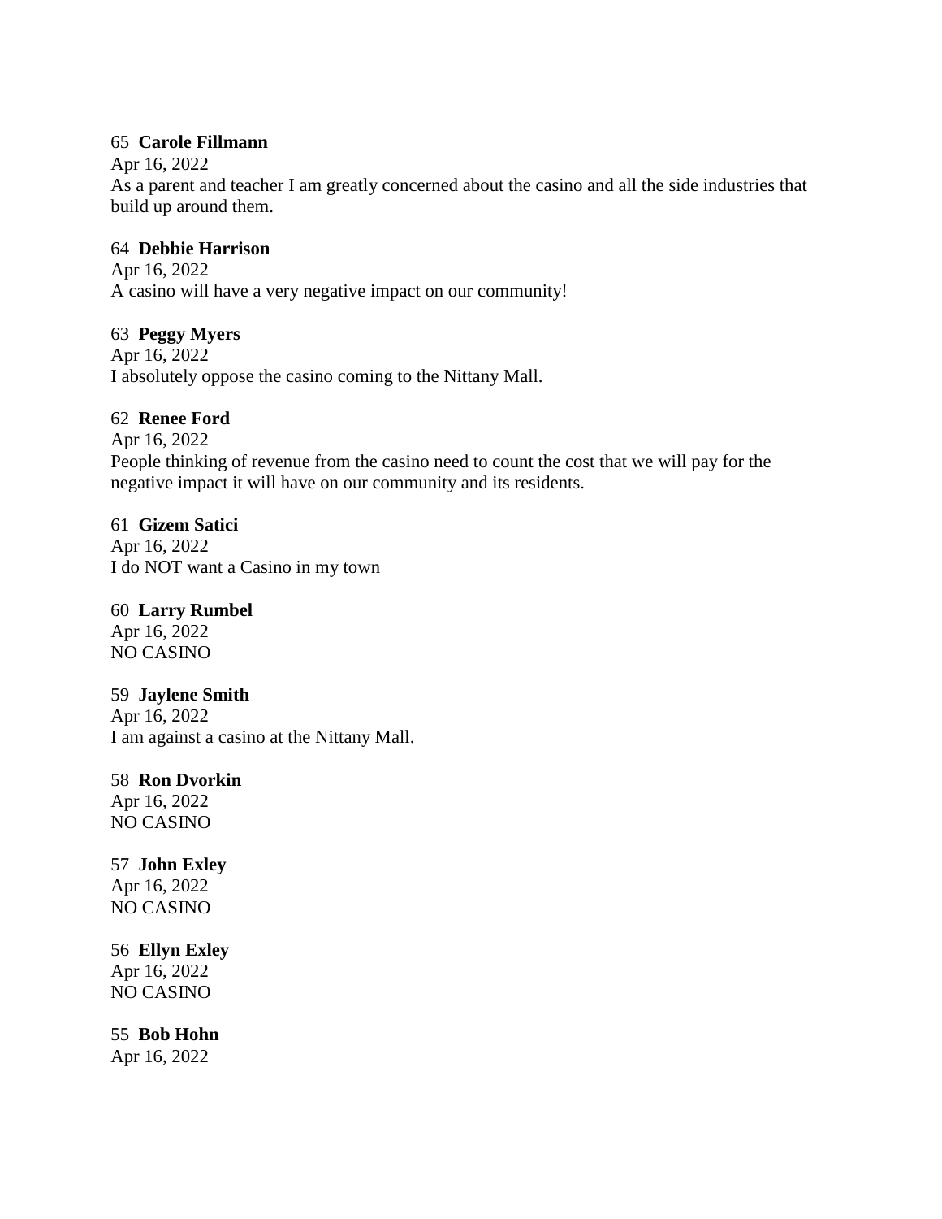65 **Carole Fillmann**
Apr 16, 2022
As a parent and teacher I am greatly concerned about the casino and all the side industries that build up around them.

64 **Debbie Harrison**
Apr 16, 2022
A casino will have a very negative impact on our community!

63 **Peggy Myers**
Apr 16, 2022
I absolutely oppose the casino coming to the Nittany Mall.

62 **Renee Ford**
Apr 16, 2022
People thinking of revenue from the casino need to count the cost that we will pay for the negative impact it will have on our community and its residents.

61 **Gizem Satici**
Apr 16, 2022
I do NOT want a Casino in my town

60 **Larry Rumbel**
Apr 16, 2022
NO CASINO

59 **Jaylene Smith**
Apr 16, 2022
I am against a casino at the Nittany Mall.

58 **Ron Dvorkin**
Apr 16, 2022
NO CASINO

57 **John Exley**
Apr 16, 2022
NO CASINO

56 **Ellyn Exley**
Apr 16, 2022
NO CASINO

55 **Bob Hohn**
Apr 16, 2022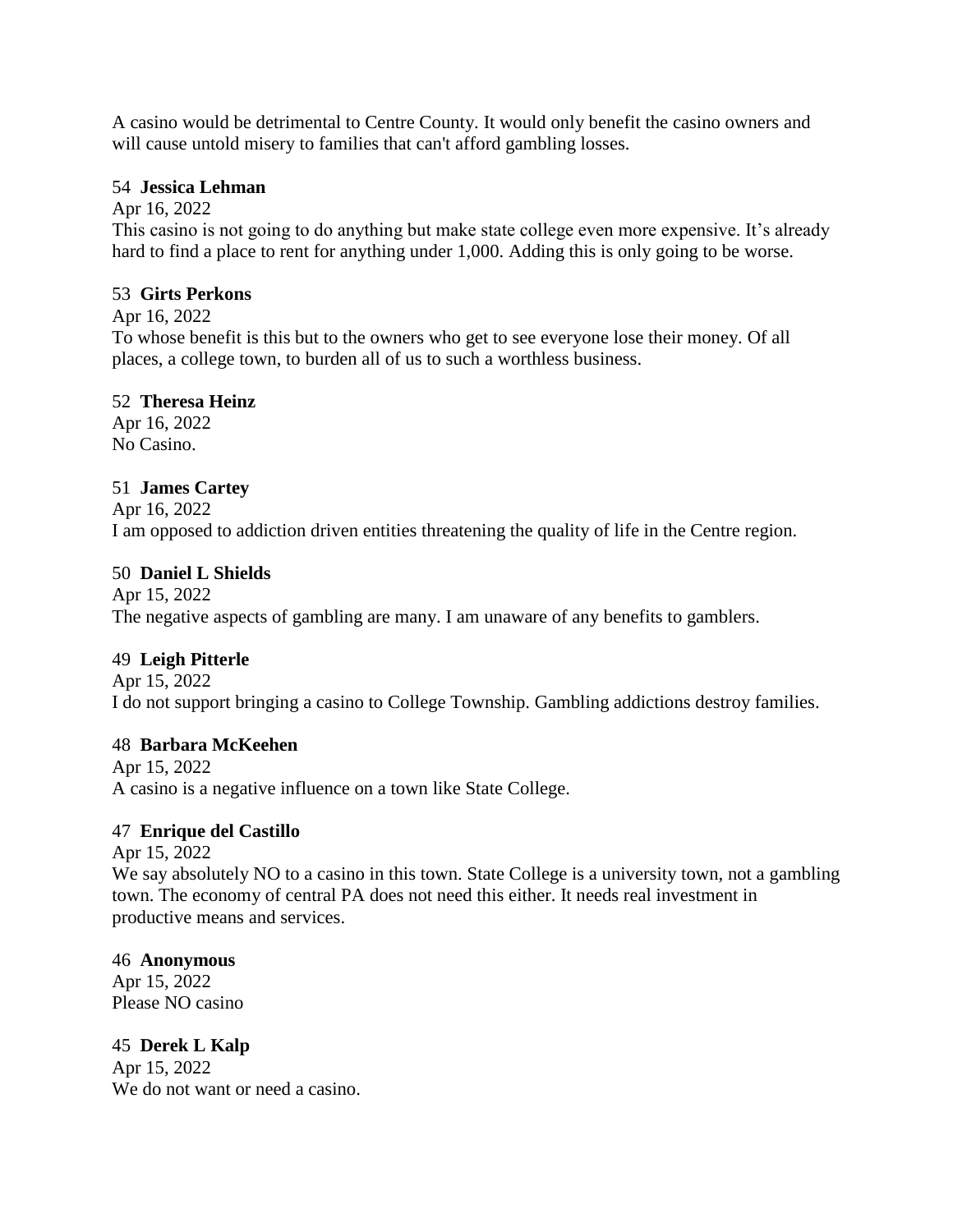A casino would be detrimental to Centre County. It would only benefit the casino owners and will cause untold misery to families that can't afford gambling losses.

54 **Jessica Lehman**

Apr 16, 2022

This casino is not going to do anything but make state college even more expensive. It’s already hard to find a place to rent for anything under 1,000. Adding this is only going to be worse.

53 **Girts Perkons**

Apr 16, 2022

To whose benefit is this but to the owners who get to see everyone lose their money. Of all places, a college town, to burden all of us to such a worthless business.

52 **Theresa Heinz**

Apr 16, 2022

No Casino.

51 **James Cartey**

Apr 16, 2022

I am opposed to addiction driven entities threatening the quality of life in the Centre region.

50 **Daniel L Shields**

Apr 15, 2022

The negative aspects of gambling are many. I am unaware of any benefits to gamblers.

49 **Leigh Pitterle**

Apr 15, 2022

I do not support bringing a casino to College Township. Gambling addictions destroy families.

48 **Barbara McKeehen**

Apr 15, 2022

A casino is a negative influence on a town like State College.

47 **Enrique del Castillo**

Apr 15, 2022

We say absolutely NO to a casino in this town. State College is a university town, not a gambling town. The economy of central PA does not need this either. It needs real investment in productive means and services.

46 **Anonymous**

Apr 15, 2022

Please NO casino

45 **Derek L Kalp**

Apr 15, 2022

We do not want or need a casino.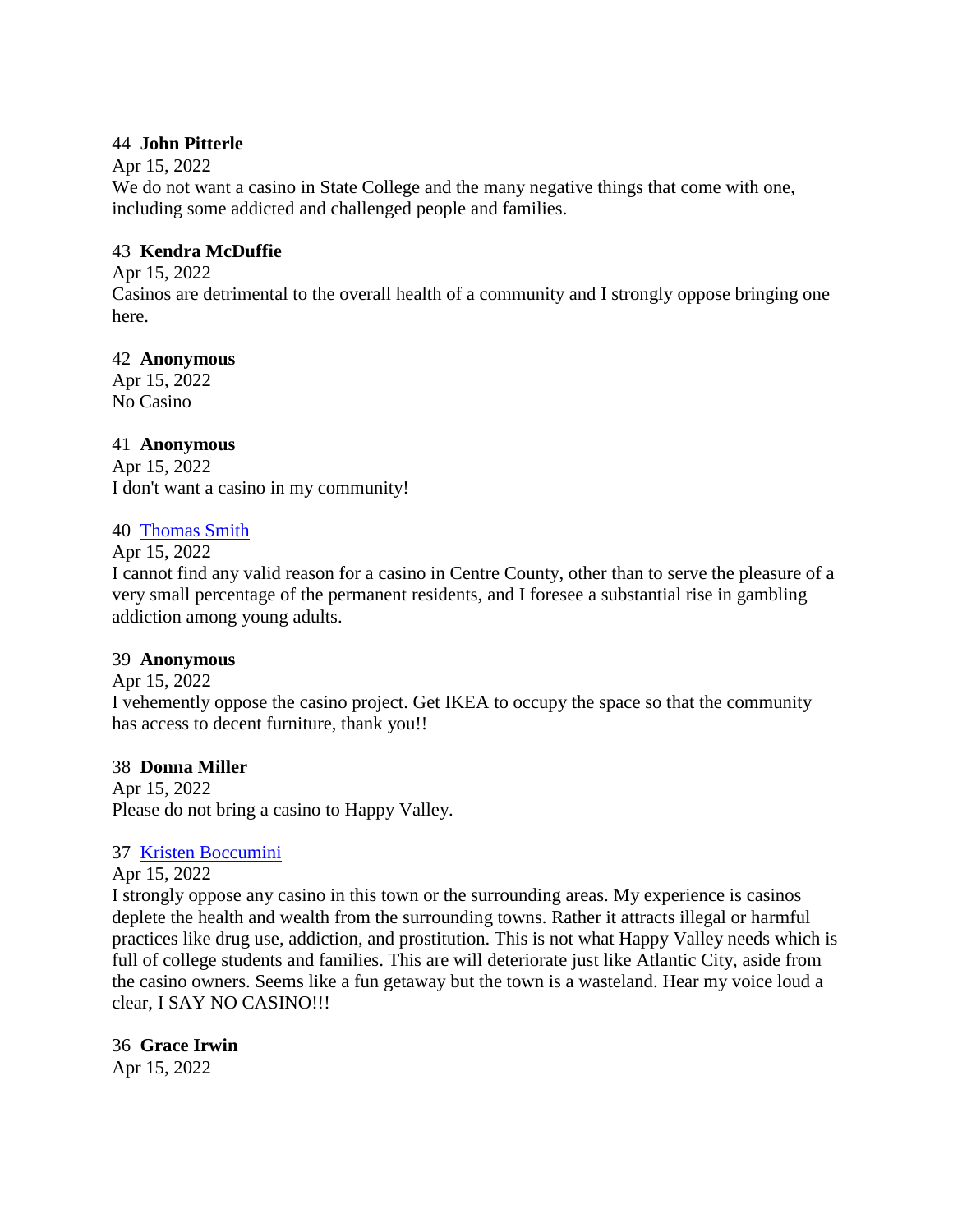44 **John Pitterle**
Apr 15, 2022
We do not want a casino in State College and the many negative things that come with one, including some addicted and challenged people and families.

43 **Kendra McDuffie**
Apr 15, 2022
Casinos are detrimental to the overall health of a community and I strongly oppose bringing one here.

42 **Anonymous**
Apr 15, 2022
No Casino

41 **Anonymous**
Apr 15, 2022
I don't want a casino in my community!

40 Thomas Smith
Apr 15, 2022
I cannot find any valid reason for a casino in Centre County, other than to serve the pleasure of a very small percentage of the permanent residents, and I foresee a substantial rise in gambling addiction among young adults.

39 **Anonymous**
Apr 15, 2022
I vehemently oppose the casino project. Get IKEA to occupy the space so that the community has access to decent furniture, thank you!!

38 **Donna Miller**
Apr 15, 2022
Please do not bring a casino to Happy Valley.

37 Kristen Boccumini
Apr 15, 2022
I strongly oppose any casino in this town or the surrounding areas. My experience is casinos deplete the health and wealth from the surrounding towns. Rather it attracts illegal or harmful practices like drug use, addiction, and prostitution. This is not what Happy Valley needs which is full of college students and families. This are will deteriorate just like Atlantic City, aside from the casino owners. Seems like a fun getaway but the town is a wasteland. Hear my voice loud a clear, I SAY NO CASINO!!!

36 **Grace Irwin**
Apr 15, 2022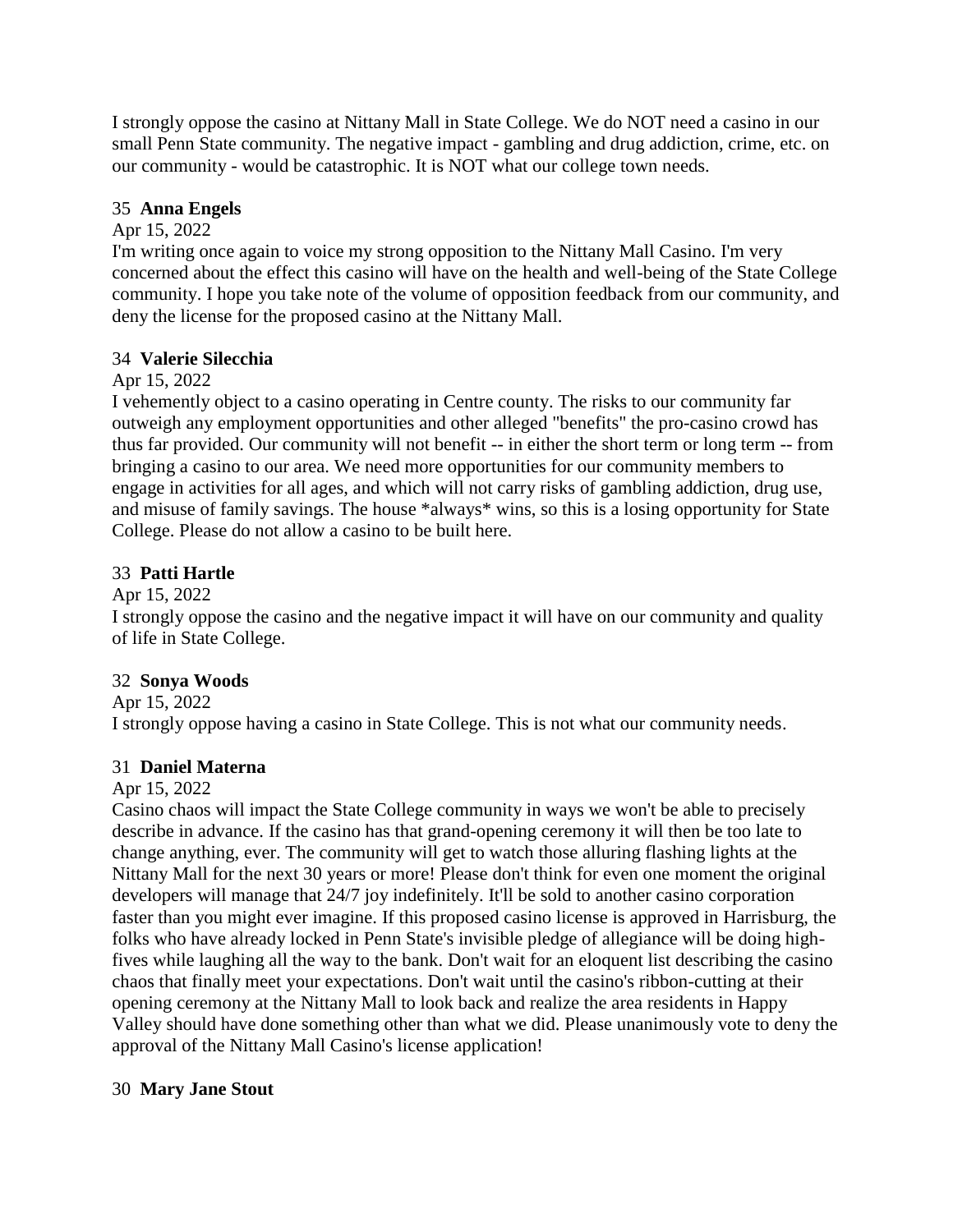I strongly oppose the casino at Nittany Mall in State College. We do NOT need a casino in our small Penn State community. The negative impact - gambling and drug addiction, crime, etc. on our community - would be catastrophic. It is NOT what our college town needs.

35 **Anna Engels**

Apr 15, 2022

I'm writing once again to voice my strong opposition to the Nittany Mall Casino. I'm very concerned about the effect this casino will have on the health and well-being of the State College community. I hope you take note of the volume of opposition feedback from our community, and deny the license for the proposed casino at the Nittany Mall.

34 **Valerie Silecchia**

Apr 15, 2022

I vehemently object to a casino operating in Centre county. The risks to our community far outweigh any employment opportunities and other alleged "benefits" the pro-casino crowd has thus far provided. Our community will not benefit -- in either the short term or long term -- from bringing a casino to our area. We need more opportunities for our community members to engage in activities for all ages, and which will not carry risks of gambling addiction, drug use, and misuse of family savings. The house *always* wins, so this is a losing opportunity for State College. Please do not allow a casino to be built here.

33 **Patti Hartle**

Apr 15, 2022

I strongly oppose the casino and the negative impact it will have on our community and quality of life in State College.

32 **Sonya Woods**

Apr 15, 2022

I strongly oppose having a casino in State College. This is not what our community needs.

31 **Daniel Materna**

Apr 15, 2022

Casino chaos will impact the State College community in ways we won't be able to precisely describe in advance. If the casino has that grand-opening ceremony it will then be too late to change anything, ever. The community will get to watch those alluring flashing lights at the Nittany Mall for the next 30 years or more! Please don't think for even one moment the original developers will manage that 24/7 joy indefinitely. It'll be sold to another casino corporation faster than you might ever imagine. If this proposed casino license is approved in Harrisburg, the folks who have already locked in Penn State's invisible pledge of allegiance will be doing high-fives while laughing all the way to the bank. Don't wait for an eloquent list describing the casino chaos that finally meet your expectations. Don't wait until the casino's ribbon-cutting at their opening ceremony at the Nittany Mall to look back and realize the area residents in Happy Valley should have done something other than what we did. Please unanimously vote to deny the approval of the Nittany Mall Casino's license application!

30 **Mary Jane Stout**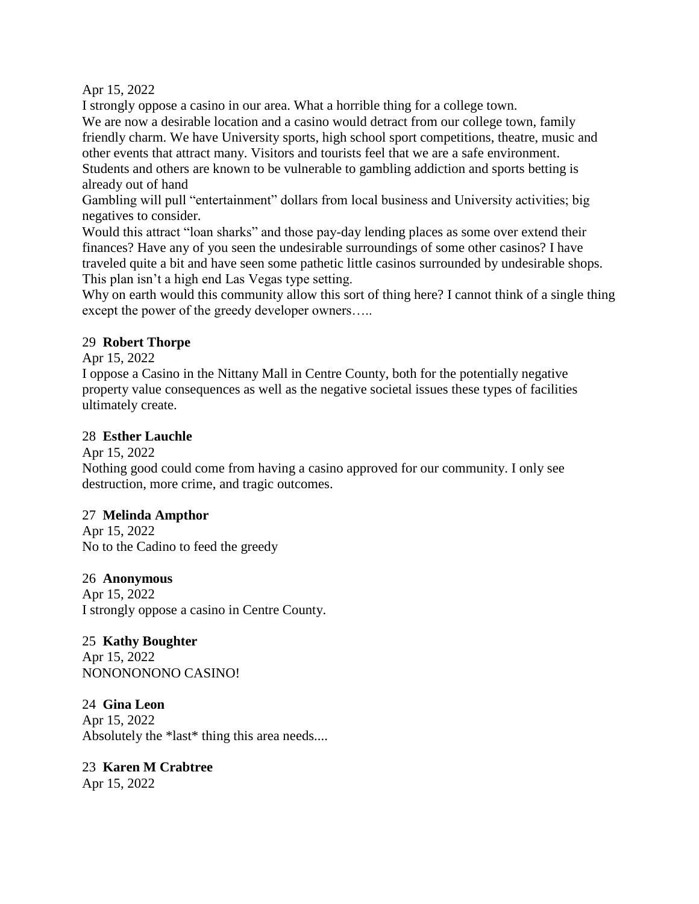Apr 15, 2022

I strongly oppose a casino in our area. What a horrible thing for a college town.
We are now a desirable location and a casino would detract from our college town, family friendly charm. We have University sports, high school sport competitions, theatre, music and other events that attract many. Visitors and tourists feel that we are a safe environment.
Students and others are known to be vulnerable to gambling addiction and sports betting is already out of hand
Gambling will pull “entertainment” dollars from local business and University activities; big negatives to consider.
Would this attract “loan sharks” and those pay-day lending places as some over extend their finances? Have any of you seen the undesirable surroundings of some other casinos? I have traveled quite a bit and have seen some pathetic little casinos surrounded by undesirable shops. This plan isn’t a high end Las Vegas type setting.
Why on earth would this community allow this sort of thing here? I cannot think of a single thing except the power of the greedy developer owners…..

29 **Robert Thorpe**
Apr 15, 2022
I oppose a Casino in the Nittany Mall in Centre County, both for the potentially negative property value consequences as well as the negative societal issues these types of facilities ultimately create.

28 **Esther Lauchle**
Apr 15, 2022
Nothing good could come from having a casino approved for our community. I only see destruction, more crime, and tragic outcomes.

27 **Melinda Ampthor**
Apr 15, 2022
No to the Cadino to feed the greedy

26 **Anonymous**
Apr 15, 2022
I strongly oppose a casino in Centre County.

25 **Kathy Boughter**
Apr 15, 2022
NONONONONO CASINO!

24 **Gina Leon**
Apr 15, 2022
Absolutely the *last* thing this area needs....

23 **Karen M Crabtree**
Apr 15, 2022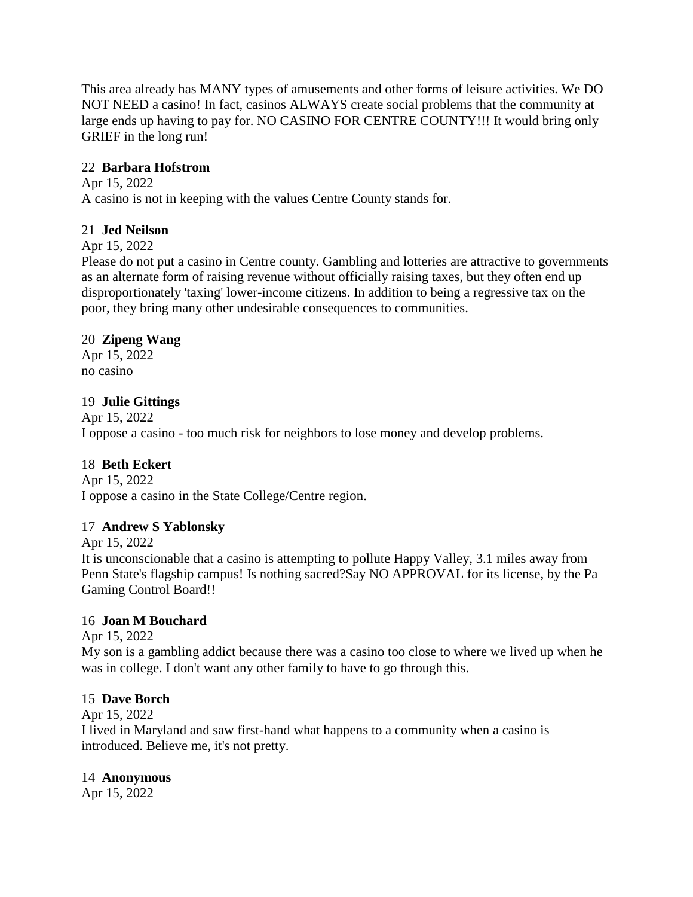This area already has MANY types of amusements and other forms of leisure activities. We DO NOT NEED a casino! In fact, casinos ALWAYS create social problems that the community at large ends up having to pay for. NO CASINO FOR CENTRE COUNTY!!! It would bring only GRIEF in the long run!

22 **Barbara Hofstrom**

Apr 15, 2022

A casino is not in keeping with the values Centre County stands for.

21 **Jed Neilson**

Apr 15, 2022

Please do not put a casino in Centre county. Gambling and lotteries are attractive to governments as an alternate form of raising revenue without officially raising taxes, but they often end up disproportionately 'taxing' lower-income citizens. In addition to being a regressive tax on the poor, they bring many other undesirable consequences to communities.

20 **Zipeng Wang**

Apr 15, 2022

no casino

19 **Julie Gittings**

Apr 15, 2022

I oppose a casino - too much risk for neighbors to lose money and develop problems.

18 **Beth Eckert**

Apr 15, 2022

I oppose a casino in the State College/Centre region.

17 **Andrew S Yablonsky**

Apr 15, 2022

It is unconscionable that a casino is attempting to pollute Happy Valley, 3.1 miles away from Penn State's flagship campus! Is nothing sacred?Say NO APPROVAL for its license, by the Pa Gaming Control Board!!

16 **Joan M Bouchard**

Apr 15, 2022

My son is a gambling addict because there was a casino too close to where we lived up when he was in college. I don't want any other family to have to go through this.

15 **Dave Borch**

Apr 15, 2022

I lived in Maryland and saw first-hand what happens to a community when a casino is introduced. Believe me, it's not pretty.

14 **Anonymous**

Apr 15, 2022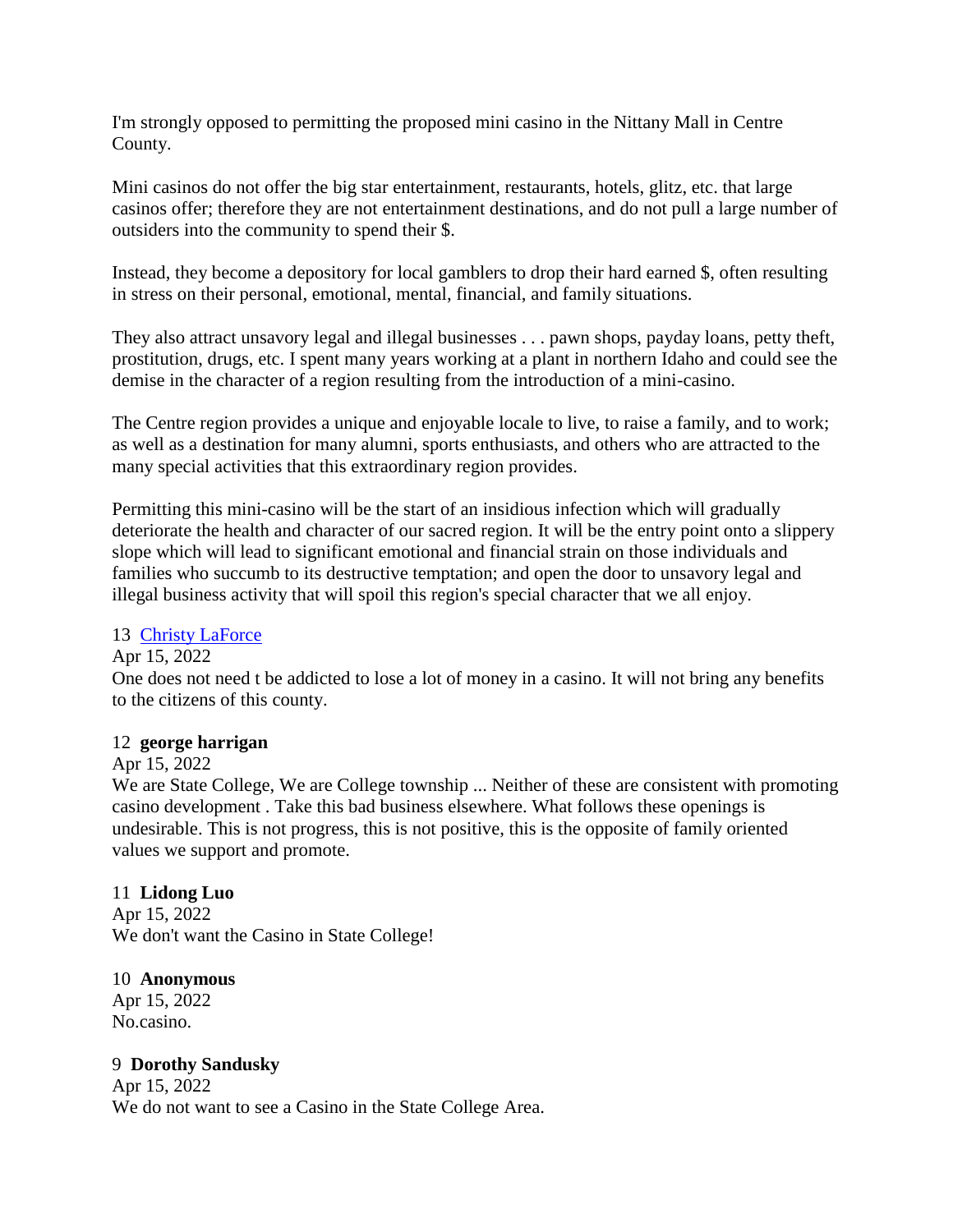I'm strongly opposed to permitting the proposed mini casino in the Nittany Mall in Centre County.

Mini casinos do not offer the big star entertainment, restaurants, hotels, glitz, etc. that large casinos offer; therefore they are not entertainment destinations, and do not pull a large number of outsiders into the community to spend their $.

Instead, they become a depository for local gamblers to drop their hard earned $, often resulting in stress on their personal, emotional, mental, financial, and family situations.

They also attract unsavory legal and illegal businesses . . . pawn shops, payday loans, petty theft, prostitution, drugs, etc. I spent many years working at a plant in northern Idaho and could see the demise in the character of a region resulting from the introduction of a mini-casino.

The Centre region provides a unique and enjoyable locale to live, to raise a family, and to work; as well as a destination for many alumni, sports enthusiasts, and others who are attracted to the many special activities that this extraordinary region provides.

Permitting this mini-casino will be the start of an insidious infection which will gradually deteriorate the health and character of our sacred region. It will be the entry point onto a slippery slope which will lead to significant emotional and financial strain on those individuals and families who succumb to its destructive temptation; and open the door to unsavory legal and illegal business activity that will spoil this region's special character that we all enjoy.

13 Christy LaForce
Apr 15, 2022
One does not need t be addicted to lose a lot of money in a casino. It will not bring any benefits to the citizens of this county.

12 **george harrigan**
Apr 15, 2022
We are State College, We are College township ... Neither of these are consistent with promoting casino development . Take this bad business elsewhere. What follows these openings is undesirable. This is not progress, this is not positive, this is the opposite of family oriented values we support and promote.

11 **Lidong Luo**
Apr 15, 2022
We don't want the Casino in State College!

10 **Anonymous**
Apr 15, 2022
No.casino.

9 **Dorothy Sandusky**
Apr 15, 2022
We do not want to see a Casino in the State College Area.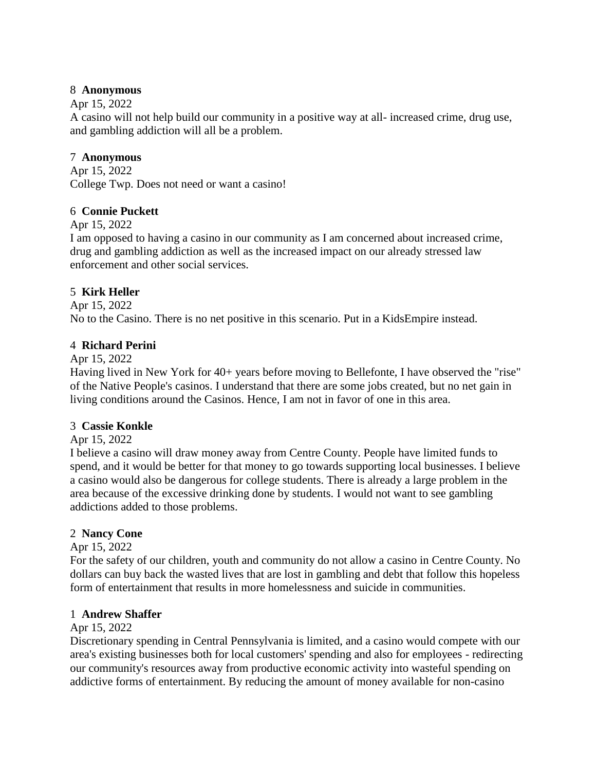8 **Anonymous**

Apr 15, 2022

A casino will not help build our community in a positive way at all- increased crime, drug use, and gambling addiction will all be a problem.

7 **Anonymous**

Apr 15, 2022

College Twp. Does not need or want a casino!

6 **Connie Puckett**

Apr 15, 2022

I am opposed to having a casino in our community as I am concerned about increased crime, drug and gambling addiction as well as the increased impact on our already stressed law enforcement and other social services.

5 **Kirk Heller**

Apr 15, 2022

No to the Casino. There is no net positive in this scenario. Put in a KidsEmpire instead.

4 **Richard Perini**

Apr 15, 2022

Having lived in New York for 40+ years before moving to Bellefonte, I have observed the "rise" of the Native People's casinos. I understand that there are some jobs created, but no net gain in living conditions around the Casinos. Hence, I am not in favor of one in this area.

3 **Cassie Konkle**

Apr 15, 2022

I believe a casino will draw money away from Centre County. People have limited funds to spend, and it would be better for that money to go towards supporting local businesses. I believe a casino would also be dangerous for college students. There is already a large problem in the area because of the excessive drinking done by students. I would not want to see gambling addictions added to those problems.

2 **Nancy Cone**

Apr 15, 2022

For the safety of our children, youth and community do not allow a casino in Centre County. No dollars can buy back the wasted lives that are lost in gambling and debt that follow this hopeless form of entertainment that results in more homelessness and suicide in communities.

1 **Andrew Shaffer**

Apr 15, 2022

Discretionary spending in Central Pennsylvania is limited, and a casino would compete with our area's existing businesses both for local customers' spending and also for employees - redirecting our community's resources away from productive economic activity into wasteful spending on addictive forms of entertainment. By reducing the amount of money available for non-casino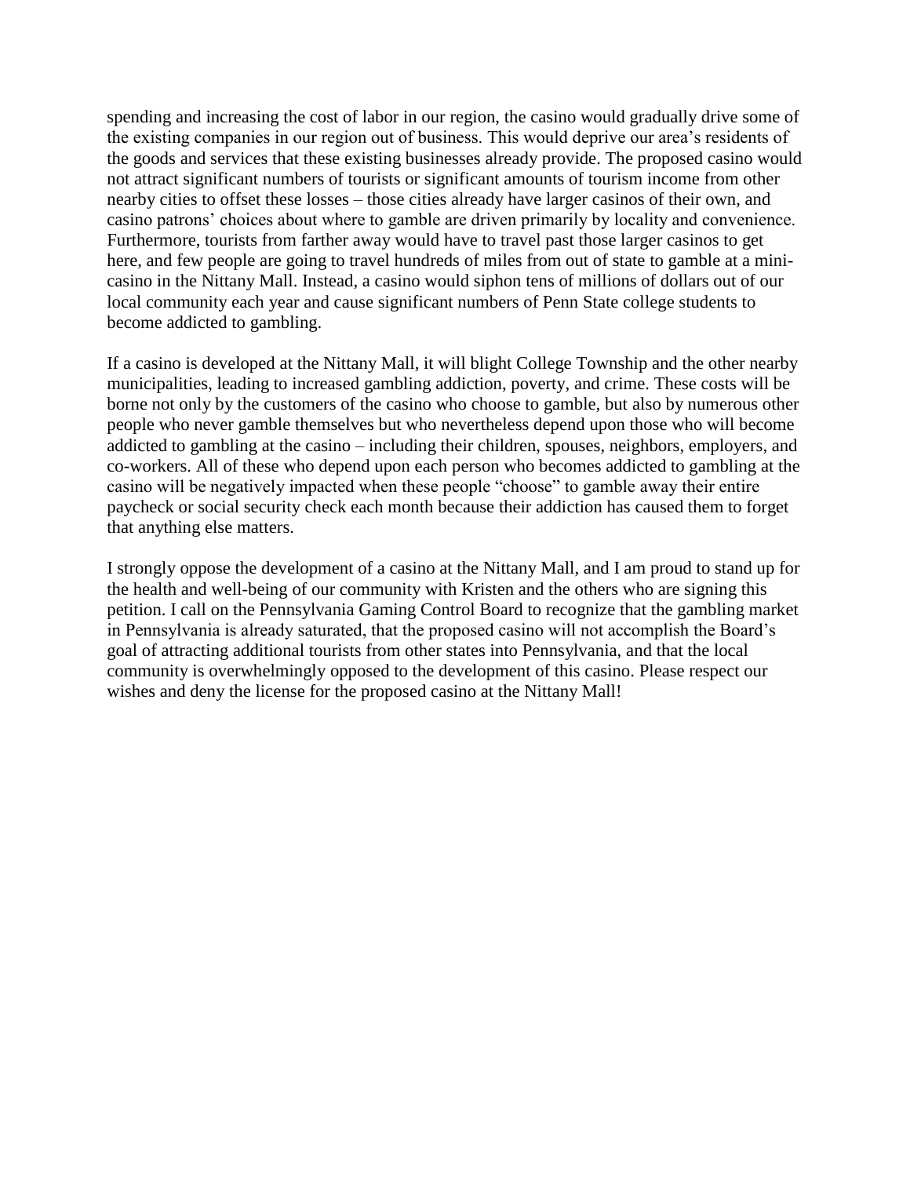spending and increasing the cost of labor in our region, the casino would gradually drive some of the existing companies in our region out of business. This would deprive our area's residents of the goods and services that these existing businesses already provide. The proposed casino would not attract significant numbers of tourists or significant amounts of tourism income from other nearby cities to offset these losses – those cities already have larger casinos of their own, and casino patrons' choices about where to gamble are driven primarily by locality and convenience. Furthermore, tourists from farther away would have to travel past those larger casinos to get here, and few people are going to travel hundreds of miles from out of state to gamble at a mini-casino in the Nittany Mall. Instead, a casino would siphon tens of millions of dollars out of our local community each year and cause significant numbers of Penn State college students to become addicted to gambling.

If a casino is developed at the Nittany Mall, it will blight College Township and the other nearby municipalities, leading to increased gambling addiction, poverty, and crime. These costs will be borne not only by the customers of the casino who choose to gamble, but also by numerous other people who never gamble themselves but who nevertheless depend upon those who will become addicted to gambling at the casino – including their children, spouses, neighbors, employers, and co-workers. All of these who depend upon each person who becomes addicted to gambling at the casino will be negatively impacted when these people "choose" to gamble away their entire paycheck or social security check each month because their addiction has caused them to forget that anything else matters.

I strongly oppose the development of a casino at the Nittany Mall, and I am proud to stand up for the health and well-being of our community with Kristen and the others who are signing this petition. I call on the Pennsylvania Gaming Control Board to recognize that the gambling market in Pennsylvania is already saturated, that the proposed casino will not accomplish the Board's goal of attracting additional tourists from other states into Pennsylvania, and that the local community is overwhelmingly opposed to the development of this casino. Please respect our wishes and deny the license for the proposed casino at the Nittany Mall!